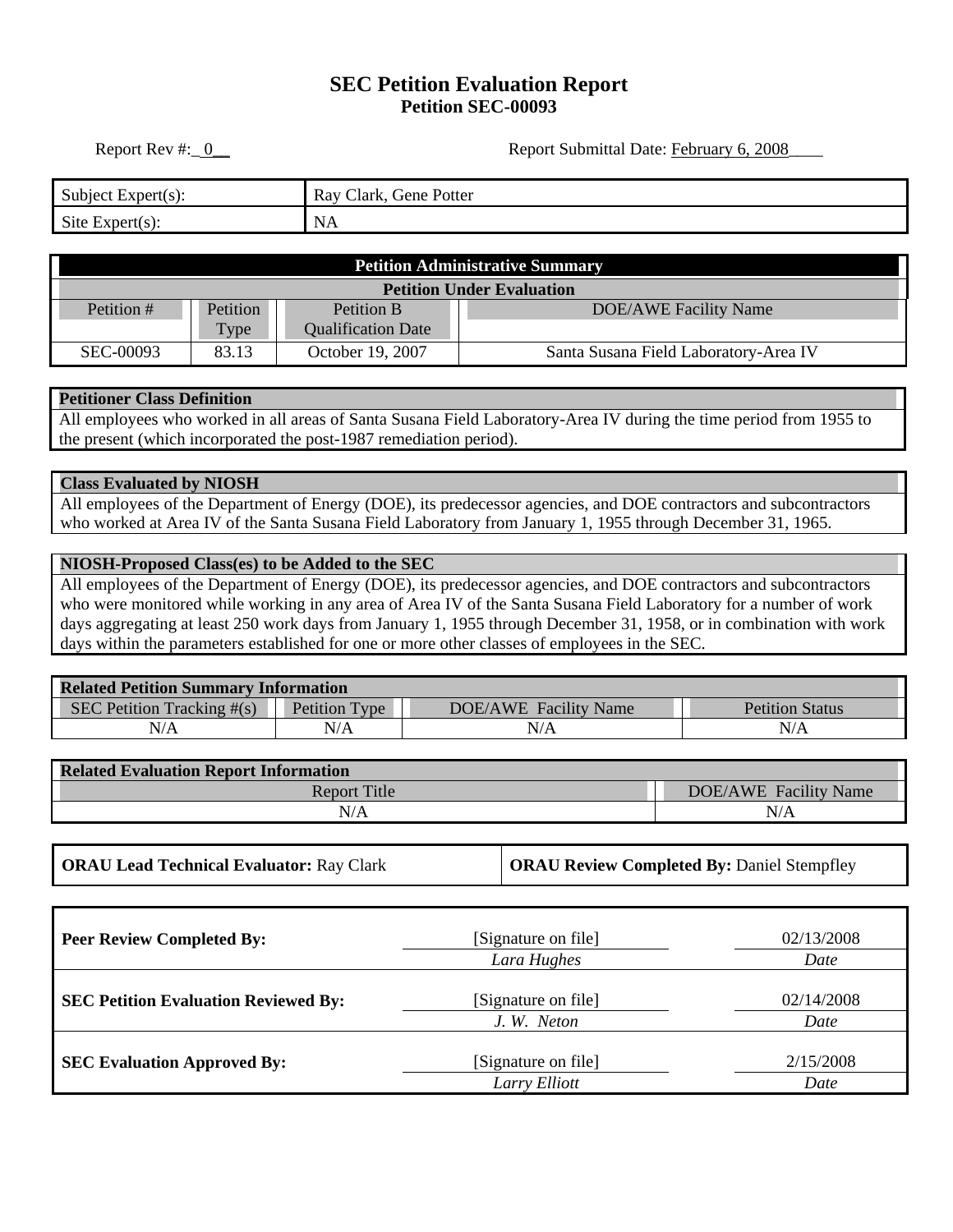# SEC Petition Evaluation Report

## Petition SEC-00093

Report Rev #: 0

Report Submittal Date: February 6, 2008

| Subject Expert(s): | Ray Clark, Gene Potter |
|---|---|
| Site Expert(s): | NA |

| Petition Administrative Summary | | | |
|---|---|---|---|
| Petition Under Evaluation | | | |
| Petition # | Petition Type | Petition B Qualification Date | DOE/AWE Facility Name |
| SEC-00093 | 83.13 | October 19, 2007 | Santa Susana Field Laboratory-Area IV |

| Petitioner Class Definition |
|---|
| All employees who worked in all areas of Santa Susana Field Laboratory-Area IV during the time period from 1955 to the present (which incorporated the post-1987 remediation period). |

| Class Evaluated by NIOSH |
|---|
| All employees of the Department of Energy (DOE), its predecessor agencies, and DOE contractors and subcontractors who worked at Area IV of the Santa Susana Field Laboratory from January 1, 1955 through December 31, 1965. |

| NIOSH-Proposed Class(es) to be Added to the SEC |
|---|
| All employees of the Department of Energy (DOE), its predecessor agencies, and DOE contractors and subcontractors who were monitored while working in any area of Area IV of the Santa Susana Field Laboratory for a number of work days aggregating at least 250 work days from January 1, 1955 through December 31, 1958, or in combination with work days within the parameters established for one or more other classes of employees in the SEC. |

| Related Petition Summary Information | | | |
|---|---|---|---|
| SEC Petition Tracking #(s) | Petition Type | DOE/AWE Facility Name | Petition Status |
| N/A | N/A | N/A | N/A |

| Related Evaluation Report Information | |
|---|---|
| Report Title | DOE/AWE Facility Name |
| N/A | N/A |

| **ORAU Lead Technical Evaluator:** Ray Clark | **ORAU Review Completed By:** Daniel Stempfley |
|---|---|

| | Signature | Date |
|---|---|---|
| **Peer Review Completed By:** | [Signature on file] *Lara Hughes* | 02/13/2008 |
| **SEC Petition Evaluation Reviewed By:** | [Signature on file] *J. W. Neton* | 02/14/2008 |
| **SEC Evaluation Approved By:** | [Signature on file] *Larry Elliott* | 2/15/2008 |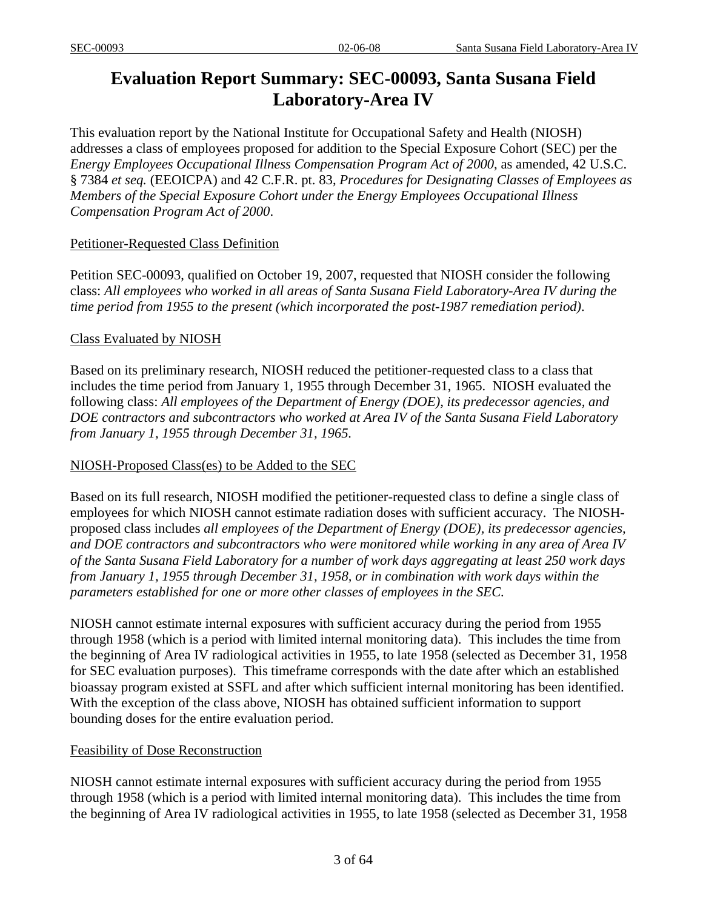# Evaluation Report Summary: SEC-00093, Santa Susana Field Laboratory-Area IV

This evaluation report by the National Institute for Occupational Safety and Health (NIOSH) addresses a class of employees proposed for addition to the Special Exposure Cohort (SEC) per the *Energy Employees Occupational Illness Compensation Program Act of 2000*, as amended, 42 U.S.C. § 7384 *et seq.* (EEOICPA) and 42 C.F.R. pt. 83, *Procedures for Designating Classes of Employees as Members of the Special Exposure Cohort under the Energy Employees Occupational Illness Compensation Program Act of 2000*.

## Petitioner-Requested Class Definition

Petition SEC-00093, qualified on October 19, 2007, requested that NIOSH consider the following class: *All employees who worked in all areas of Santa Susana Field Laboratory-Area IV during the time period from 1955 to the present (which incorporated the post-1987 remediation period).*

## Class Evaluated by NIOSH

Based on its preliminary research, NIOSH reduced the petitioner-requested class to a class that includes the time period from January 1, 1955 through December 31, 1965. NIOSH evaluated the following class: *All employees of the Department of Energy (DOE), its predecessor agencies, and DOE contractors and subcontractors who worked at Area IV of the Santa Susana Field Laboratory from January 1, 1955 through December 31, 1965.*

## NIOSH-Proposed Class(es) to be Added to the SEC

Based on its full research, NIOSH modified the petitioner-requested class to define a single class of employees for which NIOSH cannot estimate radiation doses with sufficient accuracy. The NIOSH-proposed class includes *all employees of the Department of Energy (DOE), its predecessor agencies, and DOE contractors and subcontractors who were monitored while working in any area of Area IV of the Santa Susana Field Laboratory for a number of work days aggregating at least 250 work days from January 1, 1955 through December 31, 1958, or in combination with work days within the parameters established for one or more other classes of employees in the SEC.*

NIOSH cannot estimate internal exposures with sufficient accuracy during the period from 1955 through 1958 (which is a period with limited internal monitoring data). This includes the time from the beginning of Area IV radiological activities in 1955, to late 1958 (selected as December 31, 1958 for SEC evaluation purposes). This timeframe corresponds with the date after which an established bioassay program existed at SSFL and after which sufficient internal monitoring has been identified. With the exception of the class above, NIOSH has obtained sufficient information to support bounding doses for the entire evaluation period.

## Feasibility of Dose Reconstruction

NIOSH cannot estimate internal exposures with sufficient accuracy during the period from 1955 through 1958 (which is a period with limited internal monitoring data). This includes the time from the beginning of Area IV radiological activities in 1955, to late 1958 (selected as December 31, 1958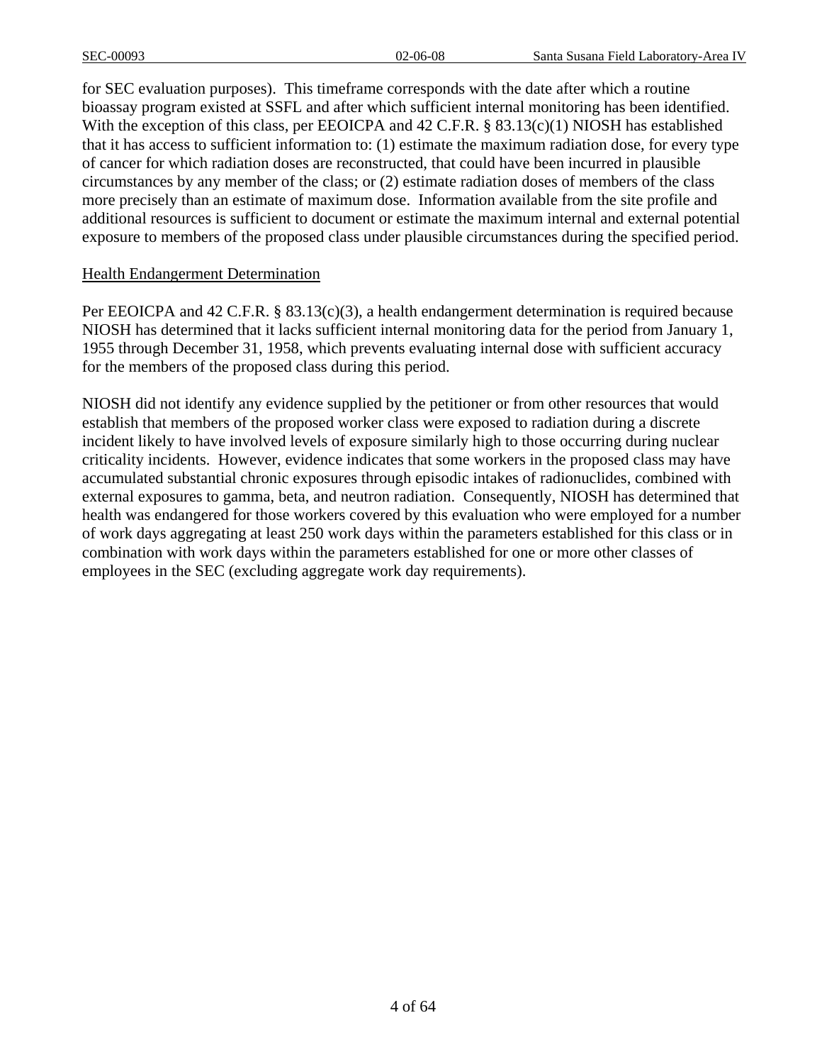for SEC evaluation purposes). This timeframe corresponds with the date after which a routine bioassay program existed at SSFL and after which sufficient internal monitoring has been identified. With the exception of this class, per EEOICPA and 42 C.F.R. § 83.13(c)(1) NIOSH has established that it has access to sufficient information to: (1) estimate the maximum radiation dose, for every type of cancer for which radiation doses are reconstructed, that could have been incurred in plausible circumstances by any member of the class; or (2) estimate radiation doses of members of the class more precisely than an estimate of maximum dose. Information available from the site profile and additional resources is sufficient to document or estimate the maximum internal and external potential exposure to members of the proposed class under plausible circumstances during the specified period.

## Health Endangerment Determination

Per EEOICPA and 42 C.F.R. § 83.13(c)(3), a health endangerment determination is required because NIOSH has determined that it lacks sufficient internal monitoring data for the period from January 1, 1955 through December 31, 1958, which prevents evaluating internal dose with sufficient accuracy for the members of the proposed class during this period.

NIOSH did not identify any evidence supplied by the petitioner or from other resources that would establish that members of the proposed worker class were exposed to radiation during a discrete incident likely to have involved levels of exposure similarly high to those occurring during nuclear criticality incidents. However, evidence indicates that some workers in the proposed class may have accumulated substantial chronic exposures through episodic intakes of radionuclides, combined with external exposures to gamma, beta, and neutron radiation. Consequently, NIOSH has determined that health was endangered for those workers covered by this evaluation who were employed for a number of work days aggregating at least 250 work days within the parameters established for this class or in combination with work days within the parameters established for one or more other classes of employees in the SEC (excluding aggregate work day requirements).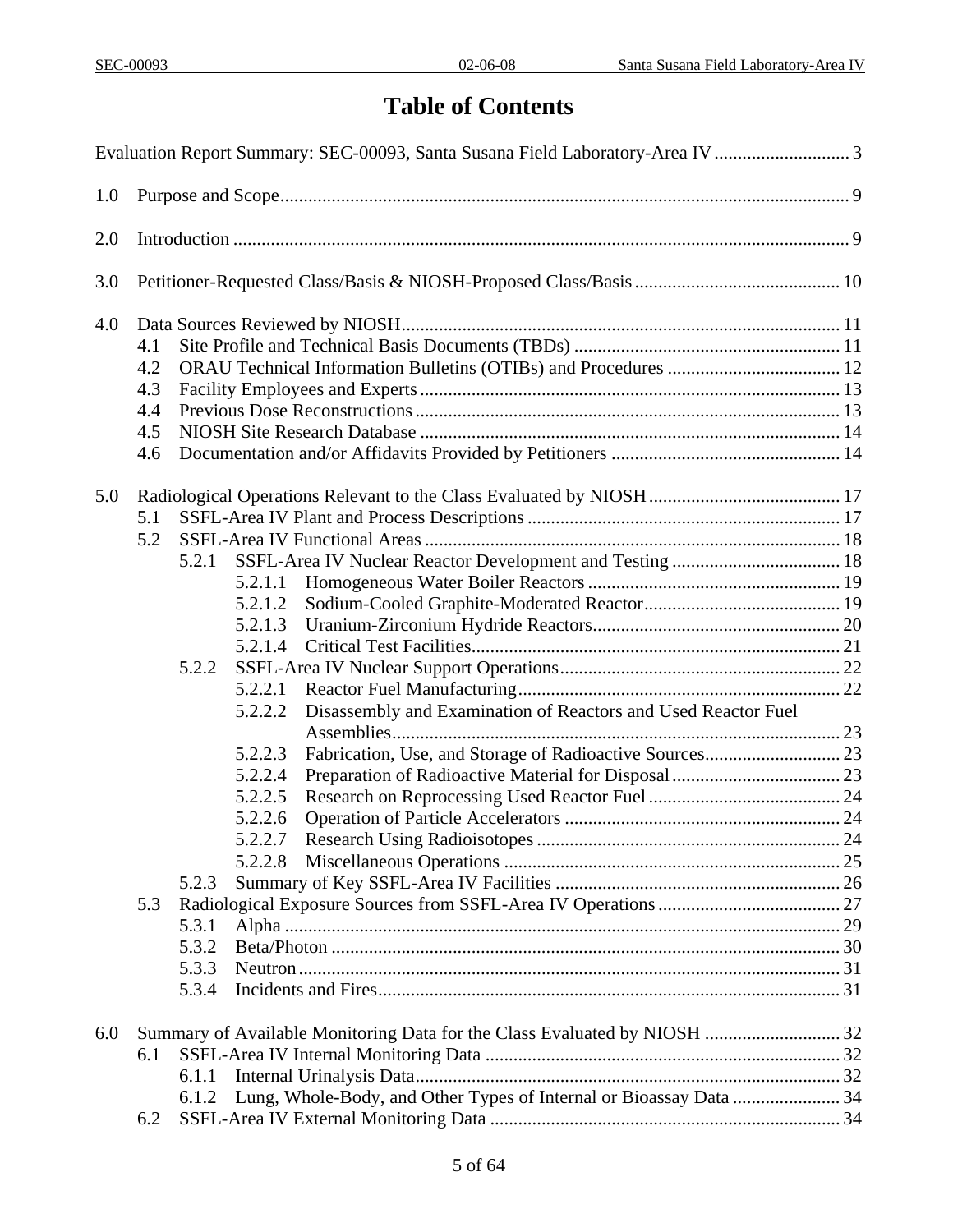# Table of Contents

Evaluation Report Summary: SEC-00093, Santa Susana Field Laboratory-Area IV ............................. 3

1.0 Purpose and Scope ......................................................................................................... 9

2.0 Introduction ................................................................................................................... 9

3.0 Petitioner-Requested Class/Basis & NIOSH-Proposed Class/Basis ............................................ 10

4.0 Data Sources Reviewed by NIOSH ............................................................................. 11
- 4.1 Site Profile and Technical Basis Documents (TBDs) ......................................................... 11
- 4.2 ORAU Technical Information Bulletins (OTIBs) and Procedures ...................................... 12
- 4.3 Facility Employees and Experts ......................................................................................... 13
- 4.4 Previous Dose Reconstructions .......................................................................................... 13
- 4.5 NIOSH Site Research Database .......................................................................................... 14
- 4.6 Documentation and/or Affidavits Provided by Petitioners ................................................. 14

5.0 Radiological Operations Relevant to the Class Evaluated by NIOSH ......................................... 17
- 5.1 SSFL-Area IV Plant and Process Descriptions .................................................................. 17
- 5.2 SSFL-Area IV Functional Areas ........................................................................................ 18
  - 5.2.1 SSFL-Area IV Nuclear Reactor Development and Testing .................................... 18
    - 5.2.1.1 Homogeneous Water Boiler Reactors ...................................................... 19
    - 5.2.1.2 Sodium-Cooled Graphite-Moderated Reactor .......................................... 19
    - 5.2.1.3 Uranium-Zirconium Hydride Reactors ..................................................... 20
    - 5.2.1.4 Critical Test Facilities .............................................................................. 21
  - 5.2.2 SSFL-Area IV Nuclear Support Operations ............................................................ 22
    - 5.2.2.1 Reactor Fuel Manufacturing ..................................................................... 22
    - 5.2.2.2 Disassembly and Examination of Reactors and Used Reactor Fuel Assemblies ................................................................................................ 23
    - 5.2.2.3 Fabrication, Use, and Storage of Radioactive Sources ............................. 23
    - 5.2.2.4 Preparation of Radioactive Material for Disposal .................................... 23
    - 5.2.2.5 Research on Reprocessing Used Reactor Fuel ......................................... 24
    - 5.2.2.6 Operation of Particle Accelerators ........................................................... 24
    - 5.2.2.7 Research Using Radioisotopes ................................................................. 24
    - 5.2.2.8 Miscellaneous Operations ........................................................................ 25
  - 5.2.3 Summary of Key SSFL-Area IV Facilities ............................................................. 26
- 5.3 Radiological Exposure Sources from SSFL-Area IV Operations ....................................... 27
  - 5.3.1 Alpha ....................................................................................................................... 29
  - 5.3.2 Beta/Photon ............................................................................................................. 30
  - 5.3.3 Neutron .................................................................................................................... 31
  - 5.3.4 Incidents and Fires ................................................................................................... 31

6.0 Summary of Available Monitoring Data for the Class Evaluated by NIOSH ............................. 32
- 6.1 SSFL-Area IV Internal Monitoring Data ............................................................................ 32
  - 6.1.1 Internal Urinalysis Data ........................................................................................... 32
  - 6.1.2 Lung, Whole-Body, and Other Types of Internal or Bioassay Data ....................... 34
- 6.2 SSFL-Area IV External Monitoring Data ........................................................................... 34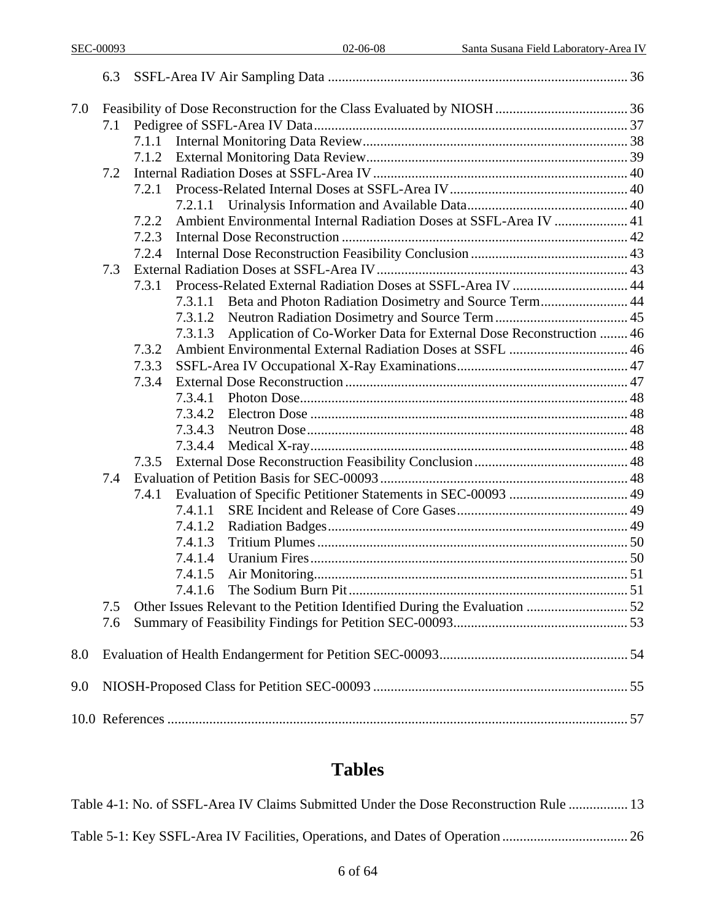6.3 SSFL-Area IV Air Sampling Data ........................................................................................ 36

7.0 Feasibility of Dose Reconstruction for the Class Evaluated by NIOSH ...................................... 36
  7.1 Pedigree of SSFL-Area IV Data .......................................................................................... 37
    7.1.1 Internal Monitoring Data Review ............................................................................ 38
    7.1.2 External Monitoring Data Review ........................................................................... 39
  7.2 Internal Radiation Doses at SSFL-Area IV ......................................................................... 40
    7.2.1 Process-Related Internal Doses at SSFL-Area IV ................................................... 40
      7.2.1.1 Urinalysis Information and Available Data .............................................. 40
    7.2.2 Ambient Environmental Internal Radiation Doses at SSFL-Area IV ..................... 41
    7.2.3 Internal Dose Reconstruction .................................................................................. 42
    7.2.4 Internal Dose Reconstruction Feasibility Conclusion ............................................. 43
  7.3 External Radiation Doses at SSFL-Area IV ........................................................................ 43
    7.3.1 Process-Related External Radiation Doses at SSFL-Area IV ................................. 44
      7.3.1.1 Beta and Photon Radiation Dosimetry and Source Term ......................... 44
      7.3.1.2 Neutron Radiation Dosimetry and Source Term ...................................... 45
      7.3.1.3 Application of Co-Worker Data for External Dose Reconstruction ........ 46
    7.3.2 Ambient Environmental External Radiation Doses at SSFL .................................. 46
    7.3.3 SSFL-Area IV Occupational X-Ray Examinations ................................................. 47
    7.3.4 External Dose Reconstruction ................................................................................. 47
      7.3.4.1 Photon Dose .............................................................................................. 48
      7.3.4.2 Electron Dose ........................................................................................... 48
      7.3.4.3 Neutron Dose ............................................................................................ 48
      7.3.4.4 Medical X-ray ........................................................................................... 48
    7.3.5 External Dose Reconstruction Feasibility Conclusion ............................................ 48
  7.4 Evaluation of Petition Basis for SEC-00093 ....................................................................... 48
    7.4.1 Evaluation of Specific Petitioner Statements in SEC-00093 .................................. 49
      7.4.1.1 SRE Incident and Release of Core Gases ................................................. 49
      7.4.1.2 Radiation Badges ...................................................................................... 49
      7.4.1.3 Tritium Plumes ......................................................................................... 50
      7.4.1.4 Uranium Fires ........................................................................................... 50
      7.4.1.5 Air Monitoring .......................................................................................... 51
      7.4.1.6 The Sodium Burn Pit ................................................................................ 51
  7.5 Other Issues Relevant to the Petition Identified During the Evaluation ............................. 52
  7.6 Summary of Feasibility Findings for Petition SEC-00093 .................................................. 53

8.0 Evaluation of Health Endangerment for Petition SEC-00093 ...................................................... 54

9.0 NIOSH-Proposed Class for Petition SEC-00093 ......................................................................... 55

10.0 References .................................................................................................................................... 57

# Tables

Table 4-1: No. of SSFL-Area IV Claims Submitted Under the Dose Reconstruction Rule ................. 13

Table 5-1: Key SSFL-Area IV Facilities, Operations, and Dates of Operation .................................... 26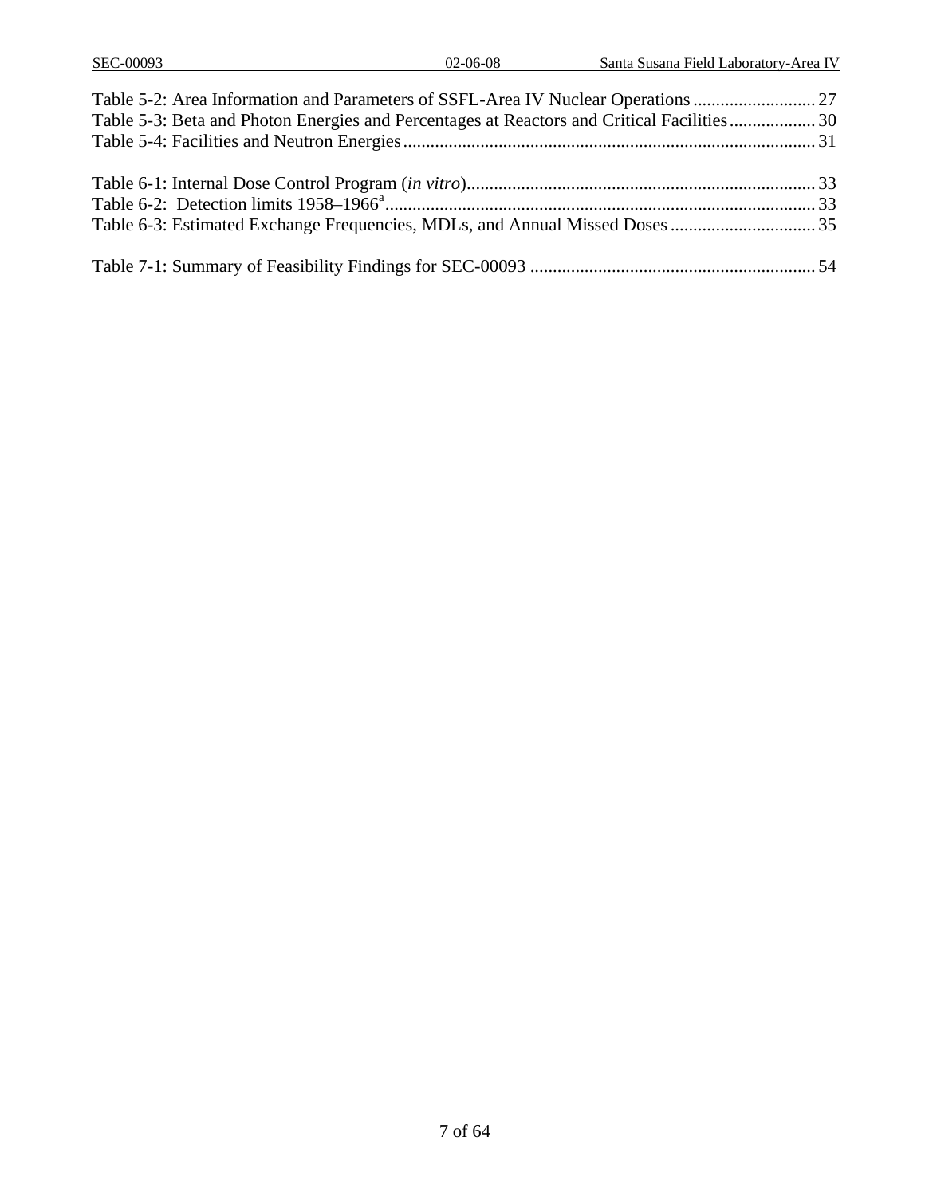Table 5-2: Area Information and Parameters of SSFL-Area IV Nuclear Operations ........................... 27
Table 5-3: Beta and Photon Energies and Percentages at Reactors and Critical Facilities ................... 30
Table 5-4: Facilities and Neutron Energies .......................................................................................... 31

Table 6-1: Internal Dose Control Program (*in vitro*) ............................................................................ 33
Table 6-2: Detection limits 1958–1966[a] .............................................................................................. 33
Table 6-3: Estimated Exchange Frequencies, MDLs, and Annual Missed Doses ................................ 35

Table 7-1: Summary of Feasibility Findings for SEC-00093 .............................................................. 54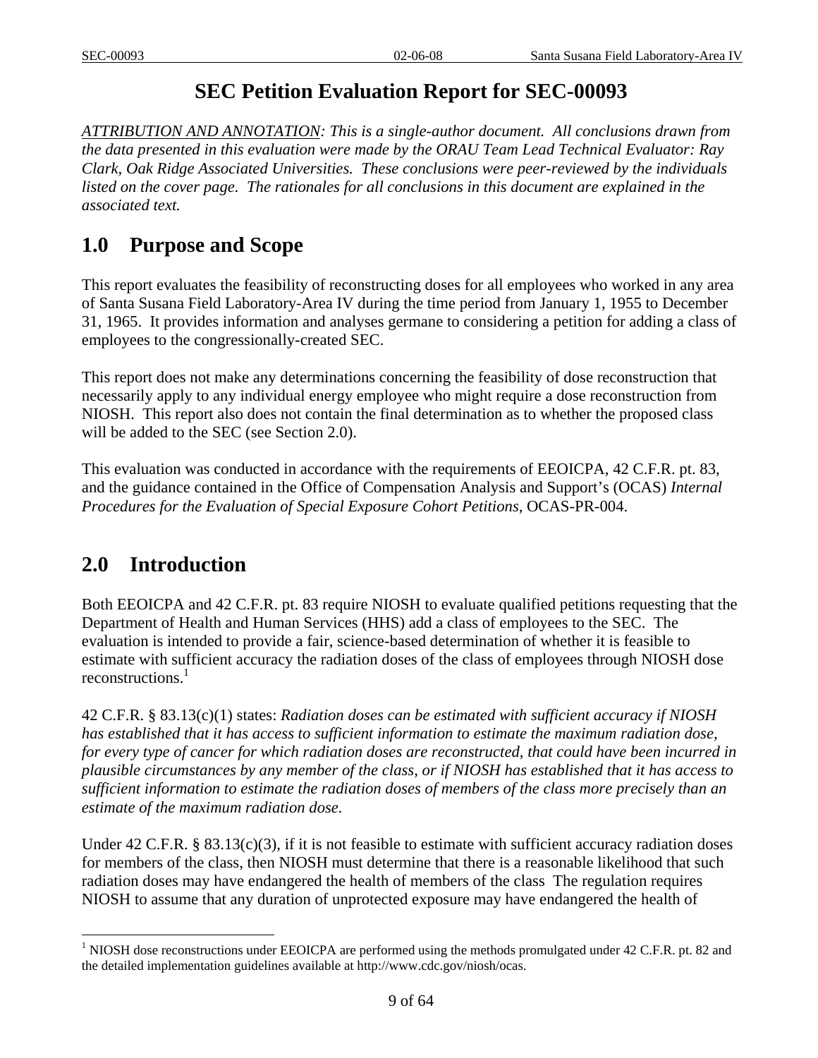# SEC Petition Evaluation Report for SEC-00093

*ATTRIBUTION AND ANNOTATION: This is a single-author document. All conclusions drawn from the data presented in this evaluation were made by the ORAU Team Lead Technical Evaluator: Ray Clark, Oak Ridge Associated Universities. These conclusions were peer-reviewed by the individuals listed on the cover page. The rationales for all conclusions in this document are explained in the associated text.*

## 1.0 Purpose and Scope

This report evaluates the feasibility of reconstructing doses for all employees who worked in any area of Santa Susana Field Laboratory-Area IV during the time period from January 1, 1955 to December 31, 1965. It provides information and analyses germane to considering a petition for adding a class of employees to the congressionally-created SEC.

This report does not make any determinations concerning the feasibility of dose reconstruction that necessarily apply to any individual energy employee who might require a dose reconstruction from NIOSH. This report also does not contain the final determination as to whether the proposed class will be added to the SEC (see Section 2.0).

This evaluation was conducted in accordance with the requirements of EEOICPA, 42 C.F.R. pt. 83, and the guidance contained in the Office of Compensation Analysis and Support's (OCAS) *Internal Procedures for the Evaluation of Special Exposure Cohort Petitions*, OCAS-PR-004.

## 2.0 Introduction

Both EEOICPA and 42 C.F.R. pt. 83 require NIOSH to evaluate qualified petitions requesting that the Department of Health and Human Services (HHS) add a class of employees to the SEC. The evaluation is intended to provide a fair, science-based determination of whether it is feasible to estimate with sufficient accuracy the radiation doses of the class of employees through NIOSH dose reconstructions.[1]

42 C.F.R. § 83.13(c)(1) states: *Radiation doses can be estimated with sufficient accuracy if NIOSH has established that it has access to sufficient information to estimate the maximum radiation dose, for every type of cancer for which radiation doses are reconstructed, that could have been incurred in plausible circumstances by any member of the class, or if NIOSH has established that it has access to sufficient information to estimate the radiation doses of members of the class more precisely than an estimate of the maximum radiation dose.*

Under 42 C.F.R. § 83.13(c)(3), if it is not feasible to estimate with sufficient accuracy radiation doses for members of the class, then NIOSH must determine that there is a reasonable likelihood that such radiation doses may have endangered the health of members of the class The regulation requires NIOSH to assume that any duration of unprotected exposure may have endangered the health of

[1] NIOSH dose reconstructions under EEOICPA are performed using the methods promulgated under 42 C.F.R. pt. 82 and the detailed implementation guidelines available at http://www.cdc.gov/niosh/ocas.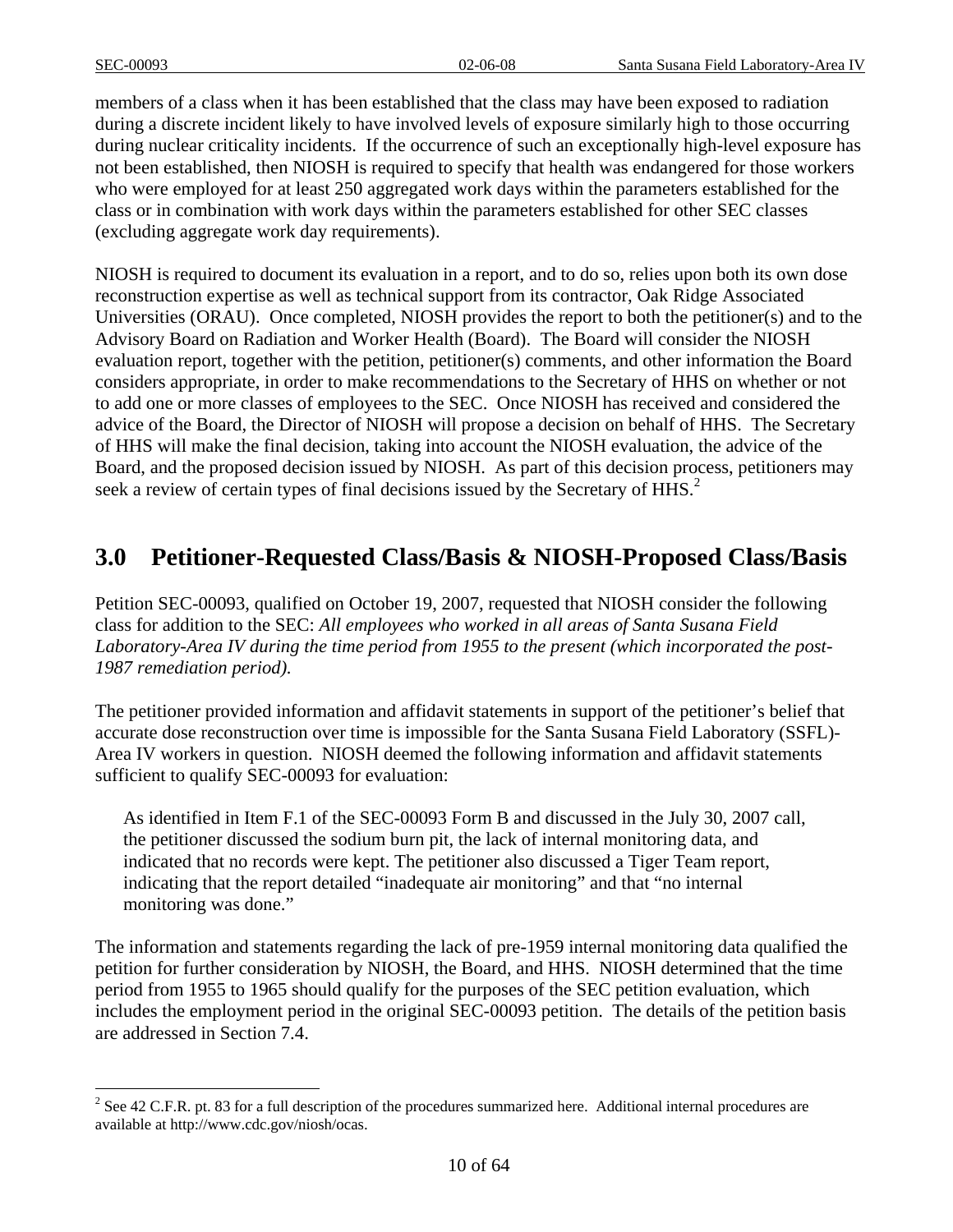members of a class when it has been established that the class may have been exposed to radiation during a discrete incident likely to have involved levels of exposure similarly high to those occurring during nuclear criticality incidents. If the occurrence of such an exceptionally high-level exposure has not been established, then NIOSH is required to specify that health was endangered for those workers who were employed for at least 250 aggregated work days within the parameters established for the class or in combination with work days within the parameters established for other SEC classes (excluding aggregate work day requirements).

NIOSH is required to document its evaluation in a report, and to do so, relies upon both its own dose reconstruction expertise as well as technical support from its contractor, Oak Ridge Associated Universities (ORAU). Once completed, NIOSH provides the report to both the petitioner(s) and to the Advisory Board on Radiation and Worker Health (Board). The Board will consider the NIOSH evaluation report, together with the petition, petitioner(s) comments, and other information the Board considers appropriate, in order to make recommendations to the Secretary of HHS on whether or not to add one or more classes of employees to the SEC. Once NIOSH has received and considered the advice of the Board, the Director of NIOSH will propose a decision on behalf of HHS. The Secretary of HHS will make the final decision, taking into account the NIOSH evaluation, the advice of the Board, and the proposed decision issued by NIOSH. As part of this decision process, petitioners may seek a review of certain types of final decisions issued by the Secretary of HHS.[2]

## 3.0 Petitioner-Requested Class/Basis & NIOSH-Proposed Class/Basis

Petition SEC-00093, qualified on October 19, 2007, requested that NIOSH consider the following class for addition to the SEC: *All employees who worked in all areas of Santa Susana Field Laboratory-Area IV during the time period from 1955 to the present (which incorporated the post-1987 remediation period).*

The petitioner provided information and affidavit statements in support of the petitioner's belief that accurate dose reconstruction over time is impossible for the Santa Susana Field Laboratory (SSFL)-Area IV workers in question. NIOSH deemed the following information and affidavit statements sufficient to qualify SEC-00093 for evaluation:

> As identified in Item F.1 of the SEC-00093 Form B and discussed in the July 30, 2007 call, the petitioner discussed the sodium burn pit, the lack of internal monitoring data, and indicated that no records were kept. The petitioner also discussed a Tiger Team report, indicating that the report detailed "inadequate air monitoring" and that "no internal monitoring was done."

The information and statements regarding the lack of pre-1959 internal monitoring data qualified the petition for further consideration by NIOSH, the Board, and HHS. NIOSH determined that the time period from 1955 to 1965 should qualify for the purposes of the SEC petition evaluation, which includes the employment period in the original SEC-00093 petition. The details of the petition basis are addressed in Section 7.4.

---

[2] See 42 C.F.R. pt. 83 for a full description of the procedures summarized here. Additional internal procedures are available at http://www.cdc.gov/niosh/ocas.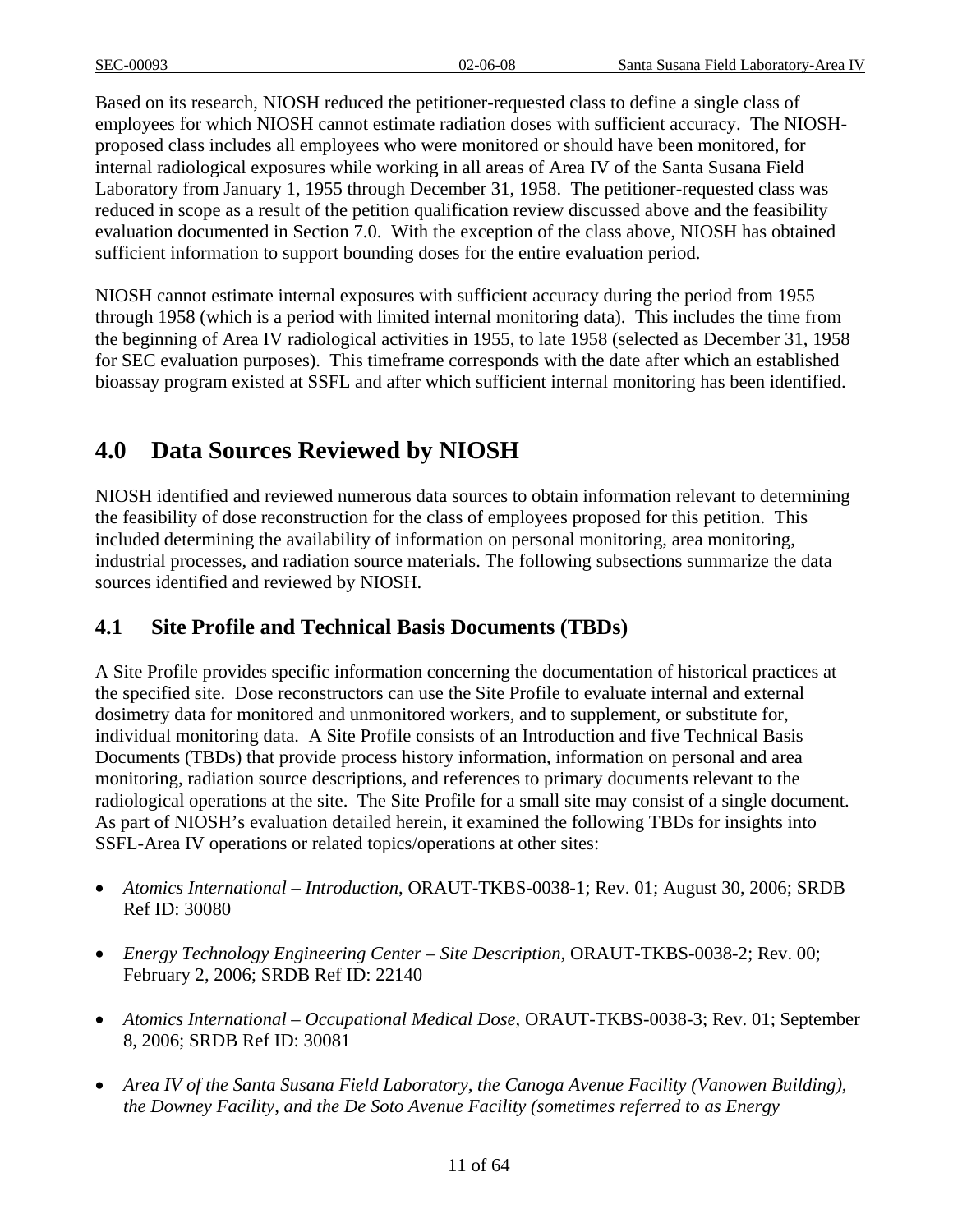Based on its research, NIOSH reduced the petitioner-requested class to define a single class of employees for which NIOSH cannot estimate radiation doses with sufficient accuracy. The NIOSH-proposed class includes all employees who were monitored or should have been monitored, for internal radiological exposures while working in all areas of Area IV of the Santa Susana Field Laboratory from January 1, 1955 through December 31, 1958. The petitioner-requested class was reduced in scope as a result of the petition qualification review discussed above and the feasibility evaluation documented in Section 7.0. With the exception of the class above, NIOSH has obtained sufficient information to support bounding doses for the entire evaluation period.

NIOSH cannot estimate internal exposures with sufficient accuracy during the period from 1955 through 1958 (which is a period with limited internal monitoring data). This includes the time from the beginning of Area IV radiological activities in 1955, to late 1958 (selected as December 31, 1958 for SEC evaluation purposes). This timeframe corresponds with the date after which an established bioassay program existed at SSFL and after which sufficient internal monitoring has been identified.

# 4.0 Data Sources Reviewed by NIOSH

NIOSH identified and reviewed numerous data sources to obtain information relevant to determining the feasibility of dose reconstruction for the class of employees proposed for this petition. This included determining the availability of information on personal monitoring, area monitoring, industrial processes, and radiation source materials. The following subsections summarize the data sources identified and reviewed by NIOSH.

## 4.1 Site Profile and Technical Basis Documents (TBDs)

A Site Profile provides specific information concerning the documentation of historical practices at the specified site. Dose reconstructors can use the Site Profile to evaluate internal and external dosimetry data for monitored and unmonitored workers, and to supplement, or substitute for, individual monitoring data. A Site Profile consists of an Introduction and five Technical Basis Documents (TBDs) that provide process history information, information on personal and area monitoring, radiation source descriptions, and references to primary documents relevant to the radiological operations at the site. The Site Profile for a small site may consist of a single document. As part of NIOSH's evaluation detailed herein, it examined the following TBDs for insights into SSFL-Area IV operations or related topics/operations at other sites:

- *Atomics International – Introduction*, ORAUT-TKBS-0038-1; Rev. 01; August 30, 2006; SRDB Ref ID: 30080

- *Energy Technology Engineering Center – Site Description*, ORAUT-TKBS-0038-2; Rev. 00; February 2, 2006; SRDB Ref ID: 22140

- *Atomics International – Occupational Medical Dose*, ORAUT-TKBS-0038-3; Rev. 01; September 8, 2006; SRDB Ref ID: 30081

- *Area IV of the Santa Susana Field Laboratory, the Canoga Avenue Facility (Vanowen Building), the Downey Facility, and the De Soto Avenue Facility (sometimes referred to as Energy*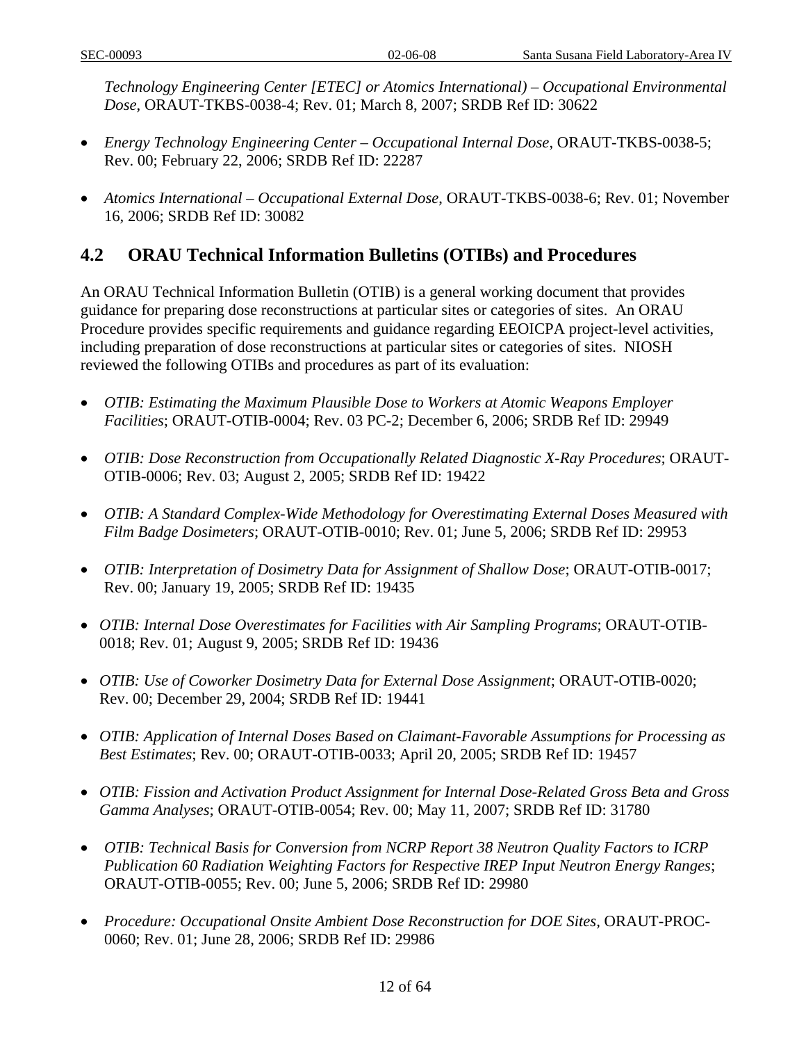*Technology Engineering Center [ETEC] or Atomics International) – Occupational Environmental Dose*, ORAUT-TKBS-0038-4; Rev. 01; March 8, 2007; SRDB Ref ID: 30622

- *Energy Technology Engineering Center – Occupational Internal Dose*, ORAUT-TKBS-0038-5; Rev. 00; February 22, 2006; SRDB Ref ID: 22287
- *Atomics International – Occupational External Dose*, ORAUT-TKBS-0038-6; Rev. 01; November 16, 2006; SRDB Ref ID: 30082

## 4.2 ORAU Technical Information Bulletins (OTIBs) and Procedures

An ORAU Technical Information Bulletin (OTIB) is a general working document that provides guidance for preparing dose reconstructions at particular sites or categories of sites. An ORAU Procedure provides specific requirements and guidance regarding EEOICPA project-level activities, including preparation of dose reconstructions at particular sites or categories of sites. NIOSH reviewed the following OTIBs and procedures as part of its evaluation:

- *OTIB: Estimating the Maximum Plausible Dose to Workers at Atomic Weapons Employer Facilities*; ORAUT-OTIB-0004; Rev. 03 PC-2; December 6, 2006; SRDB Ref ID: 29949
- *OTIB: Dose Reconstruction from Occupationally Related Diagnostic X-Ray Procedures*; ORAUT-OTIB-0006; Rev. 03; August 2, 2005; SRDB Ref ID: 19422
- *OTIB: A Standard Complex-Wide Methodology for Overestimating External Doses Measured with Film Badge Dosimeters*; ORAUT-OTIB-0010; Rev. 01; June 5, 2006; SRDB Ref ID: 29953
- *OTIB: Interpretation of Dosimetry Data for Assignment of Shallow Dose*; ORAUT-OTIB-0017; Rev. 00; January 19, 2005; SRDB Ref ID: 19435
- *OTIB: Internal Dose Overestimates for Facilities with Air Sampling Programs*; ORAUT-OTIB-0018; Rev. 01; August 9, 2005; SRDB Ref ID: 19436
- *OTIB: Use of Coworker Dosimetry Data for External Dose Assignment*; ORAUT-OTIB-0020; Rev. 00; December 29, 2004; SRDB Ref ID: 19441
- *OTIB: Application of Internal Doses Based on Claimant-Favorable Assumptions for Processing as Best Estimates*; Rev. 00; ORAUT-OTIB-0033; April 20, 2005; SRDB Ref ID: 19457
- *OTIB: Fission and Activation Product Assignment for Internal Dose-Related Gross Beta and Gross Gamma Analyses*; ORAUT-OTIB-0054; Rev. 00; May 11, 2007; SRDB Ref ID: 31780
- *OTIB: Technical Basis for Conversion from NCRP Report 38 Neutron Quality Factors to ICRP Publication 60 Radiation Weighting Factors for Respective IREP Input Neutron Energy Ranges*; ORAUT-OTIB-0055; Rev. 00; June 5, 2006; SRDB Ref ID: 29980
- *Procedure: Occupational Onsite Ambient Dose Reconstruction for DOE Sites,* ORAUT-PROC-0060; Rev. 01; June 28, 2006; SRDB Ref ID: 29986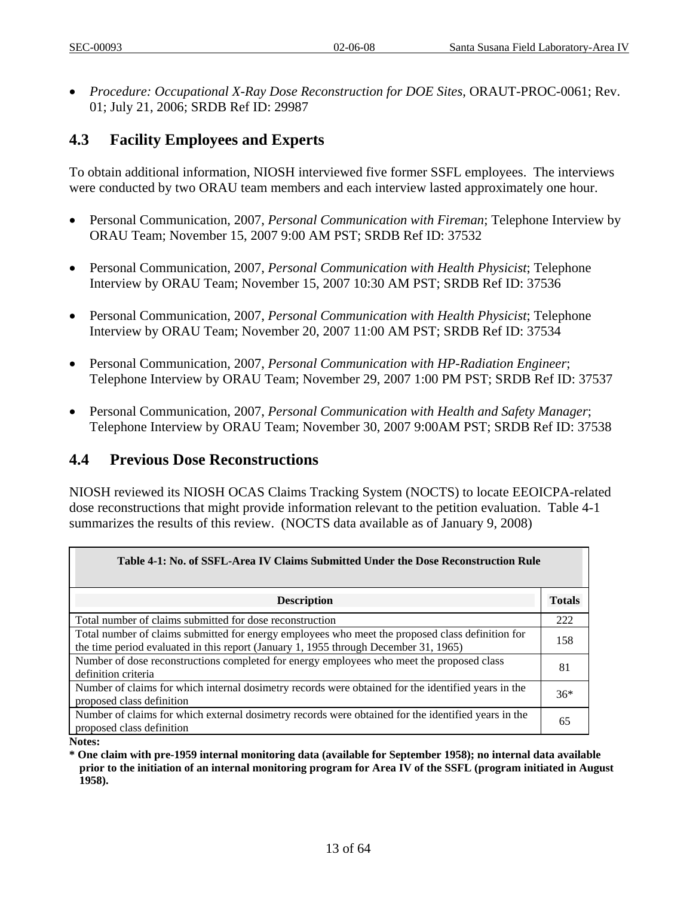- *Procedure: Occupational X-Ray Dose Reconstruction for DOE Sites*, ORAUT-PROC-0061; Rev. 01; July 21, 2006; SRDB Ref ID: 29987

## 4.3 Facility Employees and Experts

To obtain additional information, NIOSH interviewed five former SSFL employees. The interviews were conducted by two ORAU team members and each interview lasted approximately one hour.

- Personal Communication, 2007, *Personal Communication with Fireman*; Telephone Interview by ORAU Team; November 15, 2007 9:00 AM PST; SRDB Ref ID: 37532

- Personal Communication, 2007, *Personal Communication with Health Physicist*; Telephone Interview by ORAU Team; November 15, 2007 10:30 AM PST; SRDB Ref ID: 37536

- Personal Communication, 2007, *Personal Communication with Health Physicist*; Telephone Interview by ORAU Team; November 20, 2007 11:00 AM PST; SRDB Ref ID: 37534

- Personal Communication, 2007, *Personal Communication with HP-Radiation Engineer*; Telephone Interview by ORAU Team; November 29, 2007 1:00 PM PST; SRDB Ref ID: 37537

- Personal Communication, 2007, *Personal Communication with Health and Safety Manager*; Telephone Interview by ORAU Team; November 30, 2007 9:00AM PST; SRDB Ref ID: 37538

## 4.4 Previous Dose Reconstructions

NIOSH reviewed its NIOSH OCAS Claims Tracking System (NOCTS) to locate EEOICPA-related dose reconstructions that might provide information relevant to the petition evaluation. Table 4-1 summarizes the results of this review. (NOCTS data available as of January 9, 2008)

**Table 4-1: No. of SSFL-Area IV Claims Submitted Under the Dose Reconstruction Rule**

| Description | Totals |
|---|---|
| Total number of claims submitted for dose reconstruction | 222 |
| Total number of claims submitted for energy employees who meet the proposed class definition for the time period evaluated in this report (January 1, 1955 through December 31, 1965) | 158 |
| Number of dose reconstructions completed for energy employees who meet the proposed class definition criteria | 81 |
| Number of claims for which internal dosimetry records were obtained for the identified years in the proposed class definition | 36* |
| Number of claims for which external dosimetry records were obtained for the identified years in the proposed class definition | 65 |

**Notes:**

**\* One claim with pre-1959 internal monitoring data (available for September 1958); no internal data available prior to the initiation of an internal monitoring program for Area IV of the SSFL (program initiated in August 1958).**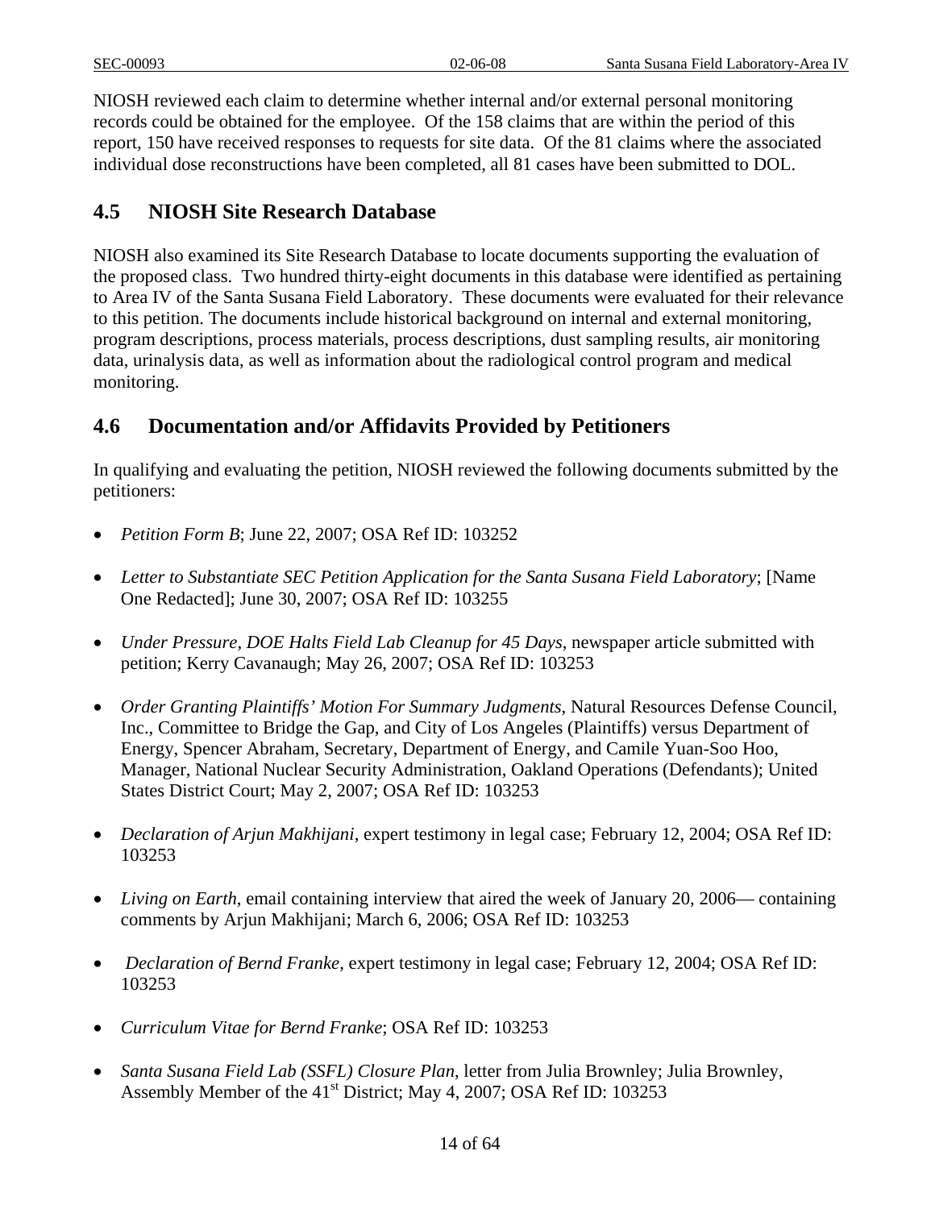NIOSH reviewed each claim to determine whether internal and/or external personal monitoring records could be obtained for the employee. Of the 158 claims that are within the period of this report, 150 have received responses to requests for site data. Of the 81 claims where the associated individual dose reconstructions have been completed, all 81 cases have been submitted to DOL.

## 4.5 NIOSH Site Research Database

NIOSH also examined its Site Research Database to locate documents supporting the evaluation of the proposed class. Two hundred thirty-eight documents in this database were identified as pertaining to Area IV of the Santa Susana Field Laboratory. These documents were evaluated for their relevance to this petition. The documents include historical background on internal and external monitoring, program descriptions, process materials, process descriptions, dust sampling results, air monitoring data, urinalysis data, as well as information about the radiological control program and medical monitoring.

## 4.6 Documentation and/or Affidavits Provided by Petitioners

In qualifying and evaluating the petition, NIOSH reviewed the following documents submitted by the petitioners:

- *Petition Form B*; June 22, 2007; OSA Ref ID: 103252
- *Letter to Substantiate SEC Petition Application for the Santa Susana Field Laboratory*; [Name One Redacted]; June 30, 2007; OSA Ref ID: 103255
- *Under Pressure, DOE Halts Field Lab Cleanup for 45 Days*, newspaper article submitted with petition; Kerry Cavanaugh; May 26, 2007; OSA Ref ID: 103253
- *Order Granting Plaintiffs' Motion For Summary Judgments*, Natural Resources Defense Council, Inc., Committee to Bridge the Gap, and City of Los Angeles (Plaintiffs) versus Department of Energy, Spencer Abraham, Secretary, Department of Energy, and Camile Yuan-Soo Hoo, Manager, National Nuclear Security Administration, Oakland Operations (Defendants); United States District Court; May 2, 2007; OSA Ref ID: 103253
- *Declaration of Arjun Makhijani*, expert testimony in legal case; February 12, 2004; OSA Ref ID: 103253
- *Living on Earth*, email containing interview that aired the week of January 20, 2006— containing comments by Arjun Makhijani; March 6, 2006; OSA Ref ID: 103253
- *Declaration of Bernd Franke*, expert testimony in legal case; February 12, 2004; OSA Ref ID: 103253
- *Curriculum Vitae for Bernd Franke*; OSA Ref ID: 103253
- *Santa Susana Field Lab (SSFL) Closure Plan*, letter from Julia Brownley; Julia Brownley, Assembly Member of the 41st District; May 4, 2007; OSA Ref ID: 103253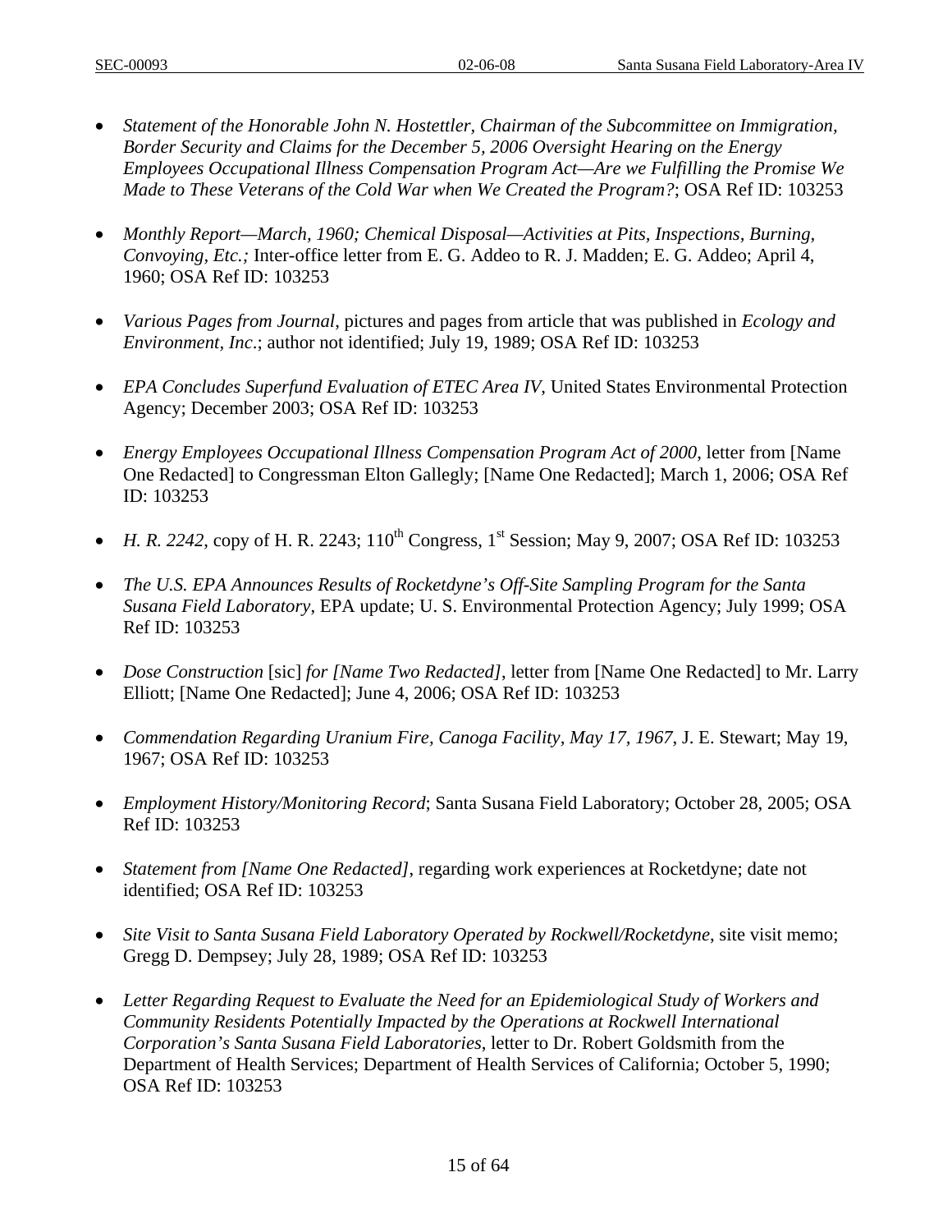- *Statement of the Honorable John N. Hostettler, Chairman of the Subcommittee on Immigration, Border Security and Claims for the December 5, 2006 Oversight Hearing on the Energy Employees Occupational Illness Compensation Program Act—Are we Fulfilling the Promise We Made to These Veterans of the Cold War when We Created the Program?*; OSA Ref ID: 103253

- *Monthly Report—March, 1960; Chemical Disposal—Activities at Pits, Inspections, Burning, Convoying, Etc.;* Inter-office letter from E. G. Addeo to R. J. Madden; E. G. Addeo; April 4, 1960; OSA Ref ID: 103253

- *Various Pages from Journal*, pictures and pages from article that was published in *Ecology and Environment, Inc*.; author not identified; July 19, 1989; OSA Ref ID: 103253

- *EPA Concludes Superfund Evaluation of ETEC Area IV*, United States Environmental Protection Agency; December 2003; OSA Ref ID: 103253

- *Energy Employees Occupational Illness Compensation Program Act of 2000*, letter from [Name One Redacted] to Congressman Elton Gallegly; [Name One Redacted]; March 1, 2006; OSA Ref ID: 103253

- *H. R. 2242*, copy of H. R. 2243; 110th Congress, 1st Session; May 9, 2007; OSA Ref ID: 103253

- *The U.S. EPA Announces Results of Rocketdyne's Off-Site Sampling Program for the Santa Susana Field Laboratory*, EPA update; U. S. Environmental Protection Agency; July 1999; OSA Ref ID: 103253

- *Dose Construction* [sic] *for [Name Two Redacted]*, letter from [Name One Redacted] to Mr. Larry Elliott; [Name One Redacted]; June 4, 2006; OSA Ref ID: 103253

- *Commendation Regarding Uranium Fire, Canoga Facility, May 17, 1967*, J. E. Stewart; May 19, 1967; OSA Ref ID: 103253

- *Employment History/Monitoring Record*; Santa Susana Field Laboratory; October 28, 2005; OSA Ref ID: 103253

- *Statement from [Name One Redacted]*, regarding work experiences at Rocketdyne; date not identified; OSA Ref ID: 103253

- *Site Visit to Santa Susana Field Laboratory Operated by Rockwell/Rocketdyne*, site visit memo; Gregg D. Dempsey; July 28, 1989; OSA Ref ID: 103253

- *Letter Regarding Request to Evaluate the Need for an Epidemiological Study of Workers and Community Residents Potentially Impacted by the Operations at Rockwell International Corporation's Santa Susana Field Laboratories*, letter to Dr. Robert Goldsmith from the Department of Health Services; Department of Health Services of California; October 5, 1990; OSA Ref ID: 103253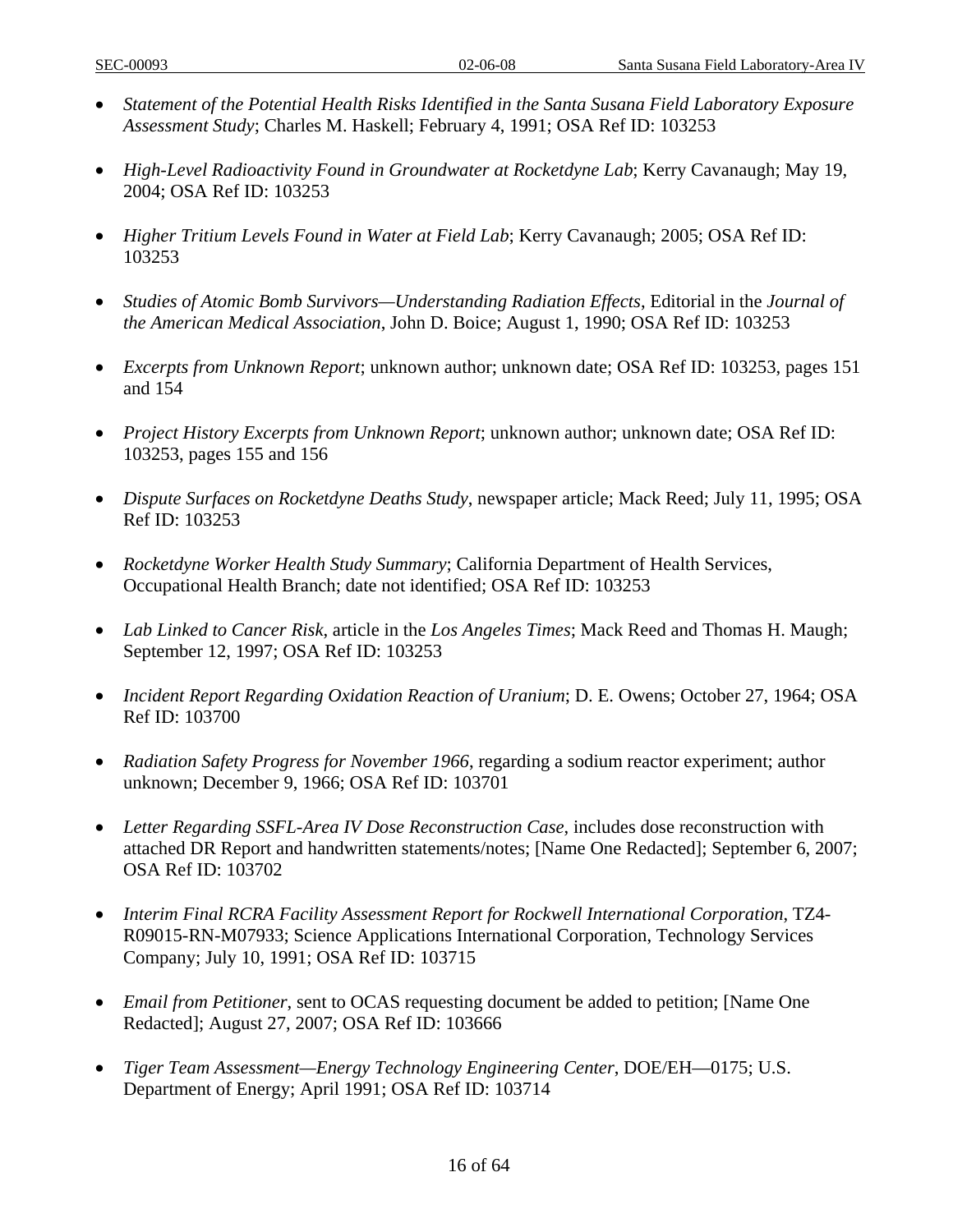- *Statement of the Potential Health Risks Identified in the Santa Susana Field Laboratory Exposure Assessment Study*; Charles M. Haskell; February 4, 1991; OSA Ref ID: 103253

- *High-Level Radioactivity Found in Groundwater at Rocketdyne Lab*; Kerry Cavanaugh; May 19, 2004; OSA Ref ID: 103253

- *Higher Tritium Levels Found in Water at Field Lab*; Kerry Cavanaugh; 2005; OSA Ref ID: 103253

- *Studies of Atomic Bomb Survivors—Understanding Radiation Effects*, Editorial in the *Journal of the American Medical Association*, John D. Boice; August 1, 1990; OSA Ref ID: 103253

- *Excerpts from Unknown Report*; unknown author; unknown date; OSA Ref ID: 103253, pages 151 and 154

- *Project History Excerpts from Unknown Report*; unknown author; unknown date; OSA Ref ID: 103253, pages 155 and 156

- *Dispute Surfaces on Rocketdyne Deaths Study*, newspaper article; Mack Reed; July 11, 1995; OSA Ref ID: 103253

- *Rocketdyne Worker Health Study Summary*; California Department of Health Services, Occupational Health Branch; date not identified; OSA Ref ID: 103253

- *Lab Linked to Cancer Risk*, article in the *Los Angeles Times*; Mack Reed and Thomas H. Maugh; September 12, 1997; OSA Ref ID: 103253

- *Incident Report Regarding Oxidation Reaction of Uranium*; D. E. Owens; October 27, 1964; OSA Ref ID: 103700

- *Radiation Safety Progress for November 1966*, regarding a sodium reactor experiment; author unknown; December 9, 1966; OSA Ref ID: 103701

- *Letter Regarding SSFL-Area IV Dose Reconstruction Case*, includes dose reconstruction with attached DR Report and handwritten statements/notes; [Name One Redacted]; September 6, 2007; OSA Ref ID: 103702

- *Interim Final RCRA Facility Assessment Report for Rockwell International Corporation*, TZ4-R09015-RN-M07933; Science Applications International Corporation, Technology Services Company; July 10, 1991; OSA Ref ID: 103715

- *Email from Petitioner*, sent to OCAS requesting document be added to petition; [Name One Redacted]; August 27, 2007; OSA Ref ID: 103666

- *Tiger Team Assessment—Energy Technology Engineering Center*, DOE/EH—0175; U.S. Department of Energy; April 1991; OSA Ref ID: 103714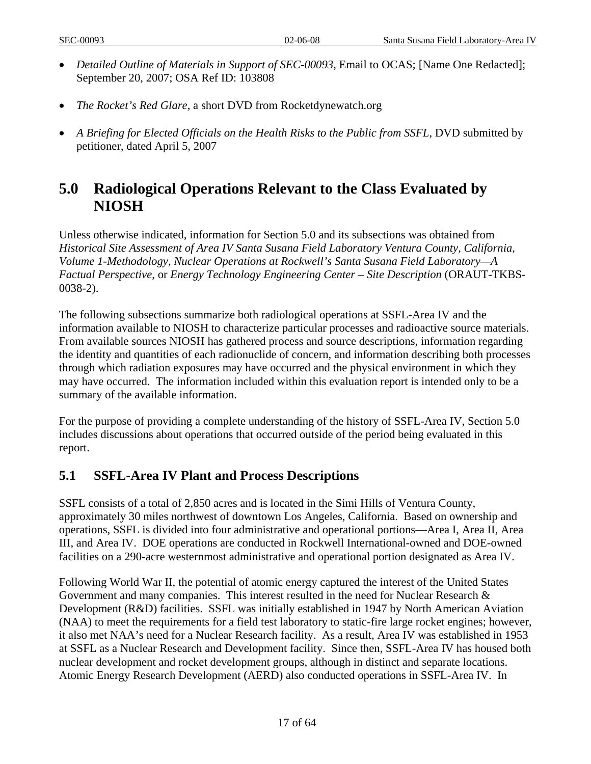- *Detailed Outline of Materials in Support of SEC-00093*, Email to OCAS; [Name One Redacted]; September 20, 2007; OSA Ref ID: 103808

- *The Rocket's Red Glare*, a short DVD from Rocketdynewatch.org

- *A Briefing for Elected Officials on the Health Risks to the Public from SSFL*, DVD submitted by petitioner, dated April 5, 2007

# 5.0 Radiological Operations Relevant to the Class Evaluated by NIOSH

Unless otherwise indicated, information for Section 5.0 and its subsections was obtained from *Historical Site Assessment of Area IV Santa Susana Field Laboratory Ventura County, California, Volume 1-Methodology*, *Nuclear Operations at Rockwell's Santa Susana Field Laboratory—A Factual Perspective*, or *Energy Technology Engineering Center – Site Description* (ORAUT-TKBS-0038-2).

The following subsections summarize both radiological operations at SSFL-Area IV and the information available to NIOSH to characterize particular processes and radioactive source materials. From available sources NIOSH has gathered process and source descriptions, information regarding the identity and quantities of each radionuclide of concern, and information describing both processes through which radiation exposures may have occurred and the physical environment in which they may have occurred. The information included within this evaluation report is intended only to be a summary of the available information.

For the purpose of providing a complete understanding of the history of SSFL-Area IV, Section 5.0 includes discussions about operations that occurred outside of the period being evaluated in this report.

## 5.1 SSFL-Area IV Plant and Process Descriptions

SSFL consists of a total of 2,850 acres and is located in the Simi Hills of Ventura County, approximately 30 miles northwest of downtown Los Angeles, California. Based on ownership and operations, SSFL is divided into four administrative and operational portions—Area I, Area II, Area III, and Area IV. DOE operations are conducted in Rockwell International-owned and DOE-owned facilities on a 290-acre westernmost administrative and operational portion designated as Area IV.

Following World War II, the potential of atomic energy captured the interest of the United States Government and many companies. This interest resulted in the need for Nuclear Research & Development (R&D) facilities. SSFL was initially established in 1947 by North American Aviation (NAA) to meet the requirements for a field test laboratory to static-fire large rocket engines; however, it also met NAA's need for a Nuclear Research facility. As a result, Area IV was established in 1953 at SSFL as a Nuclear Research and Development facility. Since then, SSFL-Area IV has housed both nuclear development and rocket development groups, although in distinct and separate locations. Atomic Energy Research Development (AERD) also conducted operations in SSFL-Area IV. In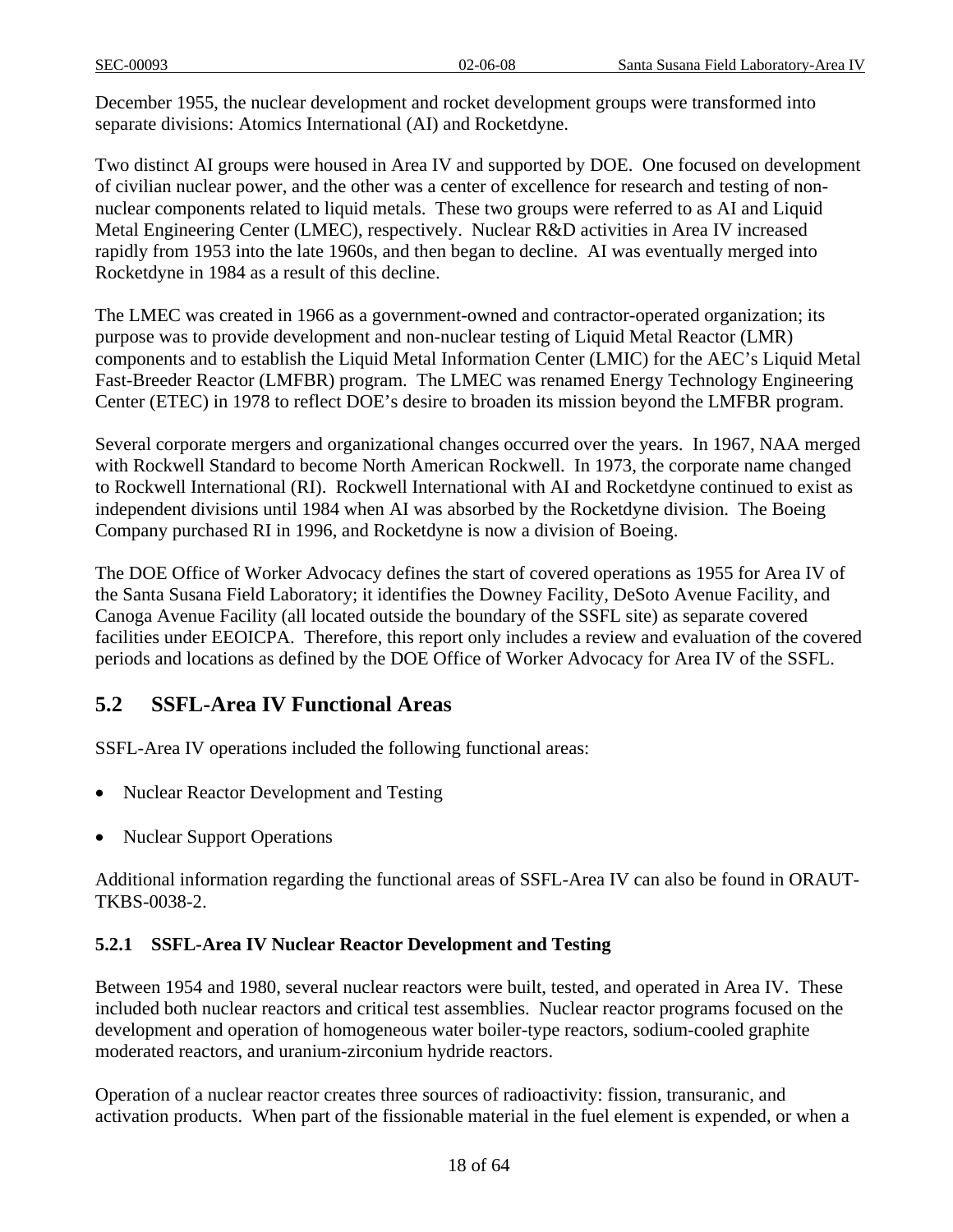December 1955, the nuclear development and rocket development groups were transformed into separate divisions: Atomics International (AI) and Rocketdyne.

Two distinct AI groups were housed in Area IV and supported by DOE. One focused on development of civilian nuclear power, and the other was a center of excellence for research and testing of non-nuclear components related to liquid metals. These two groups were referred to as AI and Liquid Metal Engineering Center (LMEC), respectively. Nuclear R&D activities in Area IV increased rapidly from 1953 into the late 1960s, and then began to decline. AI was eventually merged into Rocketdyne in 1984 as a result of this decline.

The LMEC was created in 1966 as a government-owned and contractor-operated organization; its purpose was to provide development and non-nuclear testing of Liquid Metal Reactor (LMR) components and to establish the Liquid Metal Information Center (LMIC) for the AEC's Liquid Metal Fast-Breeder Reactor (LMFBR) program. The LMEC was renamed Energy Technology Engineering Center (ETEC) in 1978 to reflect DOE's desire to broaden its mission beyond the LMFBR program.

Several corporate mergers and organizational changes occurred over the years. In 1967, NAA merged with Rockwell Standard to become North American Rockwell. In 1973, the corporate name changed to Rockwell International (RI). Rockwell International with AI and Rocketdyne continued to exist as independent divisions until 1984 when AI was absorbed by the Rocketdyne division. The Boeing Company purchased RI in 1996, and Rocketdyne is now a division of Boeing.

The DOE Office of Worker Advocacy defines the start of covered operations as 1955 for Area IV of the Santa Susana Field Laboratory; it identifies the Downey Facility, DeSoto Avenue Facility, and Canoga Avenue Facility (all located outside the boundary of the SSFL site) as separate covered facilities under EEOICPA. Therefore, this report only includes a review and evaluation of the covered periods and locations as defined by the DOE Office of Worker Advocacy for Area IV of the SSFL.

## 5.2 SSFL-Area IV Functional Areas

SSFL-Area IV operations included the following functional areas:

- Nuclear Reactor Development and Testing
- Nuclear Support Operations

Additional information regarding the functional areas of SSFL-Area IV can also be found in ORAUT-TKBS-0038-2.

### 5.2.1 SSFL-Area IV Nuclear Reactor Development and Testing

Between 1954 and 1980, several nuclear reactors were built, tested, and operated in Area IV. These included both nuclear reactors and critical test assemblies. Nuclear reactor programs focused on the development and operation of homogeneous water boiler-type reactors, sodium-cooled graphite moderated reactors, and uranium-zirconium hydride reactors.

Operation of a nuclear reactor creates three sources of radioactivity: fission, transuranic, and activation products. When part of the fissionable material in the fuel element is expended, or when a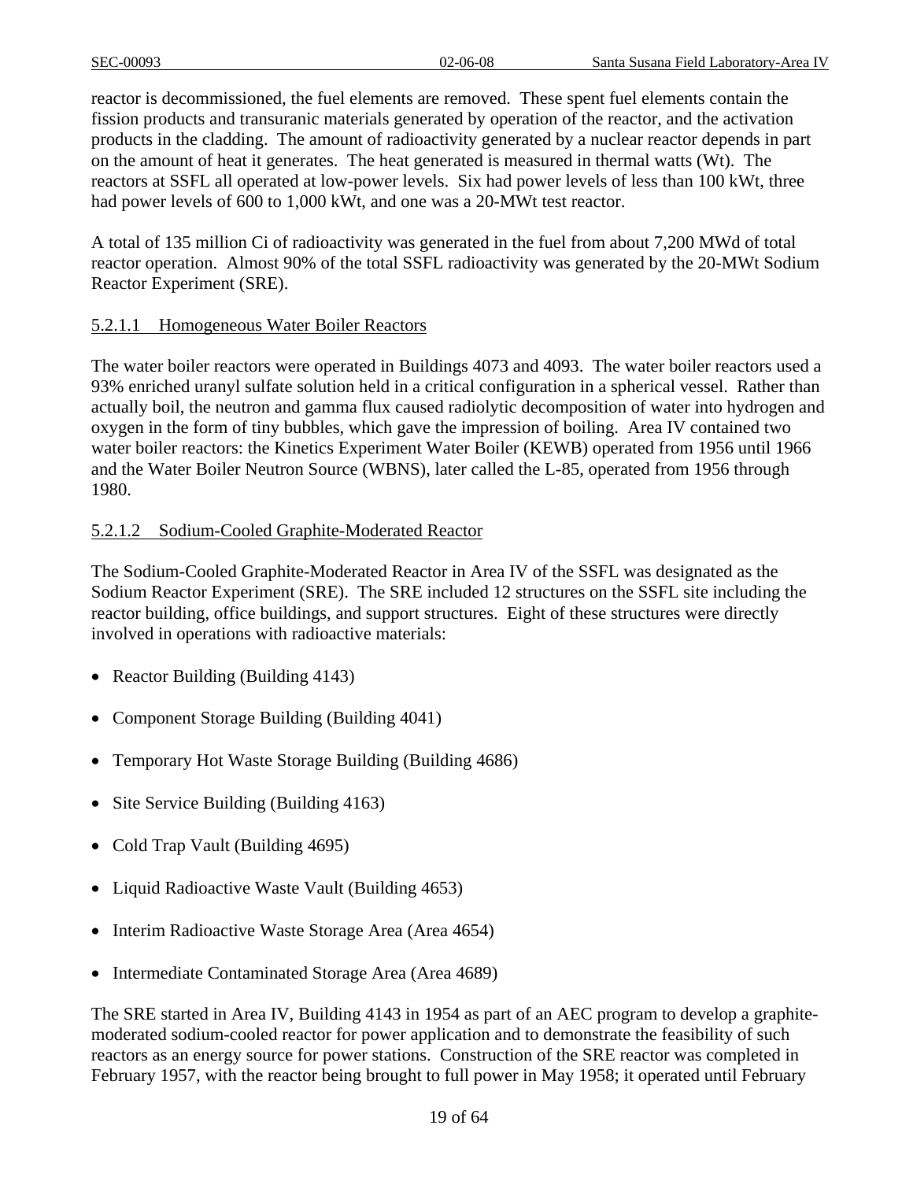reactor is decommissioned, the fuel elements are removed. These spent fuel elements contain the fission products and transuranic materials generated by operation of the reactor, and the activation products in the cladding. The amount of radioactivity generated by a nuclear reactor depends in part on the amount of heat it generates. The heat generated is measured in thermal watts (Wt). The reactors at SSFL all operated at low-power levels. Six had power levels of less than 100 kWt, three had power levels of 600 to 1,000 kWt, and one was a 20-MWt test reactor.

A total of 135 million Ci of radioactivity was generated in the fuel from about 7,200 MWd of total reactor operation. Almost 90% of the total SSFL radioactivity was generated by the 20-MWt Sodium Reactor Experiment (SRE).

#### 5.2.1.1 Homogeneous Water Boiler Reactors

The water boiler reactors were operated in Buildings 4073 and 4093. The water boiler reactors used a 93% enriched uranyl sulfate solution held in a critical configuration in a spherical vessel. Rather than actually boil, the neutron and gamma flux caused radiolytic decomposition of water into hydrogen and oxygen in the form of tiny bubbles, which gave the impression of boiling. Area IV contained two water boiler reactors: the Kinetics Experiment Water Boiler (KEWB) operated from 1956 until 1966 and the Water Boiler Neutron Source (WBNS), later called the L-85, operated from 1956 through 1980.

#### 5.2.1.2 Sodium-Cooled Graphite-Moderated Reactor

The Sodium-Cooled Graphite-Moderated Reactor in Area IV of the SSFL was designated as the Sodium Reactor Experiment (SRE). The SRE included 12 structures on the SSFL site including the reactor building, office buildings, and support structures. Eight of these structures were directly involved in operations with radioactive materials:

- Reactor Building (Building 4143)
- Component Storage Building (Building 4041)
- Temporary Hot Waste Storage Building (Building 4686)
- Site Service Building (Building 4163)
- Cold Trap Vault (Building 4695)
- Liquid Radioactive Waste Vault (Building 4653)
- Interim Radioactive Waste Storage Area (Area 4654)
- Intermediate Contaminated Storage Area (Area 4689)

The SRE started in Area IV, Building 4143 in 1954 as part of an AEC program to develop a graphite-moderated sodium-cooled reactor for power application and to demonstrate the feasibility of such reactors as an energy source for power stations. Construction of the SRE reactor was completed in February 1957, with the reactor being brought to full power in May 1958; it operated until February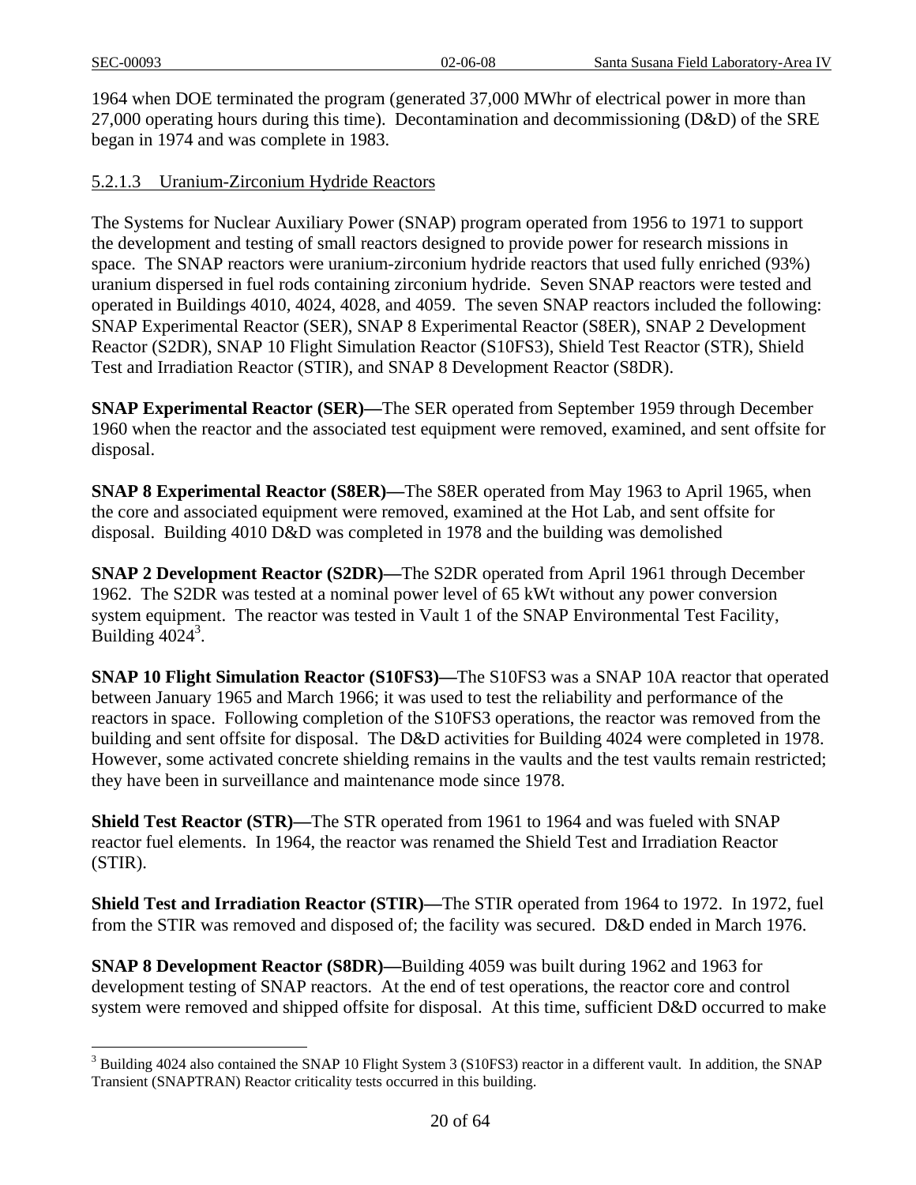1964 when DOE terminated the program (generated 37,000 MWhr of electrical power in more than 27,000 operating hours during this time). Decontamination and decommissioning (D&D) of the SRE began in 1974 and was complete in 1983.

#### 5.2.1.3 Uranium-Zirconium Hydride Reactors

The Systems for Nuclear Auxiliary Power (SNAP) program operated from 1956 to 1971 to support the development and testing of small reactors designed to provide power for research missions in space. The SNAP reactors were uranium-zirconium hydride reactors that used fully enriched (93%) uranium dispersed in fuel rods containing zirconium hydride. Seven SNAP reactors were tested and operated in Buildings 4010, 4024, 4028, and 4059. The seven SNAP reactors included the following: SNAP Experimental Reactor (SER), SNAP 8 Experimental Reactor (S8ER), SNAP 2 Development Reactor (S2DR), SNAP 10 Flight Simulation Reactor (S10FS3), Shield Test Reactor (STR), Shield Test and Irradiation Reactor (STIR), and SNAP 8 Development Reactor (S8DR).

**SNAP Experimental Reactor (SER)—**The SER operated from September 1959 through December 1960 when the reactor and the associated test equipment were removed, examined, and sent offsite for disposal.

**SNAP 8 Experimental Reactor (S8ER)—**The S8ER operated from May 1963 to April 1965, when the core and associated equipment were removed, examined at the Hot Lab, and sent offsite for disposal. Building 4010 D&D was completed in 1978 and the building was demolished

**SNAP 2 Development Reactor (S2DR)—**The S2DR operated from April 1961 through December 1962. The S2DR was tested at a nominal power level of 65 kWt without any power conversion system equipment. The reactor was tested in Vault 1 of the SNAP Environmental Test Facility, Building 4024[3].

**SNAP 10 Flight Simulation Reactor (S10FS3)—**The S10FS3 was a SNAP 10A reactor that operated between January 1965 and March 1966; it was used to test the reliability and performance of the reactors in space. Following completion of the S10FS3 operations, the reactor was removed from the building and sent offsite for disposal. The D&D activities for Building 4024 were completed in 1978. However, some activated concrete shielding remains in the vaults and the test vaults remain restricted; they have been in surveillance and maintenance mode since 1978.

**Shield Test Reactor (STR)—**The STR operated from 1961 to 1964 and was fueled with SNAP reactor fuel elements. In 1964, the reactor was renamed the Shield Test and Irradiation Reactor (STIR).

**Shield Test and Irradiation Reactor (STIR)—**The STIR operated from 1964 to 1972. In 1972, fuel from the STIR was removed and disposed of; the facility was secured. D&D ended in March 1976.

**SNAP 8 Development Reactor (S8DR)—**Building 4059 was built during 1962 and 1963 for development testing of SNAP reactors. At the end of test operations, the reactor core and control system were removed and shipped offsite for disposal. At this time, sufficient D&D occurred to make

---

[3] Building 4024 also contained the SNAP 10 Flight System 3 (S10FS3) reactor in a different vault. In addition, the SNAP Transient (SNAPTRAN) Reactor criticality tests occurred in this building.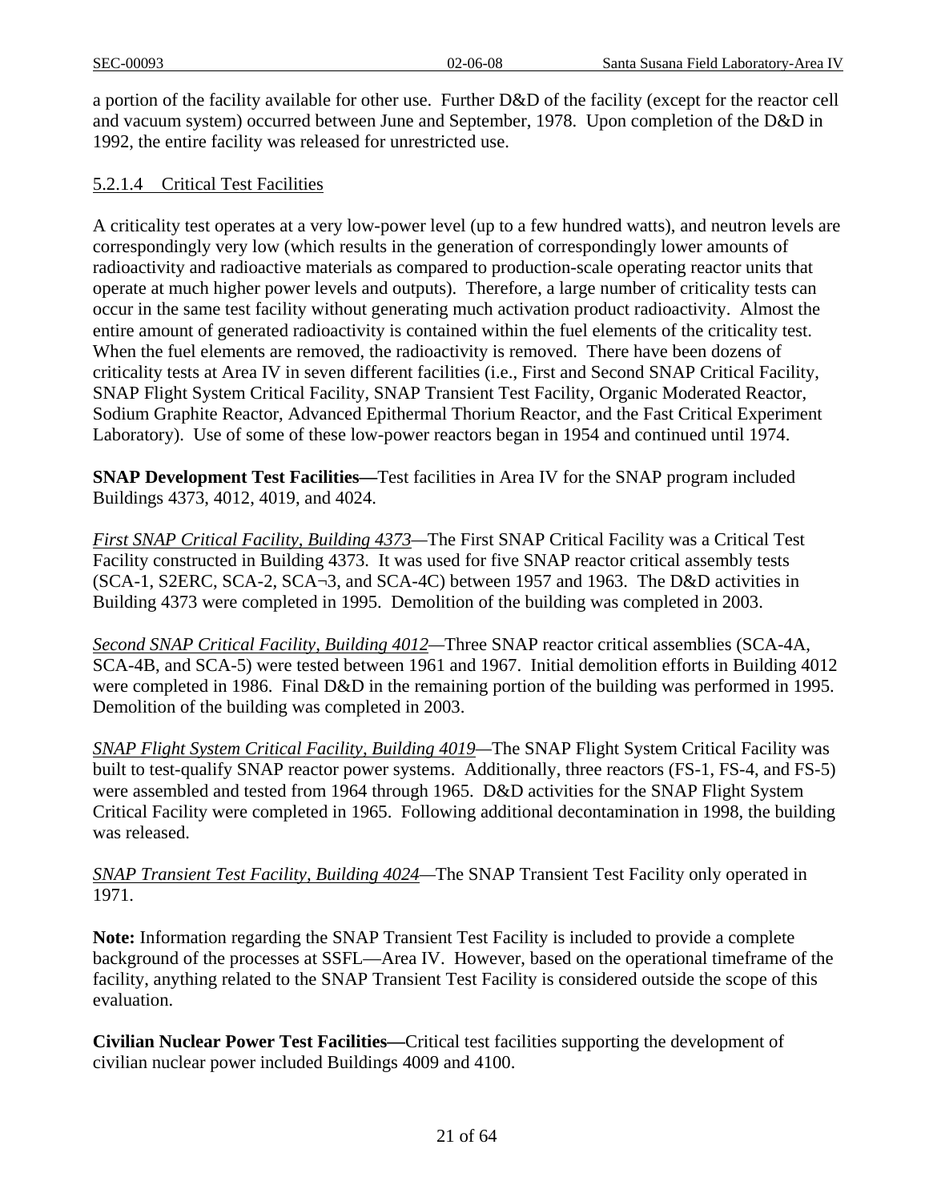a portion of the facility available for other use. Further D&D of the facility (except for the reactor cell and vacuum system) occurred between June and September, 1978. Upon completion of the D&D in 1992, the entire facility was released for unrestricted use.

#### 5.2.1.4 Critical Test Facilities

A criticality test operates at a very low-power level (up to a few hundred watts), and neutron levels are correspondingly very low (which results in the generation of correspondingly lower amounts of radioactivity and radioactive materials as compared to production-scale operating reactor units that operate at much higher power levels and outputs). Therefore, a large number of criticality tests can occur in the same test facility without generating much activation product radioactivity. Almost the entire amount of generated radioactivity is contained within the fuel elements of the criticality test. When the fuel elements are removed, the radioactivity is removed. There have been dozens of criticality tests at Area IV in seven different facilities (i.e., First and Second SNAP Critical Facility, SNAP Flight System Critical Facility, SNAP Transient Test Facility, Organic Moderated Reactor, Sodium Graphite Reactor, Advanced Epithermal Thorium Reactor, and the Fast Critical Experiment Laboratory). Use of some of these low-power reactors began in 1954 and continued until 1974.

**SNAP Development Test Facilities—**Test facilities in Area IV for the SNAP program included Buildings 4373, 4012, 4019, and 4024.

*First SNAP Critical Facility, Building 4373*—The First SNAP Critical Facility was a Critical Test Facility constructed in Building 4373. It was used for five SNAP reactor critical assembly tests (SCA-1, S2ERC, SCA-2, SCA¬3, and SCA-4C) between 1957 and 1963. The D&D activities in Building 4373 were completed in 1995. Demolition of the building was completed in 2003.

*Second SNAP Critical Facility, Building 4012*—Three SNAP reactor critical assemblies (SCA-4A, SCA-4B, and SCA-5) were tested between 1961 and 1967. Initial demolition efforts in Building 4012 were completed in 1986. Final D&D in the remaining portion of the building was performed in 1995. Demolition of the building was completed in 2003.

*SNAP Flight System Critical Facility, Building 4019*—The SNAP Flight System Critical Facility was built to test-qualify SNAP reactor power systems. Additionally, three reactors (FS-1, FS-4, and FS-5) were assembled and tested from 1964 through 1965. D&D activities for the SNAP Flight System Critical Facility were completed in 1965. Following additional decontamination in 1998, the building was released.

*SNAP Transient Test Facility, Building 4024*—The SNAP Transient Test Facility only operated in 1971.

**Note:** Information regarding the SNAP Transient Test Facility is included to provide a complete background of the processes at SSFL—Area IV. However, based on the operational timeframe of the facility, anything related to the SNAP Transient Test Facility is considered outside the scope of this evaluation.

**Civilian Nuclear Power Test Facilities—**Critical test facilities supporting the development of civilian nuclear power included Buildings 4009 and 4100.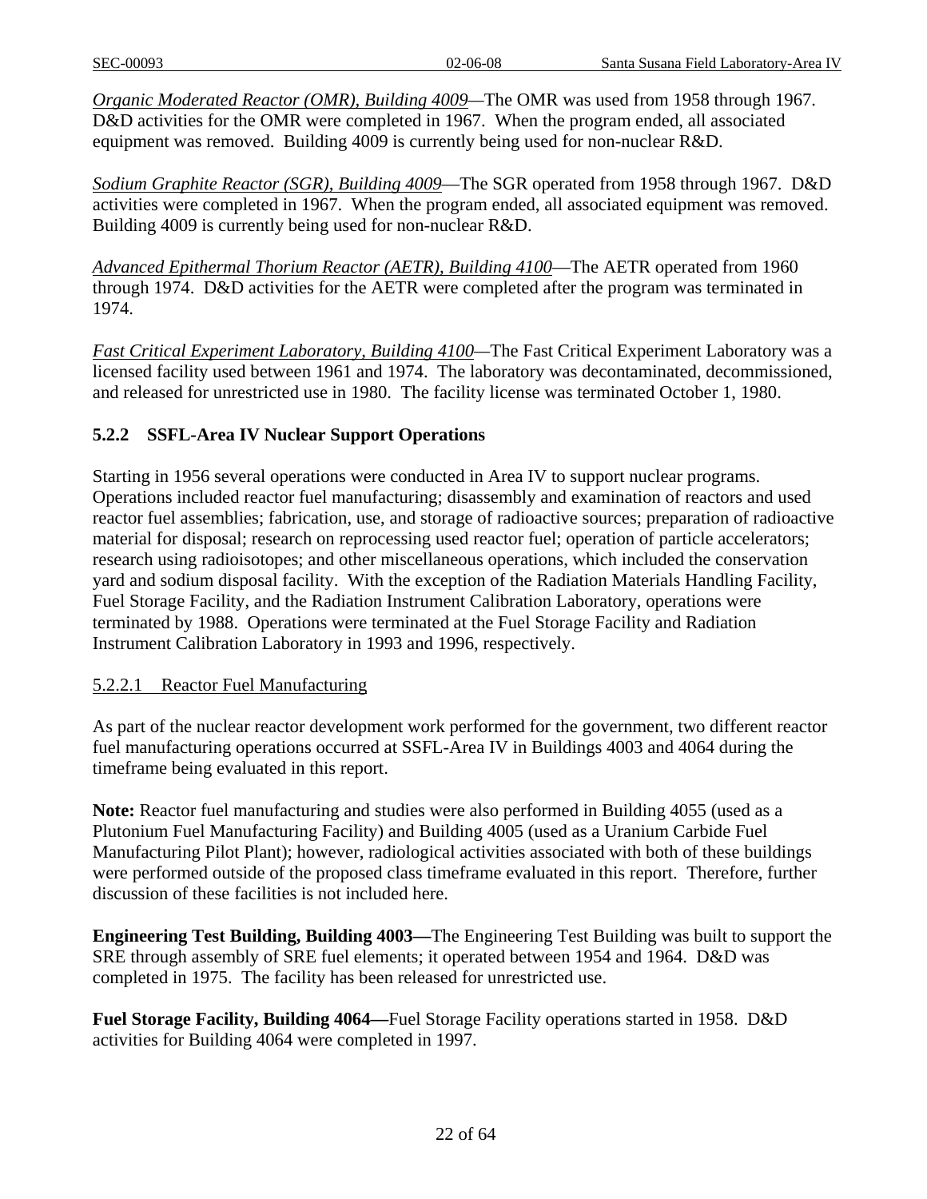*Organic Moderated Reactor (OMR), Building 4009*—The OMR was used from 1958 through 1967. D&D activities for the OMR were completed in 1967. When the program ended, all associated equipment was removed. Building 4009 is currently being used for non-nuclear R&D.

*Sodium Graphite Reactor (SGR), Building 4009*—The SGR operated from 1958 through 1967. D&D activities were completed in 1967. When the program ended, all associated equipment was removed. Building 4009 is currently being used for non-nuclear R&D.

*Advanced Epithermal Thorium Reactor (AETR), Building 4100*—The AETR operated from 1960 through 1974. D&D activities for the AETR were completed after the program was terminated in 1974.

*Fast Critical Experiment Laboratory, Building 4100*—The Fast Critical Experiment Laboratory was a licensed facility used between 1961 and 1974. The laboratory was decontaminated, decommissioned, and released for unrestricted use in 1980. The facility license was terminated October 1, 1980.

### 5.2.2 SSFL-Area IV Nuclear Support Operations

Starting in 1956 several operations were conducted in Area IV to support nuclear programs. Operations included reactor fuel manufacturing; disassembly and examination of reactors and used reactor fuel assemblies; fabrication, use, and storage of radioactive sources; preparation of radioactive material for disposal; research on reprocessing used reactor fuel; operation of particle accelerators; research using radioisotopes; and other miscellaneous operations, which included the conservation yard and sodium disposal facility. With the exception of the Radiation Materials Handling Facility, Fuel Storage Facility, and the Radiation Instrument Calibration Laboratory, operations were terminated by 1988. Operations were terminated at the Fuel Storage Facility and Radiation Instrument Calibration Laboratory in 1993 and 1996, respectively.

#### 5.2.2.1 Reactor Fuel Manufacturing

As part of the nuclear reactor development work performed for the government, two different reactor fuel manufacturing operations occurred at SSFL-Area IV in Buildings 4003 and 4064 during the timeframe being evaluated in this report.

**Note:** Reactor fuel manufacturing and studies were also performed in Building 4055 (used as a Plutonium Fuel Manufacturing Facility) and Building 4005 (used as a Uranium Carbide Fuel Manufacturing Pilot Plant); however, radiological activities associated with both of these buildings were performed outside of the proposed class timeframe evaluated in this report. Therefore, further discussion of these facilities is not included here.

**Engineering Test Building, Building 4003—**The Engineering Test Building was built to support the SRE through assembly of SRE fuel elements; it operated between 1954 and 1964. D&D was completed in 1975. The facility has been released for unrestricted use.

**Fuel Storage Facility, Building 4064—**Fuel Storage Facility operations started in 1958. D&D activities for Building 4064 were completed in 1997.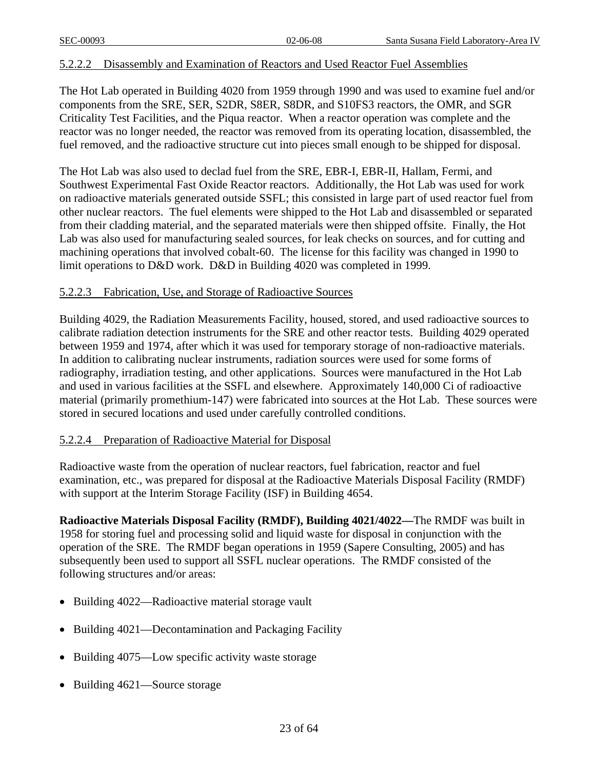#### 5.2.2.2 Disassembly and Examination of Reactors and Used Reactor Fuel Assemblies

The Hot Lab operated in Building 4020 from 1959 through 1990 and was used to examine fuel and/or components from the SRE, SER, S2DR, S8ER, S8DR, and S10FS3 reactors, the OMR, and SGR Criticality Test Facilities, and the Piqua reactor. When a reactor operation was complete and the reactor was no longer needed, the reactor was removed from its operating location, disassembled, the fuel removed, and the radioactive structure cut into pieces small enough to be shipped for disposal.

The Hot Lab was also used to declad fuel from the SRE, EBR-I, EBR-II, Hallam, Fermi, and Southwest Experimental Fast Oxide Reactor reactors. Additionally, the Hot Lab was used for work on radioactive materials generated outside SSFL; this consisted in large part of used reactor fuel from other nuclear reactors. The fuel elements were shipped to the Hot Lab and disassembled or separated from their cladding material, and the separated materials were then shipped offsite. Finally, the Hot Lab was also used for manufacturing sealed sources, for leak checks on sources, and for cutting and machining operations that involved cobalt-60. The license for this facility was changed in 1990 to limit operations to D&D work. D&D in Building 4020 was completed in 1999.

#### 5.2.2.3 Fabrication, Use, and Storage of Radioactive Sources

Building 4029, the Radiation Measurements Facility, housed, stored, and used radioactive sources to calibrate radiation detection instruments for the SRE and other reactor tests. Building 4029 operated between 1959 and 1974, after which it was used for temporary storage of non-radioactive materials. In addition to calibrating nuclear instruments, radiation sources were used for some forms of radiography, irradiation testing, and other applications. Sources were manufactured in the Hot Lab and used in various facilities at the SSFL and elsewhere. Approximately 140,000 Ci of radioactive material (primarily promethium-147) were fabricated into sources at the Hot Lab. These sources were stored in secured locations and used under carefully controlled conditions.

#### 5.2.2.4 Preparation of Radioactive Material for Disposal

Radioactive waste from the operation of nuclear reactors, fuel fabrication, reactor and fuel examination, etc., was prepared for disposal at the Radioactive Materials Disposal Facility (RMDF) with support at the Interim Storage Facility (ISF) in Building 4654.

**Radioactive Materials Disposal Facility (RMDF), Building 4021/4022—**The RMDF was built in 1958 for storing fuel and processing solid and liquid waste for disposal in conjunction with the operation of the SRE. The RMDF began operations in 1959 (Sapere Consulting, 2005) and has subsequently been used to support all SSFL nuclear operations. The RMDF consisted of the following structures and/or areas:

- Building 4022—Radioactive material storage vault
- Building 4021—Decontamination and Packaging Facility
- Building 4075—Low specific activity waste storage
- Building 4621—Source storage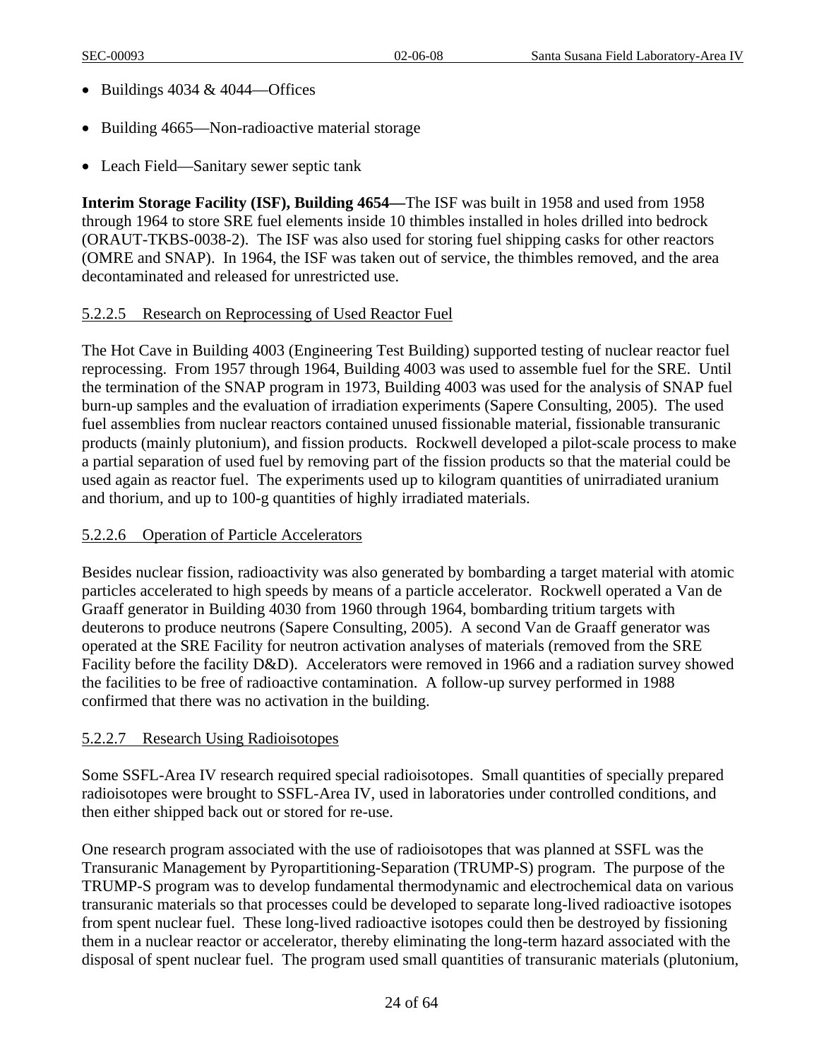- Buildings 4034 & 4044—Offices
- Building 4665—Non-radioactive material storage
- Leach Field—Sanitary sewer septic tank

**Interim Storage Facility (ISF), Building 4654—**The ISF was built in 1958 and used from 1958 through 1964 to store SRE fuel elements inside 10 thimbles installed in holes drilled into bedrock (ORAUT-TKBS-0038-2). The ISF was also used for storing fuel shipping casks for other reactors (OMRE and SNAP). In 1964, the ISF was taken out of service, the thimbles removed, and the area decontaminated and released for unrestricted use.

#### 5.2.2.5 Research on Reprocessing of Used Reactor Fuel

The Hot Cave in Building 4003 (Engineering Test Building) supported testing of nuclear reactor fuel reprocessing. From 1957 through 1964, Building 4003 was used to assemble fuel for the SRE. Until the termination of the SNAP program in 1973, Building 4003 was used for the analysis of SNAP fuel burn-up samples and the evaluation of irradiation experiments (Sapere Consulting, 2005). The used fuel assemblies from nuclear reactors contained unused fissionable material, fissionable transuranic products (mainly plutonium), and fission products. Rockwell developed a pilot-scale process to make a partial separation of used fuel by removing part of the fission products so that the material could be used again as reactor fuel. The experiments used up to kilogram quantities of unirradiated uranium and thorium, and up to 100-g quantities of highly irradiated materials.

#### 5.2.2.6 Operation of Particle Accelerators

Besides nuclear fission, radioactivity was also generated by bombarding a target material with atomic particles accelerated to high speeds by means of a particle accelerator. Rockwell operated a Van de Graaff generator in Building 4030 from 1960 through 1964, bombarding tritium targets with deuterons to produce neutrons (Sapere Consulting, 2005). A second Van de Graaff generator was operated at the SRE Facility for neutron activation analyses of materials (removed from the SRE Facility before the facility D&D). Accelerators were removed in 1966 and a radiation survey showed the facilities to be free of radioactive contamination. A follow-up survey performed in 1988 confirmed that there was no activation in the building.

#### 5.2.2.7 Research Using Radioisotopes

Some SSFL-Area IV research required special radioisotopes. Small quantities of specially prepared radioisotopes were brought to SSFL-Area IV, used in laboratories under controlled conditions, and then either shipped back out or stored for re-use.

One research program associated with the use of radioisotopes that was planned at SSFL was the Transuranic Management by Pyropartitioning-Separation (TRUMP-S) program. The purpose of the TRUMP-S program was to develop fundamental thermodynamic and electrochemical data on various transuranic materials so that processes could be developed to separate long-lived radioactive isotopes from spent nuclear fuel. These long-lived radioactive isotopes could then be destroyed by fissioning them in a nuclear reactor or accelerator, thereby eliminating the long-term hazard associated with the disposal of spent nuclear fuel. The program used small quantities of transuranic materials (plutonium,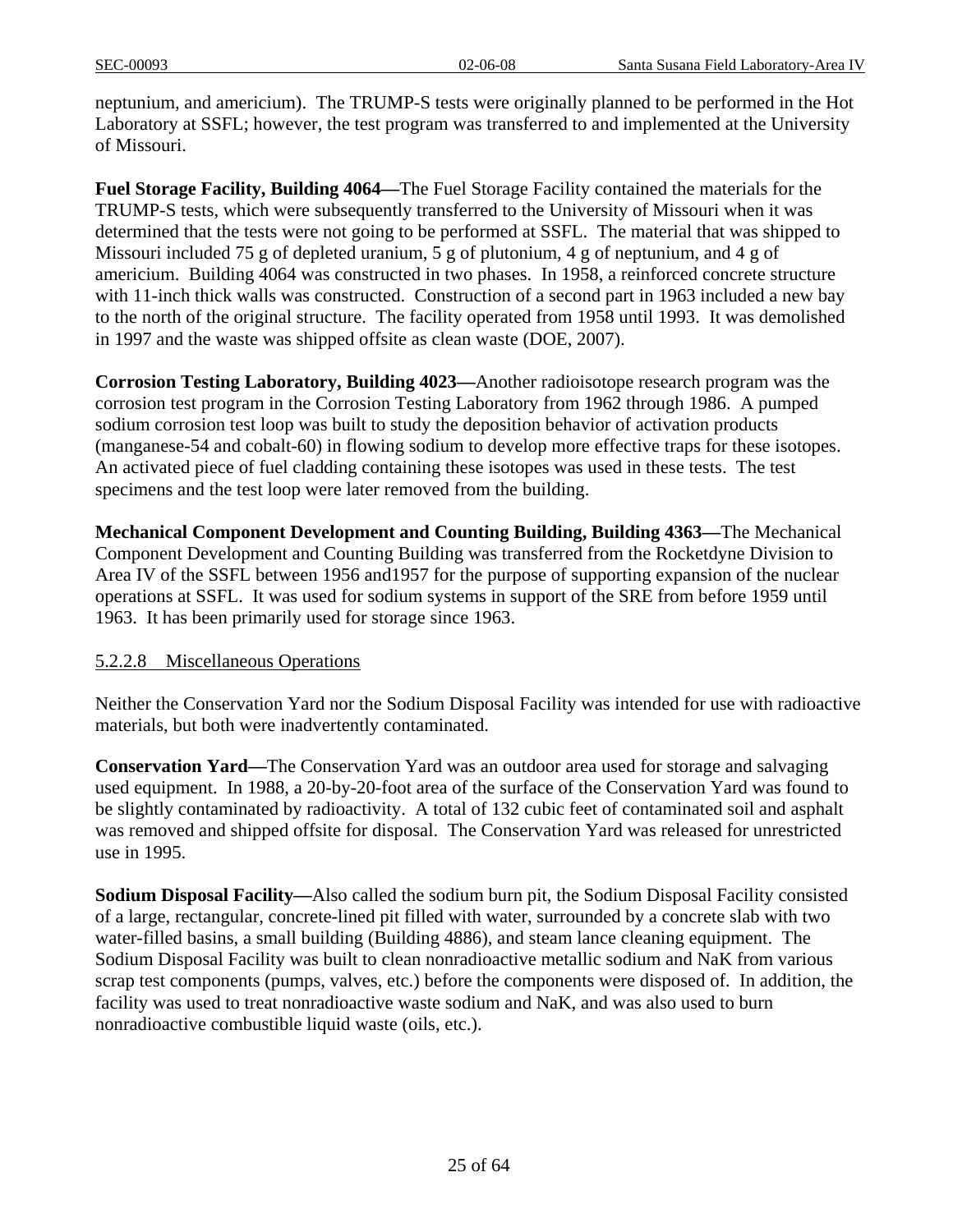neptunium, and americium). The TRUMP-S tests were originally planned to be performed in the Hot Laboratory at SSFL; however, the test program was transferred to and implemented at the University of Missouri.

**Fuel Storage Facility, Building 4064—**The Fuel Storage Facility contained the materials for the TRUMP-S tests, which were subsequently transferred to the University of Missouri when it was determined that the tests were not going to be performed at SSFL. The material that was shipped to Missouri included 75 g of depleted uranium, 5 g of plutonium, 4 g of neptunium, and 4 g of americium. Building 4064 was constructed in two phases. In 1958, a reinforced concrete structure with 11-inch thick walls was constructed. Construction of a second part in 1963 included a new bay to the north of the original structure. The facility operated from 1958 until 1993. It was demolished in 1997 and the waste was shipped offsite as clean waste (DOE, 2007).

**Corrosion Testing Laboratory, Building 4023—**Another radioisotope research program was the corrosion test program in the Corrosion Testing Laboratory from 1962 through 1986. A pumped sodium corrosion test loop was built to study the deposition behavior of activation products (manganese-54 and cobalt-60) in flowing sodium to develop more effective traps for these isotopes. An activated piece of fuel cladding containing these isotopes was used in these tests. The test specimens and the test loop were later removed from the building.

**Mechanical Component Development and Counting Building, Building 4363—**The Mechanical Component Development and Counting Building was transferred from the Rocketdyne Division to Area IV of the SSFL between 1956 and1957 for the purpose of supporting expansion of the nuclear operations at SSFL. It was used for sodium systems in support of the SRE from before 1959 until 1963. It has been primarily used for storage since 1963.

#### 5.2.2.8 Miscellaneous Operations

Neither the Conservation Yard nor the Sodium Disposal Facility was intended for use with radioactive materials, but both were inadvertently contaminated.

**Conservation Yard—**The Conservation Yard was an outdoor area used for storage and salvaging used equipment. In 1988, a 20-by-20-foot area of the surface of the Conservation Yard was found to be slightly contaminated by radioactivity. A total of 132 cubic feet of contaminated soil and asphalt was removed and shipped offsite for disposal. The Conservation Yard was released for unrestricted use in 1995.

**Sodium Disposal Facility—**Also called the sodium burn pit, the Sodium Disposal Facility consisted of a large, rectangular, concrete-lined pit filled with water, surrounded by a concrete slab with two water-filled basins, a small building (Building 4886), and steam lance cleaning equipment. The Sodium Disposal Facility was built to clean nonradioactive metallic sodium and NaK from various scrap test components (pumps, valves, etc.) before the components were disposed of. In addition, the facility was used to treat nonradioactive waste sodium and NaK, and was also used to burn nonradioactive combustible liquid waste (oils, etc.).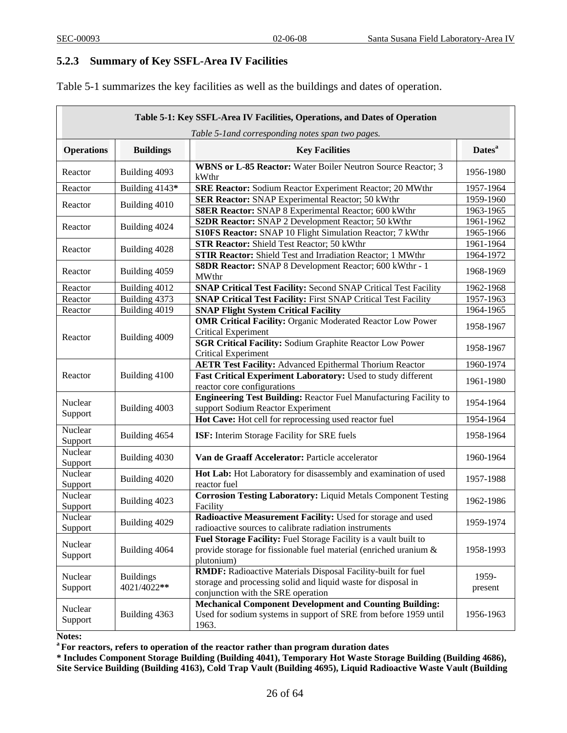### 5.2.3 Summary of Key SSFL-Area IV Facilities

Table 5-1 summarizes the key facilities as well as the buildings and dates of operation.

**Table 5-1: Key SSFL-Area IV Facilities, Operations, and Dates of Operation**

*Table 5-1and corresponding notes span two pages.*

| Operations | Buildings | Key Facilities | Dates[a] |
|---|---|---|---|
| Reactor | Building 4093 | **WBNS or L-85 Reactor:** Water Boiler Neutron Source Reactor; 3 kWthr | 1956-1980 |
| Reactor | Building 4143* | **SRE Reactor:** Sodium Reactor Experiment Reactor; 20 MWthr | 1957-1964 |
| Reactor | Building 4010 | **SER Reactor:** SNAP Experimental Reactor; 50 kWthr | 1959-1960 |
| | | **S8ER Reactor:** SNAP 8 Experimental Reactor; 600 kWthr | 1963-1965 |
| Reactor | Building 4024 | **S2DR Reactor:** SNAP 2 Development Reactor; 50 kWthr | 1961-1962 |
| | | **S10FS Reactor:** SNAP 10 Flight Simulation Reactor; 7 kWthr | 1965-1966 |
| Reactor | Building 4028 | **STR Reactor:** Shield Test Reactor; 50 kWthr | 1961-1964 |
| | | **STIR Reactor:** Shield Test and Irradiation Reactor; 1 MWthr | 1964-1972 |
| Reactor | Building 4059 | **S8DR Reactor:** SNAP 8 Development Reactor; 600 kWthr - 1 MWthr | 1968-1969 |
| Reactor | Building 4012 | **SNAP Critical Test Facility:** Second SNAP Critical Test Facility | 1962-1968 |
| Reactor | Building 4373 | **SNAP Critical Test Facility:** First SNAP Critical Test Facility | 1957-1963 |
| Reactor | Building 4019 | **SNAP Flight System Critical Facility** | 1964-1965 |
| Reactor | Building 4009 | **OMR Critical Facility:** Organic Moderated Reactor Low Power Critical Experiment | 1958-1967 |
| | | **SGR Critical Facility:** Sodium Graphite Reactor Low Power Critical Experiment | 1958-1967 |
| Reactor | Building 4100 | **AETR Test Facility:** Advanced Epithermal Thorium Reactor | 1960-1974 |
| | | **Fast Critical Experiment Laboratory:** Used to study different reactor core configurations | 1961-1980 |
| Nuclear Support | Building 4003 | **Engineering Test Building:** Reactor Fuel Manufacturing Facility to support Sodium Reactor Experiment | 1954-1964 |
| | | **Hot Cave:** Hot cell for reprocessing used reactor fuel | 1954-1964 |
| Nuclear Support | Building 4654 | **ISF:** Interim Storage Facility for SRE fuels | 1958-1964 |
| Nuclear Support | Building 4030 | **Van de Graaff Accelerator:** Particle accelerator | 1960-1964 |
| Nuclear Support | Building 4020 | **Hot Lab:** Hot Laboratory for disassembly and examination of used reactor fuel | 1957-1988 |
| Nuclear Support | Building 4023 | **Corrosion Testing Laboratory:** Liquid Metals Component Testing Facility | 1962-1986 |
| Nuclear Support | Building 4029 | **Radioactive Measurement Facility:** Used for storage and used radioactive sources to calibrate radiation instruments | 1959-1974 |
| Nuclear Support | Building 4064 | **Fuel Storage Facility:** Fuel Storage Facility is a vault built to provide storage for fissionable fuel material (enriched uranium & plutonium) | 1958-1993 |
| Nuclear Support | Buildings 4021/4022** | **RMDF:** Radioactive Materials Disposal Facility-built for fuel storage and processing solid and liquid waste for disposal in conjunction with the SRE operation | 1959-present |
| Nuclear Support | Building 4363 | **Mechanical Component Development and Counting Building:** Used for sodium systems in support of SRE from before 1959 until 1963. | 1956-1963 |

**Notes:**

**[a] For reactors, refers to operation of the reactor rather than program duration dates**

**\* Includes Component Storage Building (Building 4041), Temporary Hot Waste Storage Building (Building 4686), Site Service Building (Building 4163), Cold Trap Vault (Building 4695), Liquid Radioactive Waste Vault (Building**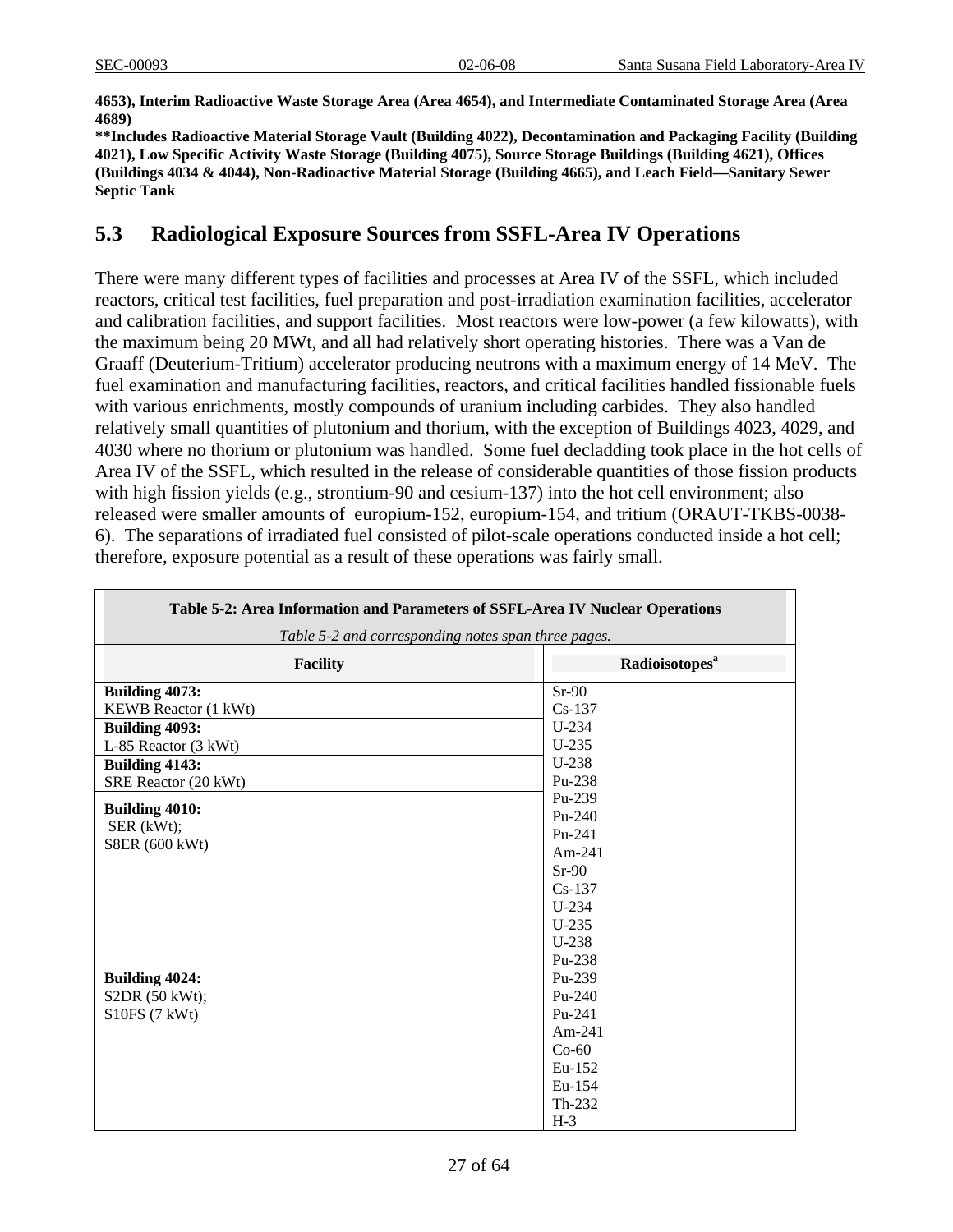**4653), Interim Radioactive Waste Storage Area (Area 4654), and Intermediate Contaminated Storage Area (Area 4689)**
**\*\*Includes Radioactive Material Storage Vault (Building 4022), Decontamination and Packaging Facility (Building 4021), Low Specific Activity Waste Storage (Building 4075), Source Storage Buildings (Building 4621), Offices (Buildings 4034 & 4044), Non-Radioactive Material Storage (Building 4665), and Leach Field—Sanitary Sewer Septic Tank**

## 5.3 Radiological Exposure Sources from SSFL-Area IV Operations

There were many different types of facilities and processes at Area IV of the SSFL, which included reactors, critical test facilities, fuel preparation and post-irradiation examination facilities, accelerator and calibration facilities, and support facilities. Most reactors were low-power (a few kilowatts), with the maximum being 20 MWt, and all had relatively short operating histories. There was a Van de Graaff (Deuterium-Tritium) accelerator producing neutrons with a maximum energy of 14 MeV. The fuel examination and manufacturing facilities, reactors, and critical facilities handled fissionable fuels with various enrichments, mostly compounds of uranium including carbides. They also handled relatively small quantities of plutonium and thorium, with the exception of Buildings 4023, 4029, and 4030 where no thorium or plutonium was handled. Some fuel decladding took place in the hot cells of Area IV of the SSFL, which resulted in the release of considerable quantities of those fission products with high fission yields (e.g., strontium-90 and cesium-137) into the hot cell environment; also released were smaller amounts of europium-152, europium-154, and tritium (ORAUT-TKBS-0038-6). The separations of irradiated fuel consisted of pilot-scale operations conducted inside a hot cell; therefore, exposure potential as a result of these operations was fairly small.

**Table 5-2: Area Information and Parameters of SSFL-Area IV Nuclear Operations**

*Table 5-2 and corresponding notes span three pages.*

| Facility | Radioisotopes[a] |
|---|---|
| **Building 4073:** KEWB Reactor (1 kWt)<br>**Building 4093:** L-85 Reactor (3 kWt)<br>**Building 4143:** SRE Reactor (20 kWt)<br>**Building 4010:** SER (kWt); S8ER (600 kWt) | Sr-90<br>Cs-137<br>U-234<br>U-235<br>U-238<br>Pu-238<br>Pu-239<br>Pu-240<br>Pu-241<br>Am-241 |
| **Building 4024:** S2DR (50 kWt); S10FS (7 kWt) | Sr-90<br>Cs-137<br>U-234<br>U-235<br>U-238<br>Pu-238<br>Pu-239<br>Pu-240<br>Pu-241<br>Am-241<br>Co-60<br>Eu-152<br>Eu-154<br>Th-232<br>H-3 |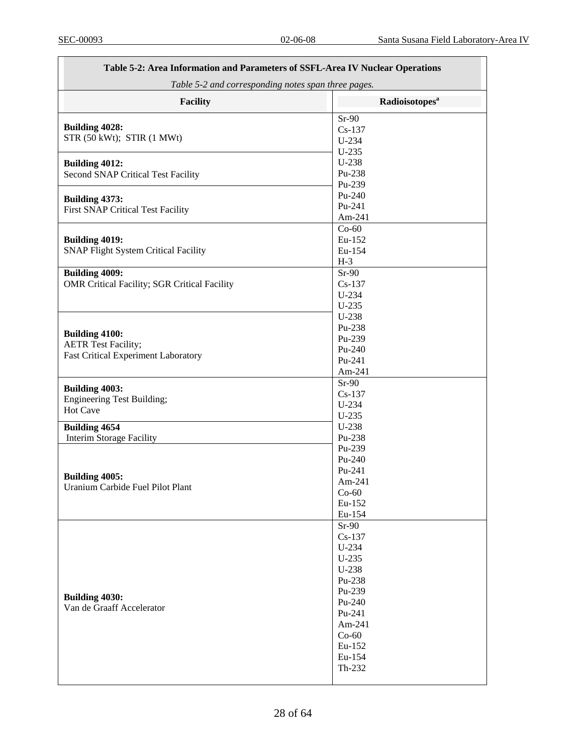**Table 5-2: Area Information and Parameters of SSFL-Area IV Nuclear Operations**

*Table 5-2 and corresponding notes span three pages.*

| Facility | Radioisotopes[a] |
|---|---|
| **Building 4028:** STR (50 kWt); STIR (1 MWt)<br>**Building 4012:** Second SNAP Critical Test Facility<br>**Building 4373:** First SNAP Critical Test Facility | Sr-90<br>Cs-137<br>U-234<br>U-235<br>U-238<br>Pu-238<br>Pu-239<br>Pu-240<br>Pu-241<br>Am-241 |
| **Building 4019:** SNAP Flight System Critical Facility | Co-60<br>Eu-152<br>Eu-154<br>H-3 |
| **Building 4009:** OMR Critical Facility; SGR Critical Facility<br>**Building 4100:** AETR Test Facility; Fast Critical Experiment Laboratory | Sr-90<br>Cs-137<br>U-234<br>U-235<br>U-238<br>Pu-238<br>Pu-239<br>Pu-240<br>Pu-241<br>Am-241 |
| **Building 4003:** Engineering Test Building; Hot Cave<br>**Building 4654** Interim Storage Facility<br>**Building 4005:** Uranium Carbide Fuel Pilot Plant | Sr-90<br>Cs-137<br>U-234<br>U-235<br>U-238<br>Pu-238<br>Pu-239<br>Pu-240<br>Pu-241<br>Am-241<br>Co-60<br>Eu-152<br>Eu-154 |
| **Building 4030:** Van de Graaff Accelerator | Sr-90<br>Cs-137<br>U-234<br>U-235<br>U-238<br>Pu-238<br>Pu-239<br>Pu-240<br>Pu-241<br>Am-241<br>Co-60<br>Eu-152<br>Eu-154<br>Th-232 |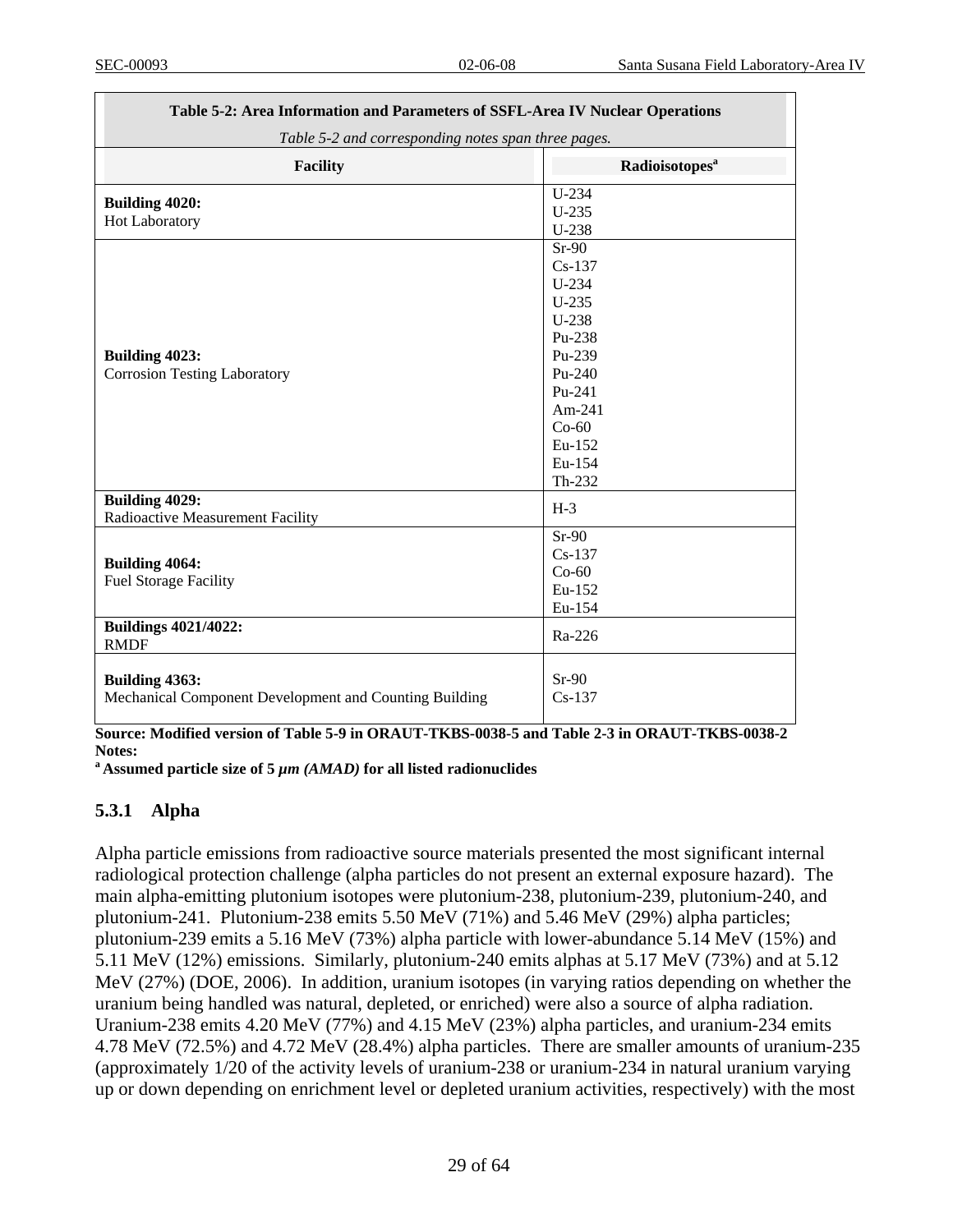**Table 5-2: Area Information and Parameters of SSFL-Area IV Nuclear Operations**

*Table 5-2 and corresponding notes span three pages.*

| Facility | Radioisotopes[a] |
|---|---|
| **Building 4020:** Hot Laboratory | U-234<br>U-235<br>U-238 |
| **Building 4023:** Corrosion Testing Laboratory | Sr-90<br>Cs-137<br>U-234<br>U-235<br>U-238<br>Pu-238<br>Pu-239<br>Pu-240<br>Pu-241<br>Am-241<br>Co-60<br>Eu-152<br>Eu-154<br>Th-232 |
| **Building 4029:** Radioactive Measurement Facility | H-3 |
| **Building 4064:** Fuel Storage Facility | Sr-90<br>Cs-137<br>Co-60<br>Eu-152<br>Eu-154 |
| **Buildings 4021/4022:** RMDF | Ra-226 |
| **Building 4363:** Mechanical Component Development and Counting Building | Sr-90<br>Cs-137 |

**Source: Modified version of Table 5-9 in ORAUT-TKBS-0038-5 and Table 2-3 in ORAUT-TKBS-0038-2**
**Notes:**
**[a] Assumed particle size of 5 *μm (AMAD)* for all listed radionuclides**

### 5.3.1 Alpha

Alpha particle emissions from radioactive source materials presented the most significant internal radiological protection challenge (alpha particles do not present an external exposure hazard). The main alpha-emitting plutonium isotopes were plutonium-238, plutonium-239, plutonium-240, and plutonium-241. Plutonium-238 emits 5.50 MeV (71%) and 5.46 MeV (29%) alpha particles; plutonium-239 emits a 5.16 MeV (73%) alpha particle with lower-abundance 5.14 MeV (15%) and 5.11 MeV (12%) emissions. Similarly, plutonium-240 emits alphas at 5.17 MeV (73%) and at 5.12 MeV (27%) (DOE, 2006). In addition, uranium isotopes (in varying ratios depending on whether the uranium being handled was natural, depleted, or enriched) were also a source of alpha radiation. Uranium-238 emits 4.20 MeV (77%) and 4.15 MeV (23%) alpha particles, and uranium-234 emits 4.78 MeV (72.5%) and 4.72 MeV (28.4%) alpha particles. There are smaller amounts of uranium-235 (approximately 1/20 of the activity levels of uranium-238 or uranium-234 in natural uranium varying up or down depending on enrichment level or depleted uranium activities, respectively) with the most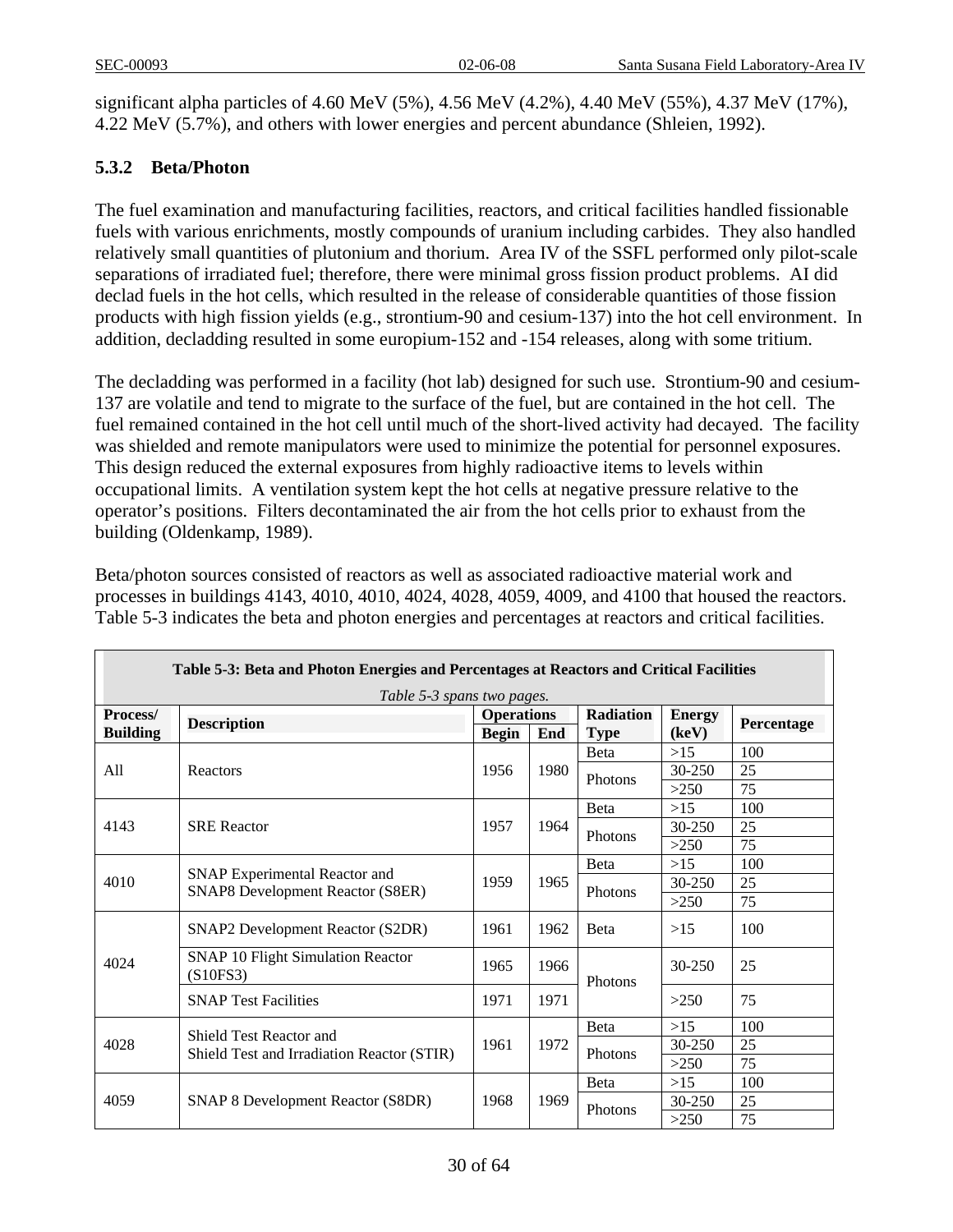significant alpha particles of 4.60 MeV (5%), 4.56 MeV (4.2%), 4.40 MeV (55%), 4.37 MeV (17%), 4.22 MeV (5.7%), and others with lower energies and percent abundance (Shleien, 1992).

### 5.3.2 Beta/Photon

The fuel examination and manufacturing facilities, reactors, and critical facilities handled fissionable fuels with various enrichments, mostly compounds of uranium including carbides. They also handled relatively small quantities of plutonium and thorium. Area IV of the SSFL performed only pilot-scale separations of irradiated fuel; therefore, there were minimal gross fission product problems. AI did declad fuels in the hot cells, which resulted in the release of considerable quantities of those fission products with high fission yields (e.g., strontium-90 and cesium-137) into the hot cell environment. In addition, decladding resulted in some europium-152 and -154 releases, along with some tritium.

The decladding was performed in a facility (hot lab) designed for such use. Strontium-90 and cesium-137 are volatile and tend to migrate to the surface of the fuel, but are contained in the hot cell. The fuel remained contained in the hot cell until much of the short-lived activity had decayed. The facility was shielded and remote manipulators were used to minimize the potential for personnel exposures. This design reduced the external exposures from highly radioactive items to levels within occupational limits. A ventilation system kept the hot cells at negative pressure relative to the operator's positions. Filters decontaminated the air from the hot cells prior to exhaust from the building (Oldenkamp, 1989).

Beta/photon sources consisted of reactors as well as associated radioactive material work and processes in buildings 4143, 4010, 4010, 4024, 4028, 4059, 4009, and 4100 that housed the reactors. Table 5-3 indicates the beta and photon energies and percentages at reactors and critical facilities.

**Table 5-3: Beta and Photon Energies and Percentages at Reactors and Critical Facilities**

*Table 5-3 spans two pages.*

| Process/ Building | Description | Operations | | Radiation Type | Energy (keV) | Percentage |
|---|---|---|---|---|---|---|
| | | Begin | End | | | |
| All | Reactors | 1956 | 1980 | Beta | >15 | 100 |
| | | | | Photons | 30-250 | 25 |
| | | | | | >250 | 75 |
| 4143 | SRE Reactor | 1957 | 1964 | Beta | >15 | 100 |
| | | | | Photons | 30-250 | 25 |
| | | | | | >250 | 75 |
| 4010 | SNAP Experimental Reactor and SNAP8 Development Reactor (S8ER) | 1959 | 1965 | Beta | >15 | 100 |
| | | | | Photons | 30-250 | 25 |
| | | | | | >250 | 75 |
| 4024 | SNAP2 Development Reactor (S2DR) | 1961 | 1962 | Beta | >15 | 100 |
| | SNAP 10 Flight Simulation Reactor (S10FS3) | 1965 | 1966 | Photons | 30-250 | 25 |
| | SNAP Test Facilities | 1971 | 1971 | | >250 | 75 |
| 4028 | Shield Test Reactor and Shield Test and Irradiation Reactor (STIR) | 1961 | 1972 | Beta | >15 | 100 |
| | | | | Photons | 30-250 | 25 |
| | | | | | >250 | 75 |
| 4059 | SNAP 8 Development Reactor (S8DR) | 1968 | 1969 | Beta | >15 | 100 |
| | | | | Photons | 30-250 | 25 |
| | | | | | >250 | 75 |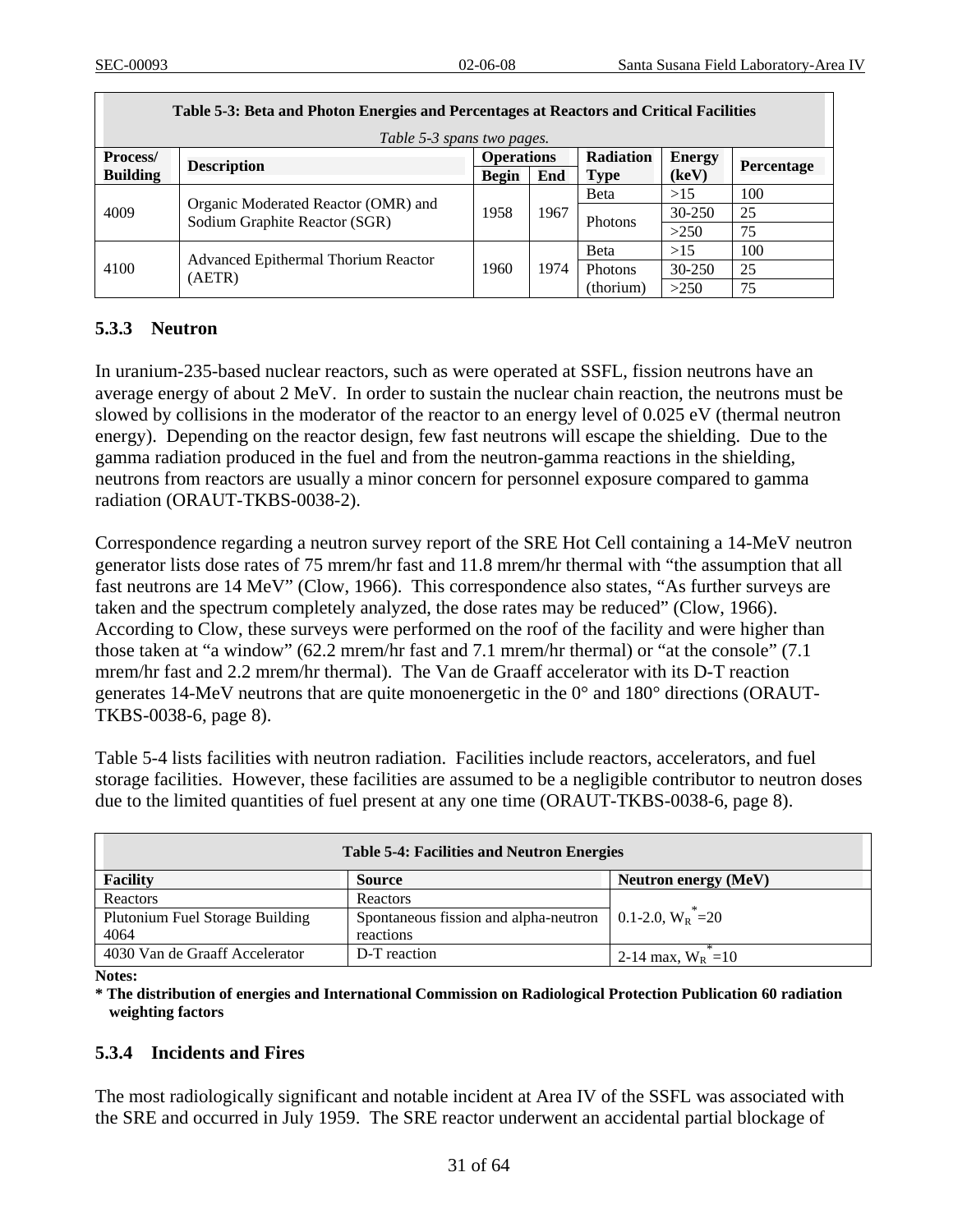| **Table 5-3: Beta and Photon Energies and Percentages at Reactors and Critical Facilities** *Table 5-3 spans two pages.* | | | | | | |
|---|---|---|---|---|---|---|
| **Process/ Building** | **Description** | **Operations** | | **Radiation Type** | **Energy (keV)** | **Percentage** |
| | | **Begin** | **End** | | | |
| 4009 | Organic Moderated Reactor (OMR) and Sodium Graphite Reactor (SGR) | 1958 | 1967 | Beta | >15 | 100 |
| | | | | Photons | 30-250 | 25 |
| | | | | | >250 | 75 |
| 4100 | Advanced Epithermal Thorium Reactor (AETR) | 1960 | 1974 | Beta | >15 | 100 |
| | | | | Photons (thorium) | 30-250 | 25 |
| | | | | | >250 | 75 |

### 5.3.3 Neutron

In uranium-235-based nuclear reactors, such as were operated at SSFL, fission neutrons have an average energy of about 2 MeV. In order to sustain the nuclear chain reaction, the neutrons must be slowed by collisions in the moderator of the reactor to an energy level of 0.025 eV (thermal neutron energy). Depending on the reactor design, few fast neutrons will escape the shielding. Due to the gamma radiation produced in the fuel and from the neutron-gamma reactions in the shielding, neutrons from reactors are usually a minor concern for personnel exposure compared to gamma radiation (ORAUT-TKBS-0038-2).

Correspondence regarding a neutron survey report of the SRE Hot Cell containing a 14-MeV neutron generator lists dose rates of 75 mrem/hr fast and 11.8 mrem/hr thermal with "the assumption that all fast neutrons are 14 MeV" (Clow, 1966). This correspondence also states, "As further surveys are taken and the spectrum completely analyzed, the dose rates may be reduced" (Clow, 1966). According to Clow, these surveys were performed on the roof of the facility and were higher than those taken at "a window" (62.2 mrem/hr fast and 7.1 mrem/hr thermal) or "at the console" (7.1 mrem/hr fast and 2.2 mrem/hr thermal). The Van de Graaff accelerator with its D-T reaction generates 14-MeV neutrons that are quite monoenergetic in the 0° and 180° directions (ORAUT-TKBS-0038-6, page 8).

Table 5-4 lists facilities with neutron radiation. Facilities include reactors, accelerators, and fuel storage facilities. However, these facilities are assumed to be a negligible contributor to neutron doses due to the limited quantities of fuel present at any one time (ORAUT-TKBS-0038-6, page 8).

| **Table 5-4: Facilities and Neutron Energies** | | |
|---|---|---|
| **Facility** | **Source** | **Neutron energy (MeV)** |
| Reactors | Reactors | 0.1-2.0, $W_R{}^{*}$=20 |
| Plutonium Fuel Storage Building 4064 | Spontaneous fission and alpha-neutron reactions | |
| 4030 Van de Graaff Accelerator | D-T reaction | 2-14 max, $W_R{}^{*}$=10 |

**Notes:**
**\* The distribution of energies and International Commission on Radiological Protection Publication 60 radiation weighting factors**

### 5.3.4 Incidents and Fires

The most radiologically significant and notable incident at Area IV of the SSFL was associated with the SRE and occurred in July 1959. The SRE reactor underwent an accidental partial blockage of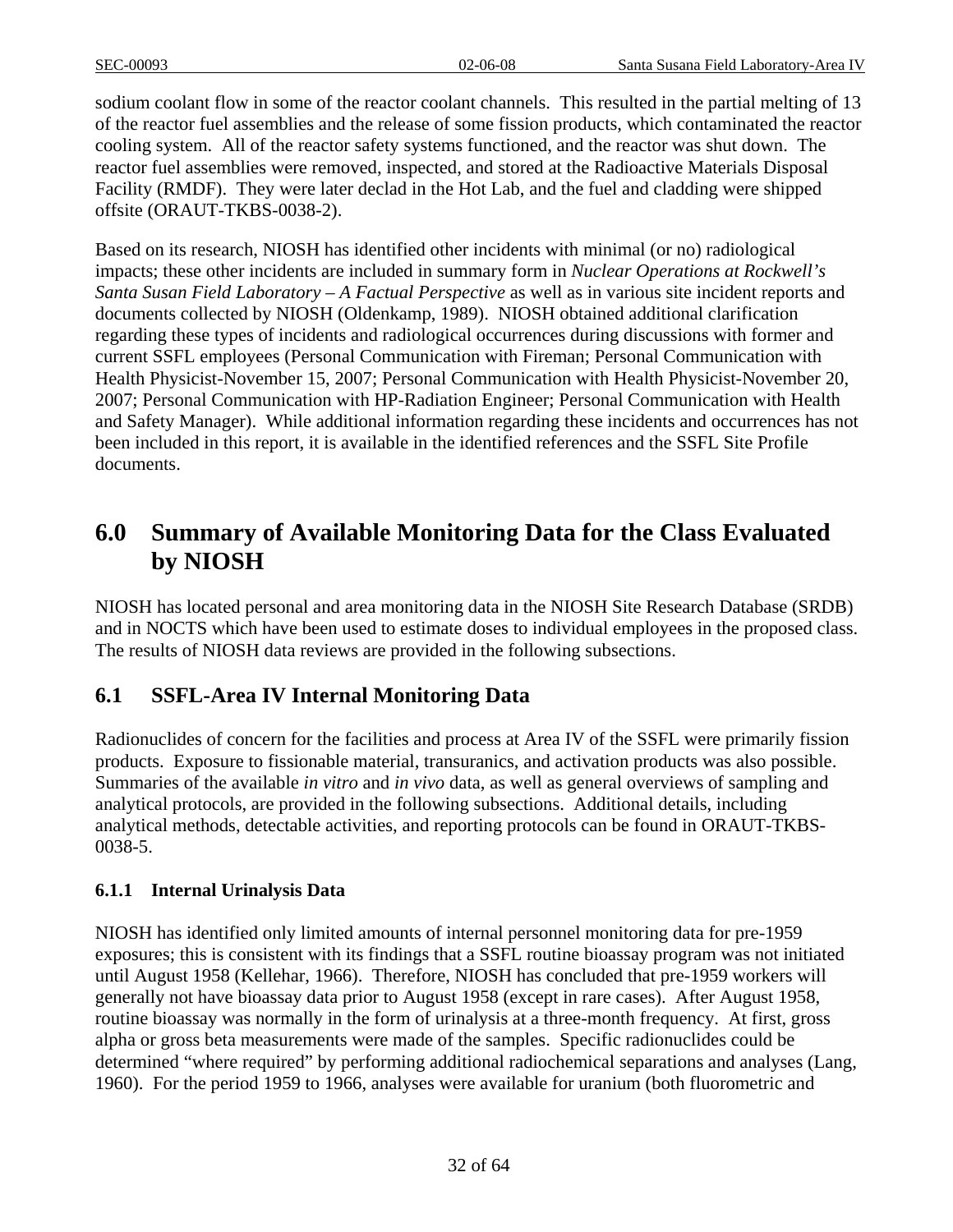sodium coolant flow in some of the reactor coolant channels. This resulted in the partial melting of 13 of the reactor fuel assemblies and the release of some fission products, which contaminated the reactor cooling system. All of the reactor safety systems functioned, and the reactor was shut down. The reactor fuel assemblies were removed, inspected, and stored at the Radioactive Materials Disposal Facility (RMDF). They were later declad in the Hot Lab, and the fuel and cladding were shipped offsite (ORAUT-TKBS-0038-2).

Based on its research, NIOSH has identified other incidents with minimal (or no) radiological impacts; these other incidents are included in summary form in *Nuclear Operations at Rockwell's Santa Susan Field Laboratory – A Factual Perspective* as well as in various site incident reports and documents collected by NIOSH (Oldenkamp, 1989). NIOSH obtained additional clarification regarding these types of incidents and radiological occurrences during discussions with former and current SSFL employees (Personal Communication with Fireman; Personal Communication with Health Physicist-November 15, 2007; Personal Communication with Health Physicist-November 20, 2007; Personal Communication with HP-Radiation Engineer; Personal Communication with Health and Safety Manager). While additional information regarding these incidents and occurrences has not been included in this report, it is available in the identified references and the SSFL Site Profile documents.

# 6.0 Summary of Available Monitoring Data for the Class Evaluated by NIOSH

NIOSH has located personal and area monitoring data in the NIOSH Site Research Database (SRDB) and in NOCTS which have been used to estimate doses to individual employees in the proposed class. The results of NIOSH data reviews are provided in the following subsections.

## 6.1 SSFL-Area IV Internal Monitoring Data

Radionuclides of concern for the facilities and process at Area IV of the SSFL were primarily fission products. Exposure to fissionable material, transuranics, and activation products was also possible. Summaries of the available *in vitro* and *in vivo* data, as well as general overviews of sampling and analytical protocols, are provided in the following subsections. Additional details, including analytical methods, detectable activities, and reporting protocols can be found in ORAUT-TKBS-0038-5.

### 6.1.1 Internal Urinalysis Data

NIOSH has identified only limited amounts of internal personnel monitoring data for pre-1959 exposures; this is consistent with its findings that a SSFL routine bioassay program was not initiated until August 1958 (Kellehar, 1966). Therefore, NIOSH has concluded that pre-1959 workers will generally not have bioassay data prior to August 1958 (except in rare cases). After August 1958, routine bioassay was normally in the form of urinalysis at a three-month frequency. At first, gross alpha or gross beta measurements were made of the samples. Specific radionuclides could be determined "where required" by performing additional radiochemical separations and analyses (Lang, 1960). For the period 1959 to 1966, analyses were available for uranium (both fluorometric and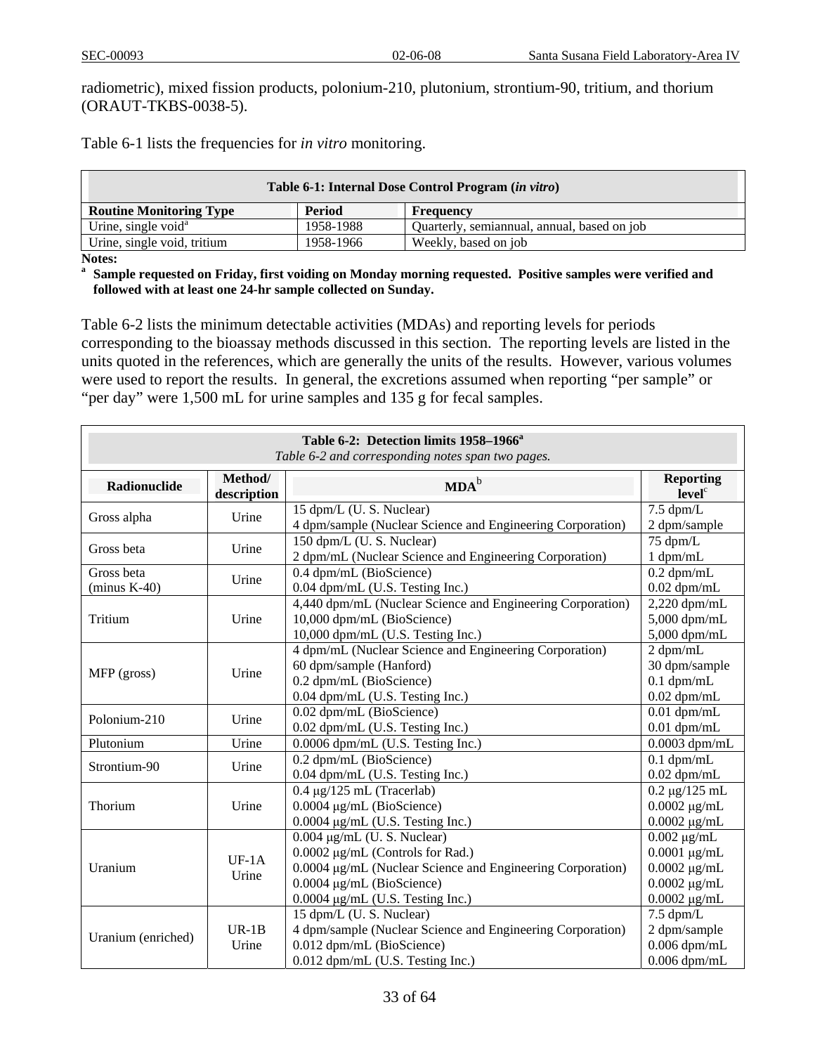radiometric), mixed fission products, polonium-210, plutonium, strontium-90, tritium, and thorium (ORAUT-TKBS-0038-5).

Table 6-1 lists the frequencies for *in vitro* monitoring.

| **Table 6-1: Internal Dose Control Program (*in vitro*)** | | |
|---|---|---|
| **Routine Monitoring Type** | **Period** | **Frequency** |
| Urine, single void[a] | 1958-1988 | Quarterly, semiannual, annual, based on job |
| Urine, single void, tritium | 1958-1966 | Weekly, based on job |

**Notes:**

[a] **Sample requested on Friday, first voiding on Monday morning requested. Positive samples were verified and followed with at least one 24-hr sample collected on Sunday.**

Table 6-2 lists the minimum detectable activities (MDAs) and reporting levels for periods corresponding to the bioassay methods discussed in this section. The reporting levels are listed in the units quoted in the references, which are generally the units of the results. However, various volumes were used to report the results. In general, the excretions assumed when reporting "per sample" or "per day" were 1,500 mL for urine samples and 135 g for fecal samples.

**Table 6-2: Detection limits 1958–1966[a]**
*Table 6-2 and corresponding notes span two pages.*

| Radionuclide | Method/ description | MDA[b] | Reporting level[c] |
|---|---|---|---|
| Gross alpha | Urine | 15 dpm/L (U. S. Nuclear)<br>4 dpm/sample (Nuclear Science and Engineering Corporation) | 7.5 dpm/L<br>2 dpm/sample |
| Gross beta | Urine | 150 dpm/L (U. S. Nuclear)<br>2 dpm/mL (Nuclear Science and Engineering Corporation) | 75 dpm/L<br>1 dpm/mL |
| Gross beta (minus K-40) | Urine | 0.4 dpm/mL (BioScience)<br>0.04 dpm/mL (U.S. Testing Inc.) | 0.2 dpm/mL<br>0.02 dpm/mL |
| Tritium | Urine | 4,440 dpm/mL (Nuclear Science and Engineering Corporation)<br>10,000 dpm/mL (BioScience)<br>10,000 dpm/mL (U.S. Testing Inc.) | 2,220 dpm/mL<br>5,000 dpm/mL<br>5,000 dpm/mL |
| MFP (gross) | Urine | 4 dpm/mL (Nuclear Science and Engineering Corporation)<br>60 dpm/sample (Hanford)<br>0.2 dpm/mL (BioScience)<br>0.04 dpm/mL (U.S. Testing Inc.) | 2 dpm/mL<br>30 dpm/sample<br>0.1 dpm/mL<br>0.02 dpm/mL |
| Polonium-210 | Urine | 0.02 dpm/mL (BioScience)<br>0.02 dpm/mL (U.S. Testing Inc.) | 0.01 dpm/mL<br>0.01 dpm/mL |
| Plutonium | Urine | 0.0006 dpm/mL (U.S. Testing Inc.) | 0.0003 dpm/mL |
| Strontium-90 | Urine | 0.2 dpm/mL (BioScience)<br>0.04 dpm/mL (U.S. Testing Inc.) | 0.1 dpm/mL<br>0.02 dpm/mL |
| Thorium | Urine | 0.4 μg/125 mL (Tracerlab)<br>0.0004 μg/mL (BioScience)<br>0.0004 μg/mL (U.S. Testing Inc.) | 0.2 μg/125 mL<br>0.0002 μg/mL<br>0.0002 μg/mL |
| Uranium | UF-1A Urine | 0.004 μg/mL (U. S. Nuclear)<br>0.0002 μg/mL (Controls for Rad.)<br>0.0004 μg/mL (Nuclear Science and Engineering Corporation)<br>0.0004 μg/mL (BioScience)<br>0.0004 μg/mL (U.S. Testing Inc.) | 0.002 μg/mL<br>0.0001 μg/mL<br>0.0002 μg/mL<br>0.0002 μg/mL<br>0.0002 μg/mL |
| Uranium (enriched) | UR-1B Urine | 15 dpm/L (U. S. Nuclear)<br>4 dpm/sample (Nuclear Science and Engineering Corporation)<br>0.012 dpm/mL (BioScience)<br>0.012 dpm/mL (U.S. Testing Inc.) | 7.5 dpm/L<br>2 dpm/sample<br>0.006 dpm/mL<br>0.006 dpm/mL |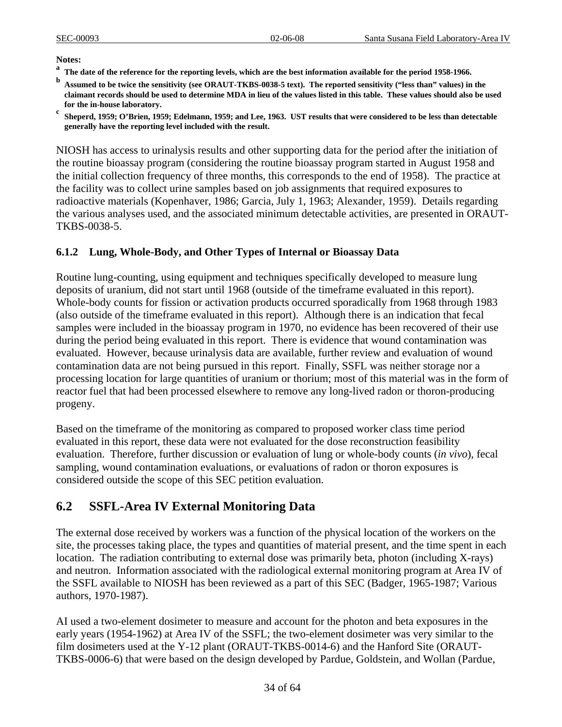**Notes:**

[a] **The date of the reference for the reporting levels, which are the best information available for the period 1958-1966.**

[b] **Assumed to be twice the sensitivity (see ORAUT-TKBS-0038-5 text). The reported sensitivity ("less than" values) in the claimant records should be used to determine MDA in lieu of the values listed in this table. These values should also be used for the in-house laboratory.**

[c] **Sheperd, 1959; O'Brien, 1959; Edelmann, 1959; and Lee, 1963. UST results that were considered to be less than detectable generally have the reporting level included with the result.**

NIOSH has access to urinalysis results and other supporting data for the period after the initiation of the routine bioassay program (considering the routine bioassay program started in August 1958 and the initial collection frequency of three months, this corresponds to the end of 1958). The practice at the facility was to collect urine samples based on job assignments that required exposures to radioactive materials (Kopenhaver, 1986; Garcia, July 1, 1963; Alexander, 1959). Details regarding the various analyses used, and the associated minimum detectable activities, are presented in ORAUT-TKBS-0038-5.

### 6.1.2 Lung, Whole-Body, and Other Types of Internal or Bioassay Data

Routine lung-counting, using equipment and techniques specifically developed to measure lung deposits of uranium, did not start until 1968 (outside of the timeframe evaluated in this report). Whole-body counts for fission or activation products occurred sporadically from 1968 through 1983 (also outside of the timeframe evaluated in this report). Although there is an indication that fecal samples were included in the bioassay program in 1970, no evidence has been recovered of their use during the period being evaluated in this report. There is evidence that wound contamination was evaluated. However, because urinalysis data are available, further review and evaluation of wound contamination data are not being pursued in this report. Finally, SSFL was neither storage nor a processing location for large quantities of uranium or thorium; most of this material was in the form of reactor fuel that had been processed elsewhere to remove any long-lived radon or thoron-producing progeny.

Based on the timeframe of the monitoring as compared to proposed worker class time period evaluated in this report, these data were not evaluated for the dose reconstruction feasibility evaluation. Therefore, further discussion or evaluation of lung or whole-body counts (*in vivo*), fecal sampling, wound contamination evaluations, or evaluations of radon or thoron exposures is considered outside the scope of this SEC petition evaluation.

## 6.2 SSFL-Area IV External Monitoring Data

The external dose received by workers was a function of the physical location of the workers on the site, the processes taking place, the types and quantities of material present, and the time spent in each location. The radiation contributing to external dose was primarily beta, photon (including X-rays) and neutron. Information associated with the radiological external monitoring program at Area IV of the SSFL available to NIOSH has been reviewed as a part of this SEC (Badger, 1965-1987; Various authors, 1970-1987).

AI used a two-element dosimeter to measure and account for the photon and beta exposures in the early years (1954-1962) at Area IV of the SSFL; the two-element dosimeter was very similar to the film dosimeters used at the Y-12 plant (ORAUT-TKBS-0014-6) and the Hanford Site (ORAUT-TKBS-0006-6) that were based on the design developed by Pardue, Goldstein, and Wollan (Pardue,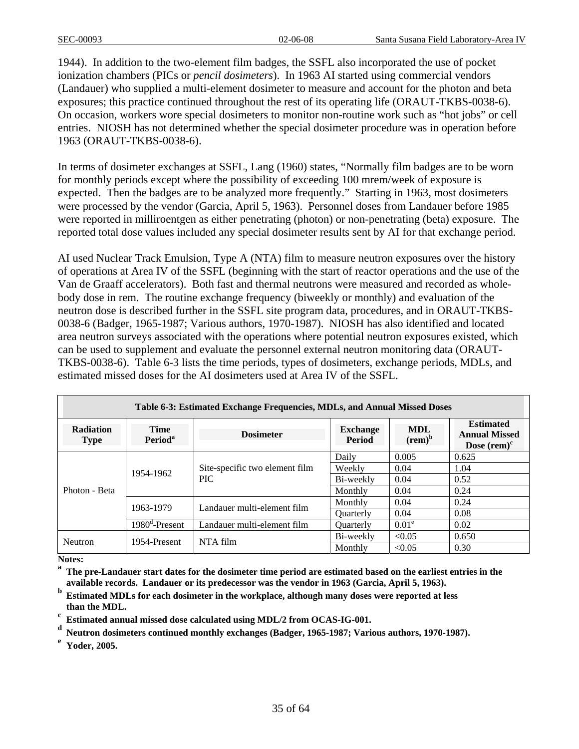1944). In addition to the two-element film badges, the SSFL also incorporated the use of pocket ionization chambers (PICs or *pencil dosimeters*). In 1963 AI started using commercial vendors (Landauer) who supplied a multi-element dosimeter to measure and account for the photon and beta exposures; this practice continued throughout the rest of its operating life (ORAUT-TKBS-0038-6). On occasion, workers wore special dosimeters to monitor non-routine work such as "hot jobs" or cell entries. NIOSH has not determined whether the special dosimeter procedure was in operation before 1963 (ORAUT-TKBS-0038-6).

In terms of dosimeter exchanges at SSFL, Lang (1960) states, "Normally film badges are to be worn for monthly periods except where the possibility of exceeding 100 mrem/week of exposure is expected. Then the badges are to be analyzed more frequently." Starting in 1963, most dosimeters were processed by the vendor (Garcia, April 5, 1963). Personnel doses from Landauer before 1985 were reported in milliroentgen as either penetrating (photon) or non-penetrating (beta) exposure. The reported total dose values included any special dosimeter results sent by AI for that exchange period.

AI used Nuclear Track Emulsion, Type A (NTA) film to measure neutron exposures over the history of operations at Area IV of the SSFL (beginning with the start of reactor operations and the use of the Van de Graaff accelerators). Both fast and thermal neutrons were measured and recorded as whole-body dose in rem. The routine exchange frequency (biweekly or monthly) and evaluation of the neutron dose is described further in the SSFL site program data, procedures, and in ORAUT-TKBS-0038-6 (Badger, 1965-1987; Various authors, 1970-1987). NIOSH has also identified and located area neutron surveys associated with the operations where potential neutron exposures existed, which can be used to supplement and evaluate the personnel external neutron monitoring data (ORAUT-TKBS-0038-6). Table 6-3 lists the time periods, types of dosimeters, exchange periods, MDLs, and estimated missed doses for the AI dosimeters used at Area IV of the SSFL.

**Table 6-3: Estimated Exchange Frequencies, MDLs, and Annual Missed Doses**

| Radiation Type | Time Period[a] | Dosimeter | Exchange Period | MDL (rem)[b] | Estimated Annual Missed Dose (rem)[c] |
|---|---|---|---|---|---|
| Photon - Beta | 1954-1962 | Site-specific two element film PIC | Daily | 0.005 | 0.625 |
| | | | Weekly | 0.04 | 1.04 |
| | | | Bi-weekly | 0.04 | 0.52 |
| | | | Monthly | 0.04 | 0.24 |
| | 1963-1979 | Landauer multi-element film | Monthly | 0.04 | 0.24 |
| | | | Quarterly | 0.04 | 0.08 |
| | 1980[d]-Present | Landauer multi-element film | Quarterly | 0.01[e] | 0.02 |
| Neutron | 1954-Present | NTA film | Bi-weekly | <0.05 | 0.650 |
| | | | Monthly | <0.05 | 0.30 |

**Notes:**

**[a] The pre-Landauer start dates for the dosimeter time period are estimated based on the earliest entries in the available records. Landauer or its predecessor was the vendor in 1963 (Garcia, April 5, 1963).**

**[b] Estimated MDLs for each dosimeter in the workplace, although many doses were reported at less than the MDL.**

**[c] Estimated annual missed dose calculated using MDL/2 from OCAS-IG-001.**

**[d] Neutron dosimeters continued monthly exchanges (Badger, 1965-1987; Various authors, 1970-1987).**

**[e] Yoder, 2005.**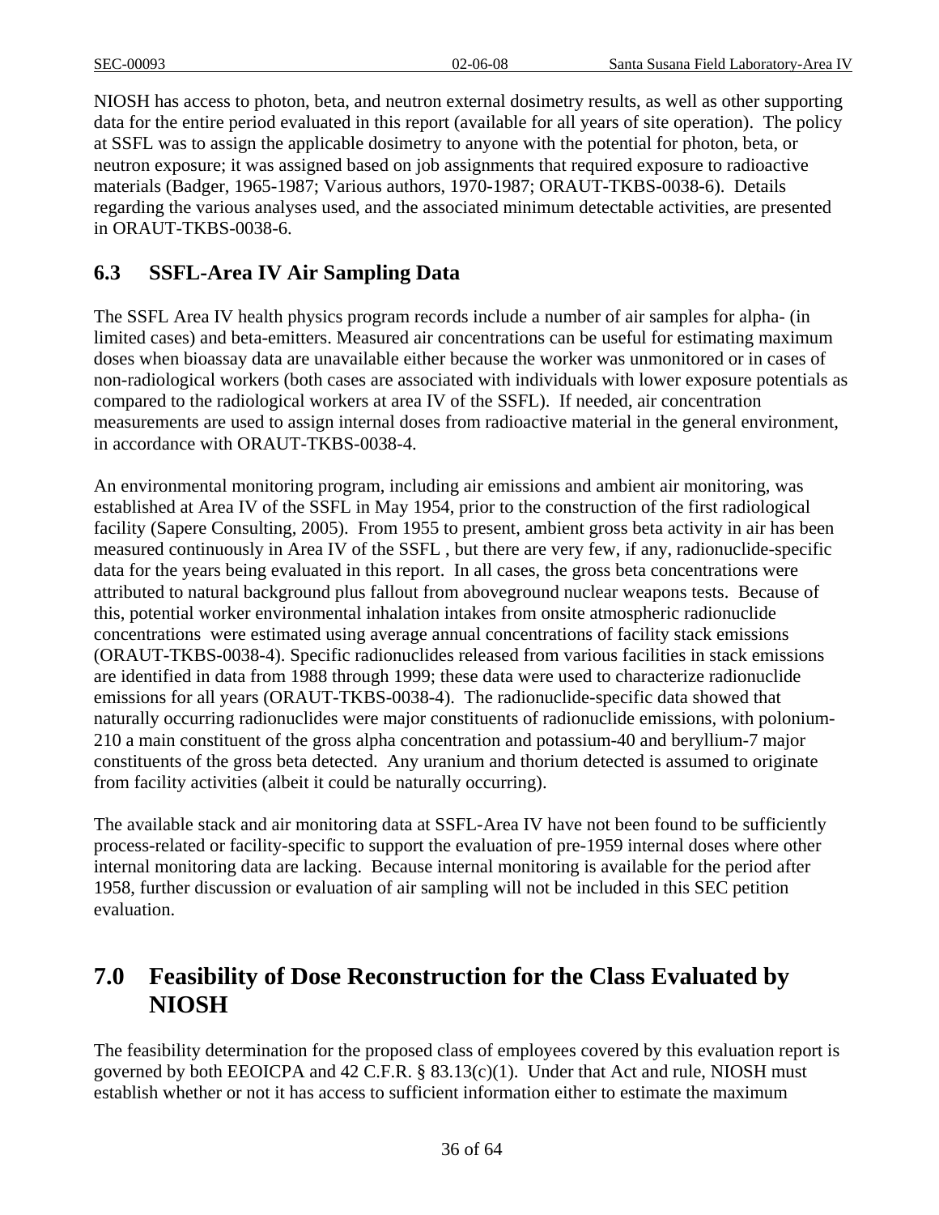NIOSH has access to photon, beta, and neutron external dosimetry results, as well as other supporting data for the entire period evaluated in this report (available for all years of site operation). The policy at SSFL was to assign the applicable dosimetry to anyone with the potential for photon, beta, or neutron exposure; it was assigned based on job assignments that required exposure to radioactive materials (Badger, 1965-1987; Various authors, 1970-1987; ORAUT-TKBS-0038-6). Details regarding the various analyses used, and the associated minimum detectable activities, are presented in ORAUT-TKBS-0038-6.

## 6.3 SSFL-Area IV Air Sampling Data

The SSFL Area IV health physics program records include a number of air samples for alpha- (in limited cases) and beta-emitters. Measured air concentrations can be useful for estimating maximum doses when bioassay data are unavailable either because the worker was unmonitored or in cases of non-radiological workers (both cases are associated with individuals with lower exposure potentials as compared to the radiological workers at area IV of the SSFL). If needed, air concentration measurements are used to assign internal doses from radioactive material in the general environment, in accordance with ORAUT-TKBS-0038-4.

An environmental monitoring program, including air emissions and ambient air monitoring, was established at Area IV of the SSFL in May 1954, prior to the construction of the first radiological facility (Sapere Consulting, 2005). From 1955 to present, ambient gross beta activity in air has been measured continuously in Area IV of the SSFL , but there are very few, if any, radionuclide-specific data for the years being evaluated in this report. In all cases, the gross beta concentrations were attributed to natural background plus fallout from aboveground nuclear weapons tests. Because of this, potential worker environmental inhalation intakes from onsite atmospheric radionuclide concentrations were estimated using average annual concentrations of facility stack emissions (ORAUT-TKBS-0038-4). Specific radionuclides released from various facilities in stack emissions are identified in data from 1988 through 1999; these data were used to characterize radionuclide emissions for all years (ORAUT-TKBS-0038-4). The radionuclide-specific data showed that naturally occurring radionuclides were major constituents of radionuclide emissions, with polonium-210 a main constituent of the gross alpha concentration and potassium-40 and beryllium-7 major constituents of the gross beta detected. Any uranium and thorium detected is assumed to originate from facility activities (albeit it could be naturally occurring).

The available stack and air monitoring data at SSFL-Area IV have not been found to be sufficiently process-related or facility-specific to support the evaluation of pre-1959 internal doses where other internal monitoring data are lacking. Because internal monitoring is available for the period after 1958, further discussion or evaluation of air sampling will not be included in this SEC petition evaluation.

# 7.0 Feasibility of Dose Reconstruction for the Class Evaluated by NIOSH

The feasibility determination for the proposed class of employees covered by this evaluation report is governed by both EEOICPA and 42 C.F.R. § 83.13(c)(1). Under that Act and rule, NIOSH must establish whether or not it has access to sufficient information either to estimate the maximum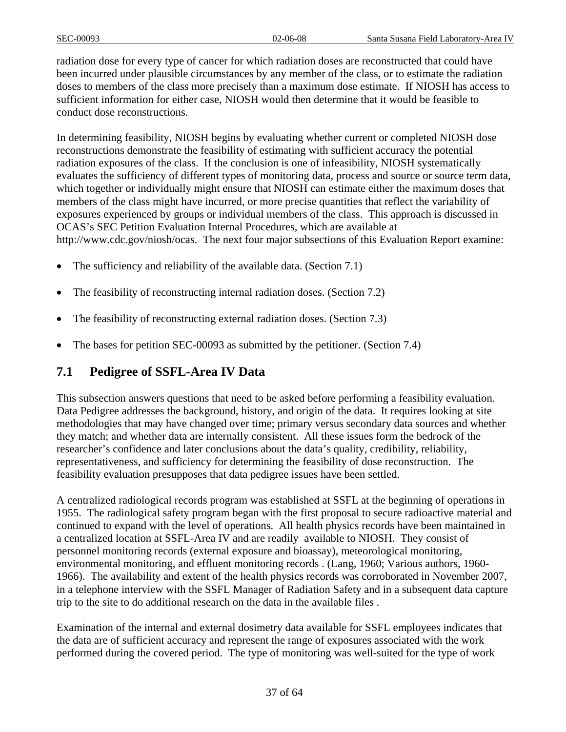radiation dose for every type of cancer for which radiation doses are reconstructed that could have been incurred under plausible circumstances by any member of the class, or to estimate the radiation doses to members of the class more precisely than a maximum dose estimate. If NIOSH has access to sufficient information for either case, NIOSH would then determine that it would be feasible to conduct dose reconstructions.

In determining feasibility, NIOSH begins by evaluating whether current or completed NIOSH dose reconstructions demonstrate the feasibility of estimating with sufficient accuracy the potential radiation exposures of the class. If the conclusion is one of infeasibility, NIOSH systematically evaluates the sufficiency of different types of monitoring data, process and source or source term data, which together or individually might ensure that NIOSH can estimate either the maximum doses that members of the class might have incurred, or more precise quantities that reflect the variability of exposures experienced by groups or individual members of the class. This approach is discussed in OCAS's SEC Petition Evaluation Internal Procedures, which are available at http://www.cdc.gov/niosh/ocas. The next four major subsections of this Evaluation Report examine:

- The sufficiency and reliability of the available data. (Section 7.1)
- The feasibility of reconstructing internal radiation doses. (Section 7.2)
- The feasibility of reconstructing external radiation doses. (Section 7.3)
- The bases for petition SEC-00093 as submitted by the petitioner. (Section 7.4)

## 7.1 Pedigree of SSFL-Area IV Data

This subsection answers questions that need to be asked before performing a feasibility evaluation. Data Pedigree addresses the background, history, and origin of the data. It requires looking at site methodologies that may have changed over time; primary versus secondary data sources and whether they match; and whether data are internally consistent. All these issues form the bedrock of the researcher's confidence and later conclusions about the data's quality, credibility, reliability, representativeness, and sufficiency for determining the feasibility of dose reconstruction. The feasibility evaluation presupposes that data pedigree issues have been settled.

A centralized radiological records program was established at SSFL at the beginning of operations in 1955. The radiological safety program began with the first proposal to secure radioactive material and continued to expand with the level of operations. All health physics records have been maintained in a centralized location at SSFL-Area IV and are readily available to NIOSH. They consist of personnel monitoring records (external exposure and bioassay), meteorological monitoring, environmental monitoring, and effluent monitoring records . (Lang, 1960; Various authors, 1960-1966). The availability and extent of the health physics records was corroborated in November 2007, in a telephone interview with the SSFL Manager of Radiation Safety and in a subsequent data capture trip to the site to do additional research on the data in the available files .

Examination of the internal and external dosimetry data available for SSFL employees indicates that the data are of sufficient accuracy and represent the range of exposures associated with the work performed during the covered period. The type of monitoring was well-suited for the type of work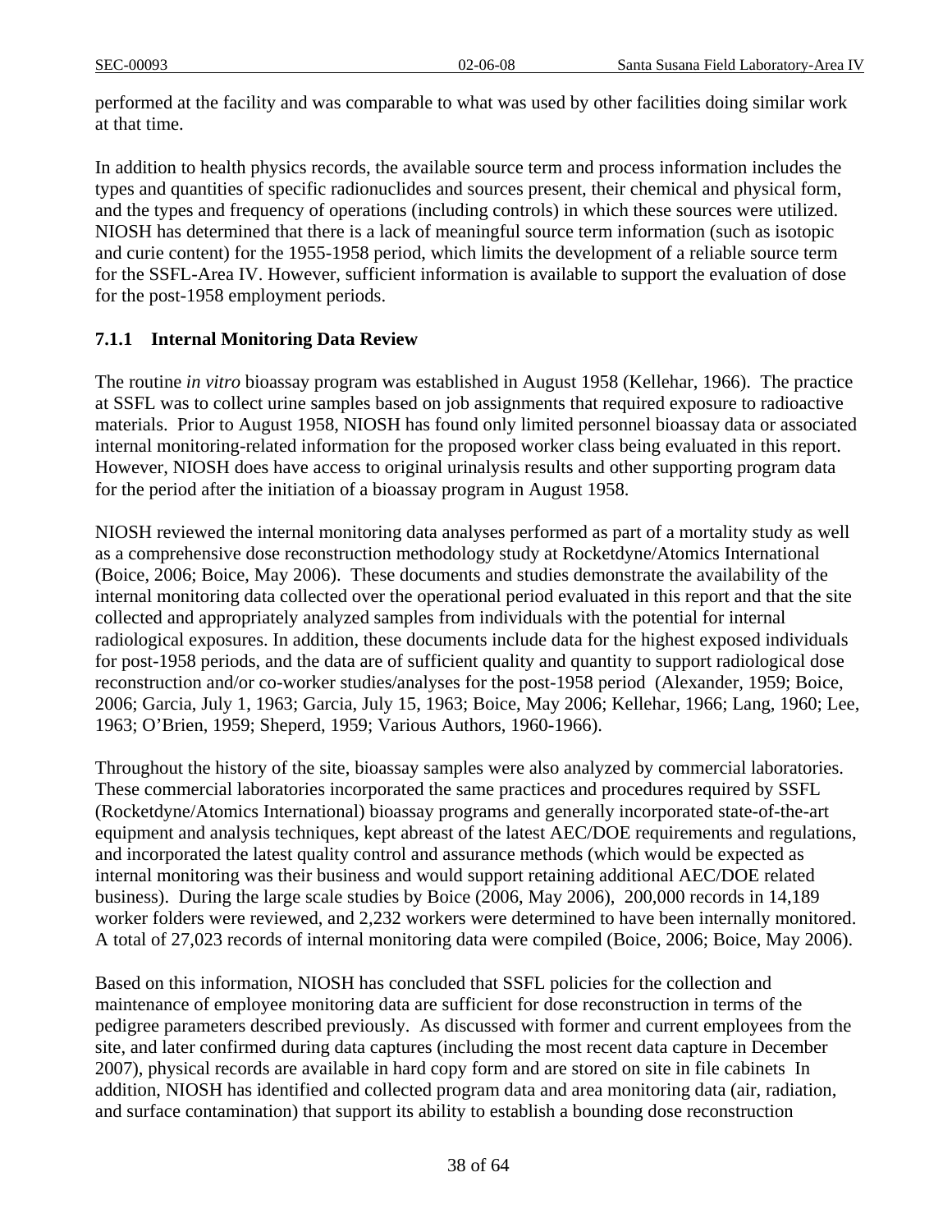performed at the facility and was comparable to what was used by other facilities doing similar work at that time.

In addition to health physics records, the available source term and process information includes the types and quantities of specific radionuclides and sources present, their chemical and physical form, and the types and frequency of operations (including controls) in which these sources were utilized. NIOSH has determined that there is a lack of meaningful source term information (such as isotopic and curie content) for the 1955-1958 period, which limits the development of a reliable source term for the SSFL-Area IV. However, sufficient information is available to support the evaluation of dose for the post-1958 employment periods.

### 7.1.1 Internal Monitoring Data Review

The routine *in vitro* bioassay program was established in August 1958 (Kellehar, 1966). The practice at SSFL was to collect urine samples based on job assignments that required exposure to radioactive materials. Prior to August 1958, NIOSH has found only limited personnel bioassay data or associated internal monitoring-related information for the proposed worker class being evaluated in this report. However, NIOSH does have access to original urinalysis results and other supporting program data for the period after the initiation of a bioassay program in August 1958.

NIOSH reviewed the internal monitoring data analyses performed as part of a mortality study as well as a comprehensive dose reconstruction methodology study at Rocketdyne/Atomics International (Boice, 2006; Boice, May 2006). These documents and studies demonstrate the availability of the internal monitoring data collected over the operational period evaluated in this report and that the site collected and appropriately analyzed samples from individuals with the potential for internal radiological exposures. In addition, these documents include data for the highest exposed individuals for post-1958 periods, and the data are of sufficient quality and quantity to support radiological dose reconstruction and/or co-worker studies/analyses for the post-1958 period (Alexander, 1959; Boice, 2006; Garcia, July 1, 1963; Garcia, July 15, 1963; Boice, May 2006; Kellehar, 1966; Lang, 1960; Lee, 1963; O'Brien, 1959; Sheperd, 1959; Various Authors, 1960-1966).

Throughout the history of the site, bioassay samples were also analyzed by commercial laboratories. These commercial laboratories incorporated the same practices and procedures required by SSFL (Rocketdyne/Atomics International) bioassay programs and generally incorporated state-of-the-art equipment and analysis techniques, kept abreast of the latest AEC/DOE requirements and regulations, and incorporated the latest quality control and assurance methods (which would be expected as internal monitoring was their business and would support retaining additional AEC/DOE related business). During the large scale studies by Boice (2006, May 2006), 200,000 records in 14,189 worker folders were reviewed, and 2,232 workers were determined to have been internally monitored. A total of 27,023 records of internal monitoring data were compiled (Boice, 2006; Boice, May 2006).

Based on this information, NIOSH has concluded that SSFL policies for the collection and maintenance of employee monitoring data are sufficient for dose reconstruction in terms of the pedigree parameters described previously. As discussed with former and current employees from the site, and later confirmed during data captures (including the most recent data capture in December 2007), physical records are available in hard copy form and are stored on site in file cabinets In addition, NIOSH has identified and collected program data and area monitoring data (air, radiation, and surface contamination) that support its ability to establish a bounding dose reconstruction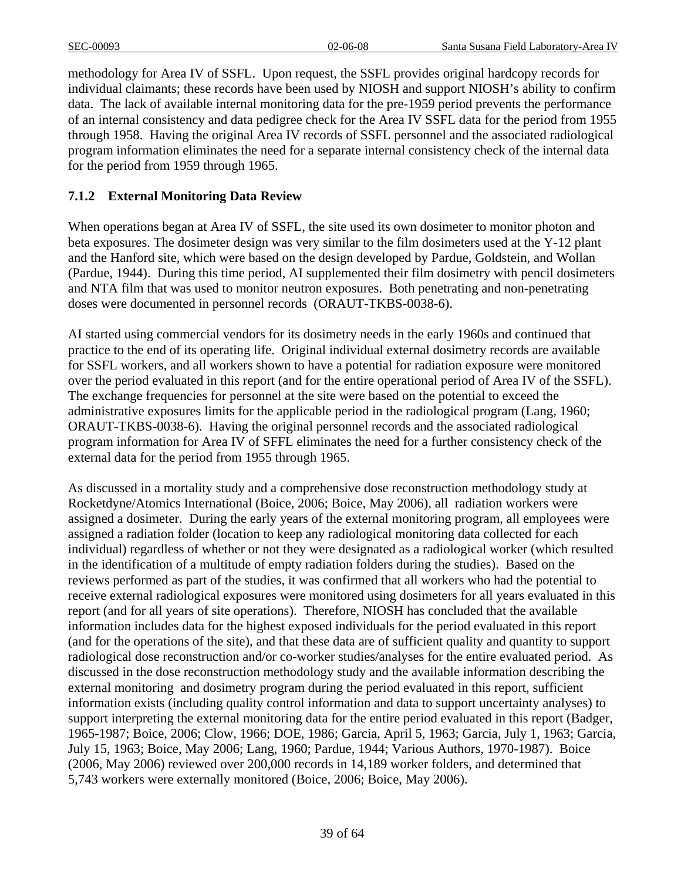methodology for Area IV of SSFL. Upon request, the SSFL provides original hardcopy records for individual claimants; these records have been used by NIOSH and support NIOSH's ability to confirm data. The lack of available internal monitoring data for the pre-1959 period prevents the performance of an internal consistency and data pedigree check for the Area IV SSFL data for the period from 1955 through 1958. Having the original Area IV records of SSFL personnel and the associated radiological program information eliminates the need for a separate internal consistency check of the internal data for the period from 1959 through 1965.

### 7.1.2 External Monitoring Data Review

When operations began at Area IV of SSFL, the site used its own dosimeter to monitor photon and beta exposures. The dosimeter design was very similar to the film dosimeters used at the Y-12 plant and the Hanford site, which were based on the design developed by Pardue, Goldstein, and Wollan (Pardue, 1944). During this time period, AI supplemented their film dosimetry with pencil dosimeters and NTA film that was used to monitor neutron exposures. Both penetrating and non-penetrating doses were documented in personnel records (ORAUT-TKBS-0038-6).

AI started using commercial vendors for its dosimetry needs in the early 1960s and continued that practice to the end of its operating life. Original individual external dosimetry records are available for SSFL workers, and all workers shown to have a potential for radiation exposure were monitored over the period evaluated in this report (and for the entire operational period of Area IV of the SSFL). The exchange frequencies for personnel at the site were based on the potential to exceed the administrative exposures limits for the applicable period in the radiological program (Lang, 1960; ORAUT-TKBS-0038-6). Having the original personnel records and the associated radiological program information for Area IV of SFFL eliminates the need for a further consistency check of the external data for the period from 1955 through 1965.

As discussed in a mortality study and a comprehensive dose reconstruction methodology study at Rocketdyne/Atomics International (Boice, 2006; Boice, May 2006), all radiation workers were assigned a dosimeter. During the early years of the external monitoring program, all employees were assigned a radiation folder (location to keep any radiological monitoring data collected for each individual) regardless of whether or not they were designated as a radiological worker (which resulted in the identification of a multitude of empty radiation folders during the studies). Based on the reviews performed as part of the studies, it was confirmed that all workers who had the potential to receive external radiological exposures were monitored using dosimeters for all years evaluated in this report (and for all years of site operations). Therefore, NIOSH has concluded that the available information includes data for the highest exposed individuals for the period evaluated in this report (and for the operations of the site), and that these data are of sufficient quality and quantity to support radiological dose reconstruction and/or co-worker studies/analyses for the entire evaluated period. As discussed in the dose reconstruction methodology study and the available information describing the external monitoring and dosimetry program during the period evaluated in this report, sufficient information exists (including quality control information and data to support uncertainty analyses) to support interpreting the external monitoring data for the entire period evaluated in this report (Badger, 1965-1987; Boice, 2006; Clow, 1966; DOE, 1986; Garcia, April 5, 1963; Garcia, July 1, 1963; Garcia, July 15, 1963; Boice, May 2006; Lang, 1960; Pardue, 1944; Various Authors, 1970-1987). Boice (2006, May 2006) reviewed over 200,000 records in 14,189 worker folders, and determined that 5,743 workers were externally monitored (Boice, 2006; Boice, May 2006).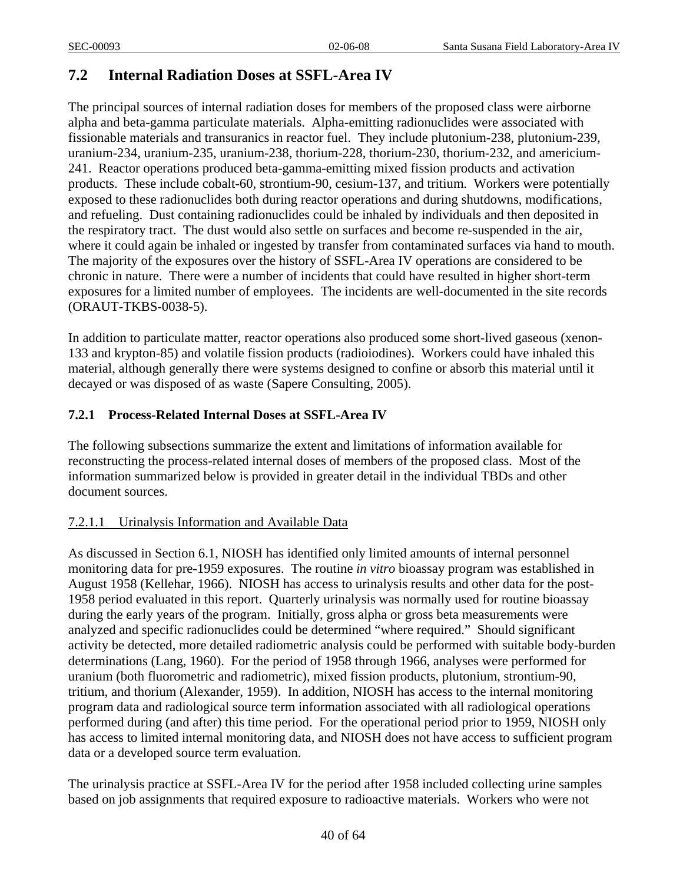## 7.2 Internal Radiation Doses at SSFL-Area IV

The principal sources of internal radiation doses for members of the proposed class were airborne alpha and beta-gamma particulate materials. Alpha-emitting radionuclides were associated with fissionable materials and transuranics in reactor fuel. They include plutonium-238, plutonium-239, uranium-234, uranium-235, uranium-238, thorium-228, thorium-230, thorium-232, and americium-241. Reactor operations produced beta-gamma-emitting mixed fission products and activation products. These include cobalt-60, strontium-90, cesium-137, and tritium. Workers were potentially exposed to these radionuclides both during reactor operations and during shutdowns, modifications, and refueling. Dust containing radionuclides could be inhaled by individuals and then deposited in the respiratory tract. The dust would also settle on surfaces and become re-suspended in the air, where it could again be inhaled or ingested by transfer from contaminated surfaces via hand to mouth. The majority of the exposures over the history of SSFL-Area IV operations are considered to be chronic in nature. There were a number of incidents that could have resulted in higher short-term exposures for a limited number of employees. The incidents are well-documented in the site records (ORAUT-TKBS-0038-5).

In addition to particulate matter, reactor operations also produced some short-lived gaseous (xenon-133 and krypton-85) and volatile fission products (radioiodines). Workers could have inhaled this material, although generally there were systems designed to confine or absorb this material until it decayed or was disposed of as waste (Sapere Consulting, 2005).

### 7.2.1 Process-Related Internal Doses at SSFL-Area IV

The following subsections summarize the extent and limitations of information available for reconstructing the process-related internal doses of members of the proposed class. Most of the information summarized below is provided in greater detail in the individual TBDs and other document sources.

#### 7.2.1.1 Urinalysis Information and Available Data

As discussed in Section 6.1, NIOSH has identified only limited amounts of internal personnel monitoring data for pre-1959 exposures. The routine *in vitro* bioassay program was established in August 1958 (Kellehar, 1966). NIOSH has access to urinalysis results and other data for the post-1958 period evaluated in this report. Quarterly urinalysis was normally used for routine bioassay during the early years of the program. Initially, gross alpha or gross beta measurements were analyzed and specific radionuclides could be determined "where required." Should significant activity be detected, more detailed radiometric analysis could be performed with suitable body-burden determinations (Lang, 1960). For the period of 1958 through 1966, analyses were performed for uranium (both fluorometric and radiometric), mixed fission products, plutonium, strontium-90, tritium, and thorium (Alexander, 1959). In addition, NIOSH has access to the internal monitoring program data and radiological source term information associated with all radiological operations performed during (and after) this time period. For the operational period prior to 1959, NIOSH only has access to limited internal monitoring data, and NIOSH does not have access to sufficient program data or a developed source term evaluation.

The urinalysis practice at SSFL-Area IV for the period after 1958 included collecting urine samples based on job assignments that required exposure to radioactive materials. Workers who were not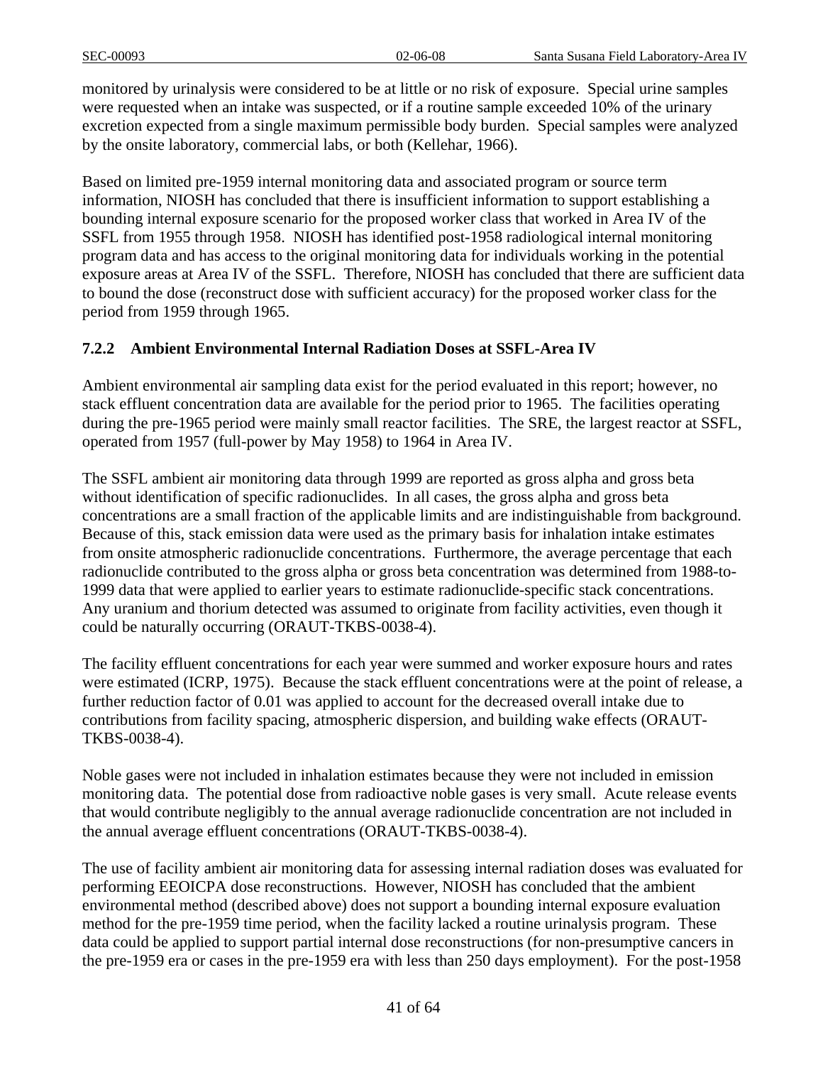monitored by urinalysis were considered to be at little or no risk of exposure. Special urine samples were requested when an intake was suspected, or if a routine sample exceeded 10% of the urinary excretion expected from a single maximum permissible body burden. Special samples were analyzed by the onsite laboratory, commercial labs, or both (Kellehar, 1966).

Based on limited pre-1959 internal monitoring data and associated program or source term information, NIOSH has concluded that there is insufficient information to support establishing a bounding internal exposure scenario for the proposed worker class that worked in Area IV of the SSFL from 1955 through 1958. NIOSH has identified post-1958 radiological internal monitoring program data and has access to the original monitoring data for individuals working in the potential exposure areas at Area IV of the SSFL. Therefore, NIOSH has concluded that there are sufficient data to bound the dose (reconstruct dose with sufficient accuracy) for the proposed worker class for the period from 1959 through 1965.

### 7.2.2 Ambient Environmental Internal Radiation Doses at SSFL-Area IV

Ambient environmental air sampling data exist for the period evaluated in this report; however, no stack effluent concentration data are available for the period prior to 1965. The facilities operating during the pre-1965 period were mainly small reactor facilities. The SRE, the largest reactor at SSFL, operated from 1957 (full-power by May 1958) to 1964 in Area IV.

The SSFL ambient air monitoring data through 1999 are reported as gross alpha and gross beta without identification of specific radionuclides. In all cases, the gross alpha and gross beta concentrations are a small fraction of the applicable limits and are indistinguishable from background. Because of this, stack emission data were used as the primary basis for inhalation intake estimates from onsite atmospheric radionuclide concentrations. Furthermore, the average percentage that each radionuclide contributed to the gross alpha or gross beta concentration was determined from 1988-to-1999 data that were applied to earlier years to estimate radionuclide-specific stack concentrations. Any uranium and thorium detected was assumed to originate from facility activities, even though it could be naturally occurring (ORAUT-TKBS-0038-4).

The facility effluent concentrations for each year were summed and worker exposure hours and rates were estimated (ICRP, 1975). Because the stack effluent concentrations were at the point of release, a further reduction factor of 0.01 was applied to account for the decreased overall intake due to contributions from facility spacing, atmospheric dispersion, and building wake effects (ORAUT-TKBS-0038-4).

Noble gases were not included in inhalation estimates because they were not included in emission monitoring data. The potential dose from radioactive noble gases is very small. Acute release events that would contribute negligibly to the annual average radionuclide concentration are not included in the annual average effluent concentrations (ORAUT-TKBS-0038-4).

The use of facility ambient air monitoring data for assessing internal radiation doses was evaluated for performing EEOICPA dose reconstructions. However, NIOSH has concluded that the ambient environmental method (described above) does not support a bounding internal exposure evaluation method for the pre-1959 time period, when the facility lacked a routine urinalysis program. These data could be applied to support partial internal dose reconstructions (for non-presumptive cancers in the pre-1959 era or cases in the pre-1959 era with less than 250 days employment). For the post-1958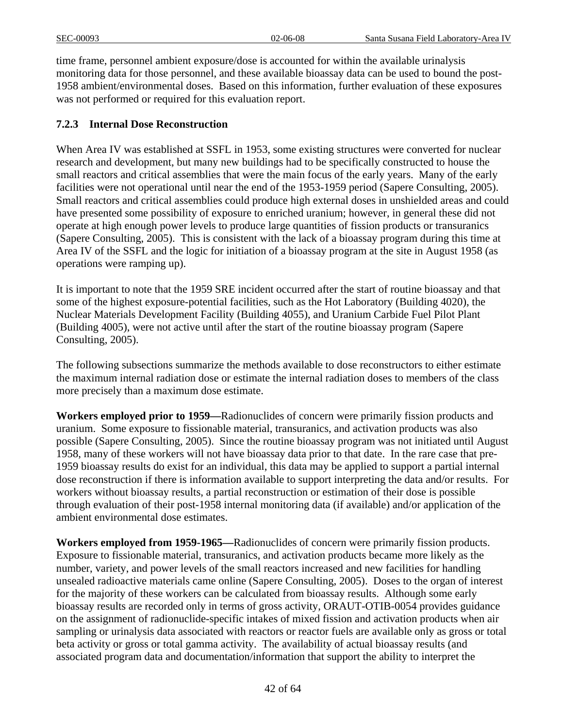time frame, personnel ambient exposure/dose is accounted for within the available urinalysis monitoring data for those personnel, and these available bioassay data can be used to bound the post-1958 ambient/environmental doses. Based on this information, further evaluation of these exposures was not performed or required for this evaluation report.

### 7.2.3 Internal Dose Reconstruction

When Area IV was established at SSFL in 1953, some existing structures were converted for nuclear research and development, but many new buildings had to be specifically constructed to house the small reactors and critical assemblies that were the main focus of the early years. Many of the early facilities were not operational until near the end of the 1953-1959 period (Sapere Consulting, 2005). Small reactors and critical assemblies could produce high external doses in unshielded areas and could have presented some possibility of exposure to enriched uranium; however, in general these did not operate at high enough power levels to produce large quantities of fission products or transuranics (Sapere Consulting, 2005). This is consistent with the lack of a bioassay program during this time at Area IV of the SSFL and the logic for initiation of a bioassay program at the site in August 1958 (as operations were ramping up).

It is important to note that the 1959 SRE incident occurred after the start of routine bioassay and that some of the highest exposure-potential facilities, such as the Hot Laboratory (Building 4020), the Nuclear Materials Development Facility (Building 4055), and Uranium Carbide Fuel Pilot Plant (Building 4005), were not active until after the start of the routine bioassay program (Sapere Consulting, 2005).

The following subsections summarize the methods available to dose reconstructors to either estimate the maximum internal radiation dose or estimate the internal radiation doses to members of the class more precisely than a maximum dose estimate.

**Workers employed prior to 1959—**Radionuclides of concern were primarily fission products and uranium. Some exposure to fissionable material, transuranics, and activation products was also possible (Sapere Consulting, 2005). Since the routine bioassay program was not initiated until August 1958, many of these workers will not have bioassay data prior to that date. In the rare case that pre-1959 bioassay results do exist for an individual, this data may be applied to support a partial internal dose reconstruction if there is information available to support interpreting the data and/or results. For workers without bioassay results, a partial reconstruction or estimation of their dose is possible through evaluation of their post-1958 internal monitoring data (if available) and/or application of the ambient environmental dose estimates.

**Workers employed from 1959-1965—**Radionuclides of concern were primarily fission products. Exposure to fissionable material, transuranics, and activation products became more likely as the number, variety, and power levels of the small reactors increased and new facilities for handling unsealed radioactive materials came online (Sapere Consulting, 2005). Doses to the organ of interest for the majority of these workers can be calculated from bioassay results. Although some early bioassay results are recorded only in terms of gross activity, ORAUT-OTIB-0054 provides guidance on the assignment of radionuclide-specific intakes of mixed fission and activation products when air sampling or urinalysis data associated with reactors or reactor fuels are available only as gross or total beta activity or gross or total gamma activity. The availability of actual bioassay results (and associated program data and documentation/information that support the ability to interpret the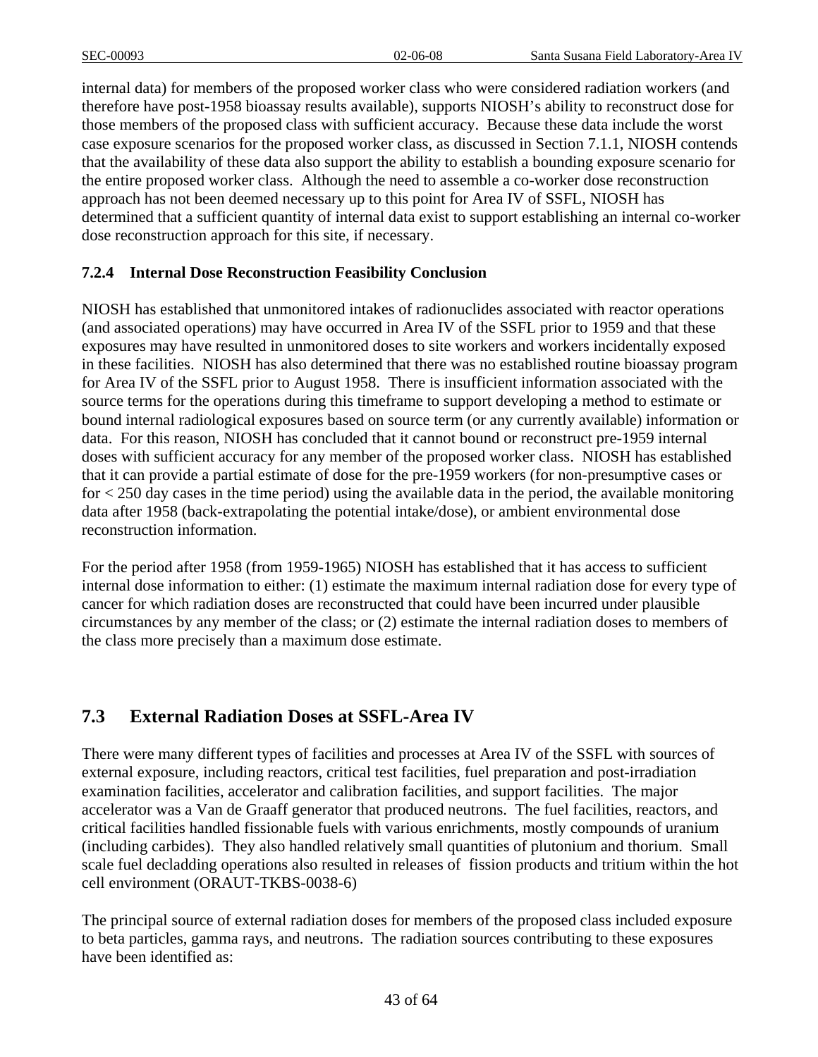internal data) for members of the proposed worker class who were considered radiation workers (and therefore have post-1958 bioassay results available), supports NIOSH's ability to reconstruct dose for those members of the proposed class with sufficient accuracy. Because these data include the worst case exposure scenarios for the proposed worker class, as discussed in Section 7.1.1, NIOSH contends that the availability of these data also support the ability to establish a bounding exposure scenario for the entire proposed worker class. Although the need to assemble a co-worker dose reconstruction approach has not been deemed necessary up to this point for Area IV of SSFL, NIOSH has determined that a sufficient quantity of internal data exist to support establishing an internal co-worker dose reconstruction approach for this site, if necessary.

### 7.2.4 Internal Dose Reconstruction Feasibility Conclusion

NIOSH has established that unmonitored intakes of radionuclides associated with reactor operations (and associated operations) may have occurred in Area IV of the SSFL prior to 1959 and that these exposures may have resulted in unmonitored doses to site workers and workers incidentally exposed in these facilities. NIOSH has also determined that there was no established routine bioassay program for Area IV of the SSFL prior to August 1958. There is insufficient information associated with the source terms for the operations during this timeframe to support developing a method to estimate or bound internal radiological exposures based on source term (or any currently available) information or data. For this reason, NIOSH has concluded that it cannot bound or reconstruct pre-1959 internal doses with sufficient accuracy for any member of the proposed worker class. NIOSH has established that it can provide a partial estimate of dose for the pre-1959 workers (for non-presumptive cases or for < 250 day cases in the time period) using the available data in the period, the available monitoring data after 1958 (back-extrapolating the potential intake/dose), or ambient environmental dose reconstruction information.

For the period after 1958 (from 1959-1965) NIOSH has established that it has access to sufficient internal dose information to either: (1) estimate the maximum internal radiation dose for every type of cancer for which radiation doses are reconstructed that could have been incurred under plausible circumstances by any member of the class; or (2) estimate the internal radiation doses to members of the class more precisely than a maximum dose estimate.

## 7.3 External Radiation Doses at SSFL-Area IV

There were many different types of facilities and processes at Area IV of the SSFL with sources of external exposure, including reactors, critical test facilities, fuel preparation and post-irradiation examination facilities, accelerator and calibration facilities, and support facilities. The major accelerator was a Van de Graaff generator that produced neutrons. The fuel facilities, reactors, and critical facilities handled fissionable fuels with various enrichments, mostly compounds of uranium (including carbides). They also handled relatively small quantities of plutonium and thorium. Small scale fuel decladding operations also resulted in releases of fission products and tritium within the hot cell environment (ORAUT-TKBS-0038-6)

The principal source of external radiation doses for members of the proposed class included exposure to beta particles, gamma rays, and neutrons. The radiation sources contributing to these exposures have been identified as: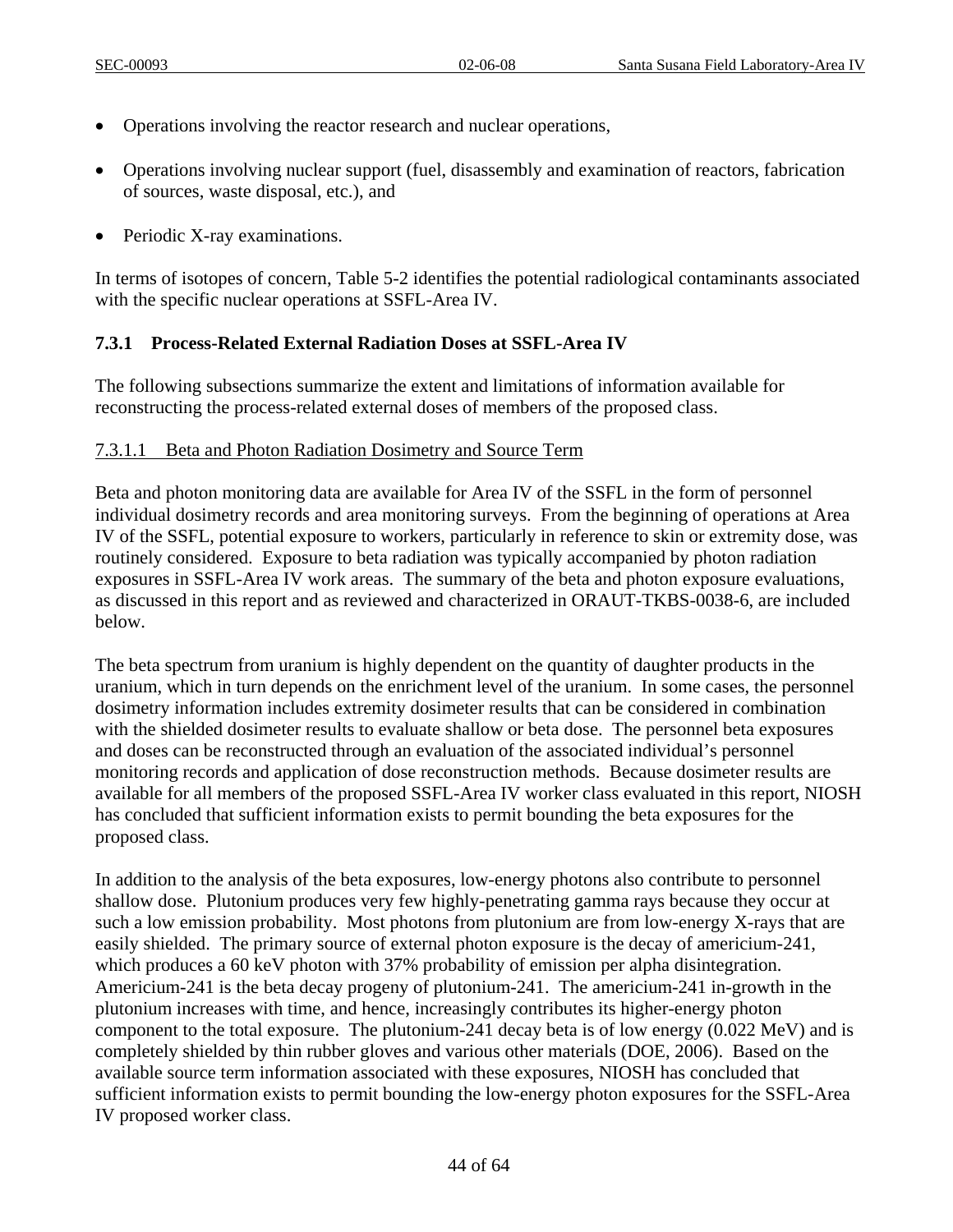- Operations involving the reactor research and nuclear operations,
- Operations involving nuclear support (fuel, disassembly and examination of reactors, fabrication of sources, waste disposal, etc.), and
- Periodic X-ray examinations.

In terms of isotopes of concern, Table 5-2 identifies the potential radiological contaminants associated with the specific nuclear operations at SSFL-Area IV.

### 7.3.1 Process-Related External Radiation Doses at SSFL-Area IV

The following subsections summarize the extent and limitations of information available for reconstructing the process-related external doses of members of the proposed class.

#### 7.3.1.1 Beta and Photon Radiation Dosimetry and Source Term

Beta and photon monitoring data are available for Area IV of the SSFL in the form of personnel individual dosimetry records and area monitoring surveys. From the beginning of operations at Area IV of the SSFL, potential exposure to workers, particularly in reference to skin or extremity dose, was routinely considered. Exposure to beta radiation was typically accompanied by photon radiation exposures in SSFL-Area IV work areas. The summary of the beta and photon exposure evaluations, as discussed in this report and as reviewed and characterized in ORAUT-TKBS-0038-6, are included below.

The beta spectrum from uranium is highly dependent on the quantity of daughter products in the uranium, which in turn depends on the enrichment level of the uranium. In some cases, the personnel dosimetry information includes extremity dosimeter results that can be considered in combination with the shielded dosimeter results to evaluate shallow or beta dose. The personnel beta exposures and doses can be reconstructed through an evaluation of the associated individual's personnel monitoring records and application of dose reconstruction methods. Because dosimeter results are available for all members of the proposed SSFL-Area IV worker class evaluated in this report, NIOSH has concluded that sufficient information exists to permit bounding the beta exposures for the proposed class.

In addition to the analysis of the beta exposures, low-energy photons also contribute to personnel shallow dose. Plutonium produces very few highly-penetrating gamma rays because they occur at such a low emission probability. Most photons from plutonium are from low-energy X-rays that are easily shielded. The primary source of external photon exposure is the decay of americium-241, which produces a 60 keV photon with 37% probability of emission per alpha disintegration. Americium-241 is the beta decay progeny of plutonium-241. The americium-241 in-growth in the plutonium increases with time, and hence, increasingly contributes its higher-energy photon component to the total exposure. The plutonium-241 decay beta is of low energy (0.022 MeV) and is completely shielded by thin rubber gloves and various other materials (DOE, 2006). Based on the available source term information associated with these exposures, NIOSH has concluded that sufficient information exists to permit bounding the low-energy photon exposures for the SSFL-Area IV proposed worker class.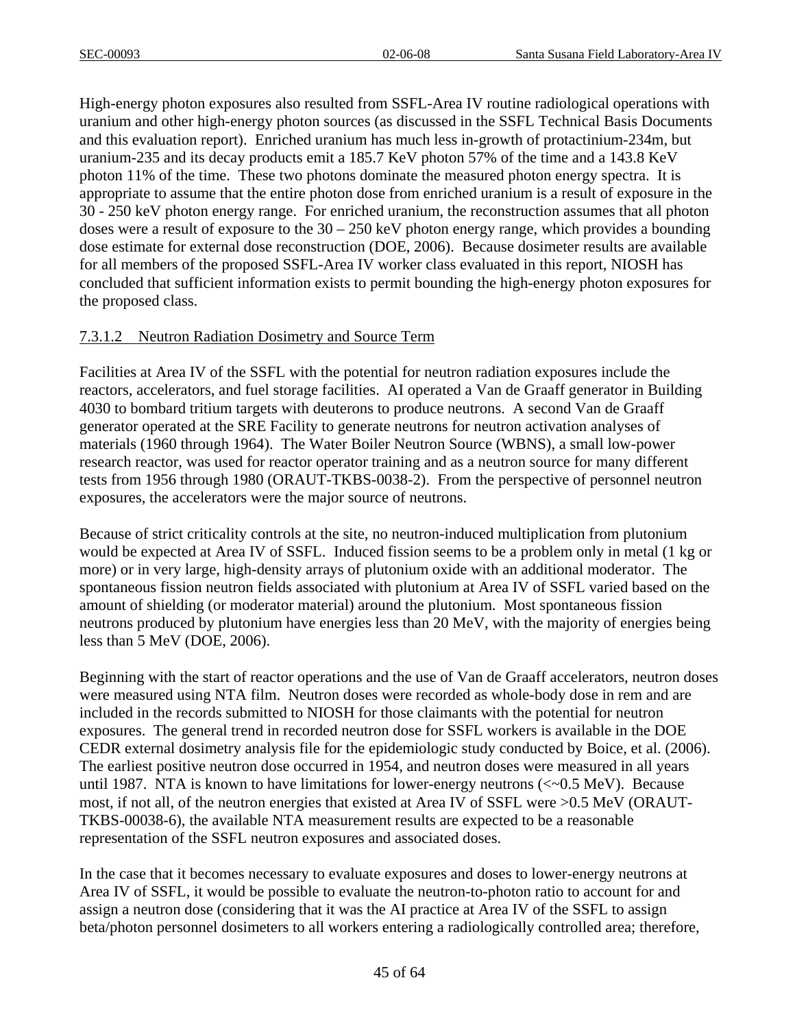High-energy photon exposures also resulted from SSFL-Area IV routine radiological operations with uranium and other high-energy photon sources (as discussed in the SSFL Technical Basis Documents and this evaluation report). Enriched uranium has much less in-growth of protactinium-234m, but uranium-235 and its decay products emit a 185.7 KeV photon 57% of the time and a 143.8 KeV photon 11% of the time. These two photons dominate the measured photon energy spectra. It is appropriate to assume that the entire photon dose from enriched uranium is a result of exposure in the 30 - 250 keV photon energy range. For enriched uranium, the reconstruction assumes that all photon doses were a result of exposure to the 30 – 250 keV photon energy range, which provides a bounding dose estimate for external dose reconstruction (DOE, 2006). Because dosimeter results are available for all members of the proposed SSFL-Area IV worker class evaluated in this report, NIOSH has concluded that sufficient information exists to permit bounding the high-energy photon exposures for the proposed class.

#### 7.3.1.2 Neutron Radiation Dosimetry and Source Term

Facilities at Area IV of the SSFL with the potential for neutron radiation exposures include the reactors, accelerators, and fuel storage facilities. AI operated a Van de Graaff generator in Building 4030 to bombard tritium targets with deuterons to produce neutrons. A second Van de Graaff generator operated at the SRE Facility to generate neutrons for neutron activation analyses of materials (1960 through 1964). The Water Boiler Neutron Source (WBNS), a small low-power research reactor, was used for reactor operator training and as a neutron source for many different tests from 1956 through 1980 (ORAUT-TKBS-0038-2). From the perspective of personnel neutron exposures, the accelerators were the major source of neutrons.

Because of strict criticality controls at the site, no neutron-induced multiplication from plutonium would be expected at Area IV of SSFL. Induced fission seems to be a problem only in metal (1 kg or more) or in very large, high-density arrays of plutonium oxide with an additional moderator. The spontaneous fission neutron fields associated with plutonium at Area IV of SSFL varied based on the amount of shielding (or moderator material) around the plutonium. Most spontaneous fission neutrons produced by plutonium have energies less than 20 MeV, with the majority of energies being less than 5 MeV (DOE, 2006).

Beginning with the start of reactor operations and the use of Van de Graaff accelerators, neutron doses were measured using NTA film. Neutron doses were recorded as whole-body dose in rem and are included in the records submitted to NIOSH for those claimants with the potential for neutron exposures. The general trend in recorded neutron dose for SSFL workers is available in the DOE CEDR external dosimetry analysis file for the epidemiologic study conducted by Boice, et al. (2006). The earliest positive neutron dose occurred in 1954, and neutron doses were measured in all years until 1987. NTA is known to have limitations for lower-energy neutrons (<~0.5 MeV). Because most, if not all, of the neutron energies that existed at Area IV of SSFL were >0.5 MeV (ORAUT-TKBS-00038-6), the available NTA measurement results are expected to be a reasonable representation of the SSFL neutron exposures and associated doses.

In the case that it becomes necessary to evaluate exposures and doses to lower-energy neutrons at Area IV of SSFL, it would be possible to evaluate the neutron-to-photon ratio to account for and assign a neutron dose (considering that it was the AI practice at Area IV of the SSFL to assign beta/photon personnel dosimeters to all workers entering a radiologically controlled area; therefore,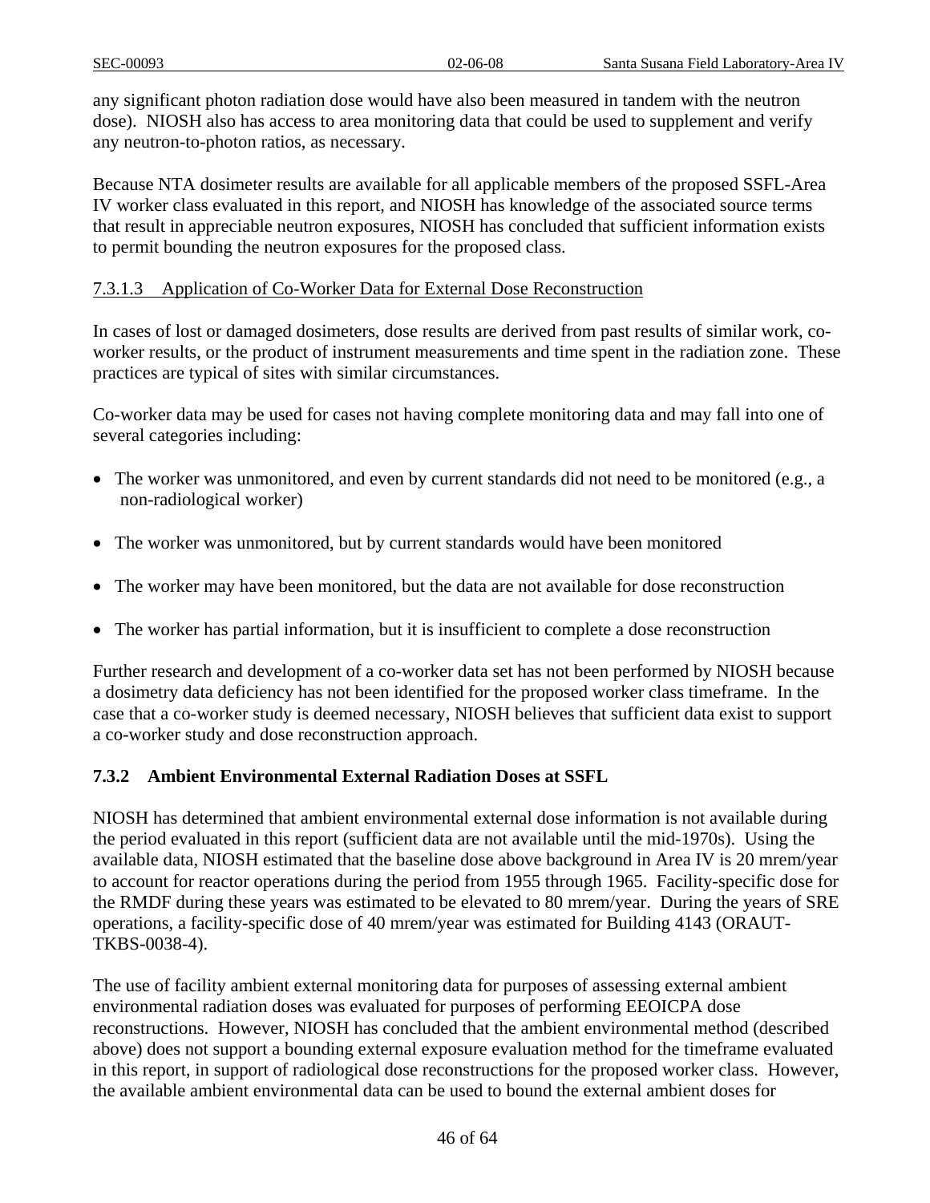any significant photon radiation dose would have also been measured in tandem with the neutron dose). NIOSH also has access to area monitoring data that could be used to supplement and verify any neutron-to-photon ratios, as necessary.

Because NTA dosimeter results are available for all applicable members of the proposed SSFL-Area IV worker class evaluated in this report, and NIOSH has knowledge of the associated source terms that result in appreciable neutron exposures, NIOSH has concluded that sufficient information exists to permit bounding the neutron exposures for the proposed class.

#### 7.3.1.3 Application of Co-Worker Data for External Dose Reconstruction

In cases of lost or damaged dosimeters, dose results are derived from past results of similar work, co-worker results, or the product of instrument measurements and time spent in the radiation zone. These practices are typical of sites with similar circumstances.

Co-worker data may be used for cases not having complete monitoring data and may fall into one of several categories including:

- The worker was unmonitored, and even by current standards did not need to be monitored (e.g., a non-radiological worker)
- The worker was unmonitored, but by current standards would have been monitored
- The worker may have been monitored, but the data are not available for dose reconstruction
- The worker has partial information, but it is insufficient to complete a dose reconstruction

Further research and development of a co-worker data set has not been performed by NIOSH because a dosimetry data deficiency has not been identified for the proposed worker class timeframe. In the case that a co-worker study is deemed necessary, NIOSH believes that sufficient data exist to support a co-worker study and dose reconstruction approach.

### 7.3.2 Ambient Environmental External Radiation Doses at SSFL

NIOSH has determined that ambient environmental external dose information is not available during the period evaluated in this report (sufficient data are not available until the mid-1970s). Using the available data, NIOSH estimated that the baseline dose above background in Area IV is 20 mrem/year to account for reactor operations during the period from 1955 through 1965. Facility-specific dose for the RMDF during these years was estimated to be elevated to 80 mrem/year. During the years of SRE operations, a facility-specific dose of 40 mrem/year was estimated for Building 4143 (ORAUT-TKBS-0038-4).

The use of facility ambient external monitoring data for purposes of assessing external ambient environmental radiation doses was evaluated for purposes of performing EEOICPA dose reconstructions. However, NIOSH has concluded that the ambient environmental method (described above) does not support a bounding external exposure evaluation method for the timeframe evaluated in this report, in support of radiological dose reconstructions for the proposed worker class. However, the available ambient environmental data can be used to bound the external ambient doses for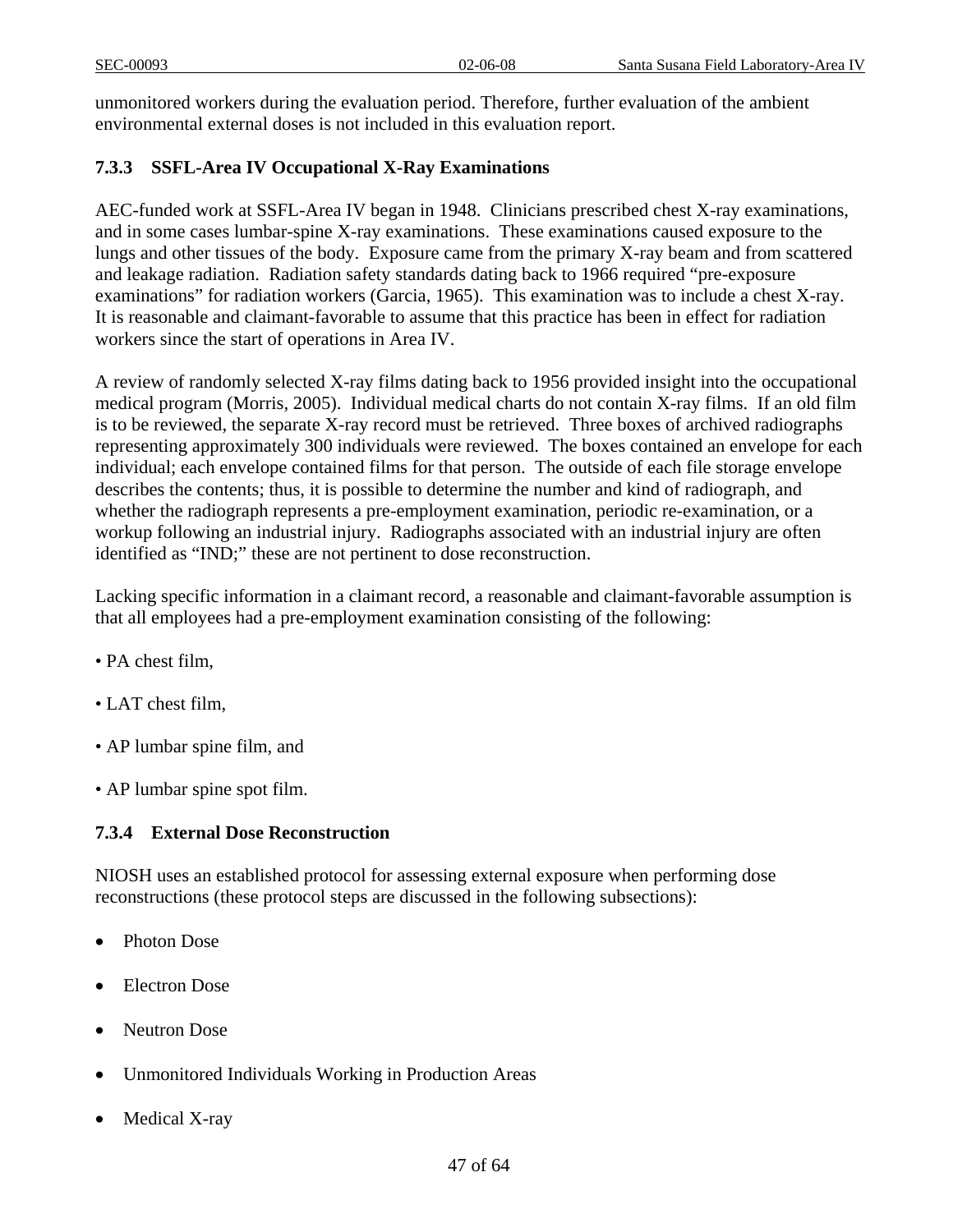unmonitored workers during the evaluation period. Therefore, further evaluation of the ambient environmental external doses is not included in this evaluation report.

### 7.3.3 SSFL-Area IV Occupational X-Ray Examinations

AEC-funded work at SSFL-Area IV began in 1948. Clinicians prescribed chest X-ray examinations, and in some cases lumbar-spine X-ray examinations. These examinations caused exposure to the lungs and other tissues of the body. Exposure came from the primary X-ray beam and from scattered and leakage radiation. Radiation safety standards dating back to 1966 required "pre-exposure examinations" for radiation workers (Garcia, 1965). This examination was to include a chest X-ray. It is reasonable and claimant-favorable to assume that this practice has been in effect for radiation workers since the start of operations in Area IV.

A review of randomly selected X-ray films dating back to 1956 provided insight into the occupational medical program (Morris, 2005). Individual medical charts do not contain X-ray films. If an old film is to be reviewed, the separate X-ray record must be retrieved. Three boxes of archived radiographs representing approximately 300 individuals were reviewed. The boxes contained an envelope for each individual; each envelope contained films for that person. The outside of each file storage envelope describes the contents; thus, it is possible to determine the number and kind of radiograph, and whether the radiograph represents a pre-employment examination, periodic re-examination, or a workup following an industrial injury. Radiographs associated with an industrial injury are often identified as "IND;" these are not pertinent to dose reconstruction.

Lacking specific information in a claimant record, a reasonable and claimant-favorable assumption is that all employees had a pre-employment examination consisting of the following:

- PA chest film,
- LAT chest film,
- AP lumbar spine film, and
- AP lumbar spine spot film.

### 7.3.4 External Dose Reconstruction

NIOSH uses an established protocol for assessing external exposure when performing dose reconstructions (these protocol steps are discussed in the following subsections):

- Photon Dose
- Electron Dose
- Neutron Dose
- Unmonitored Individuals Working in Production Areas
- Medical X-ray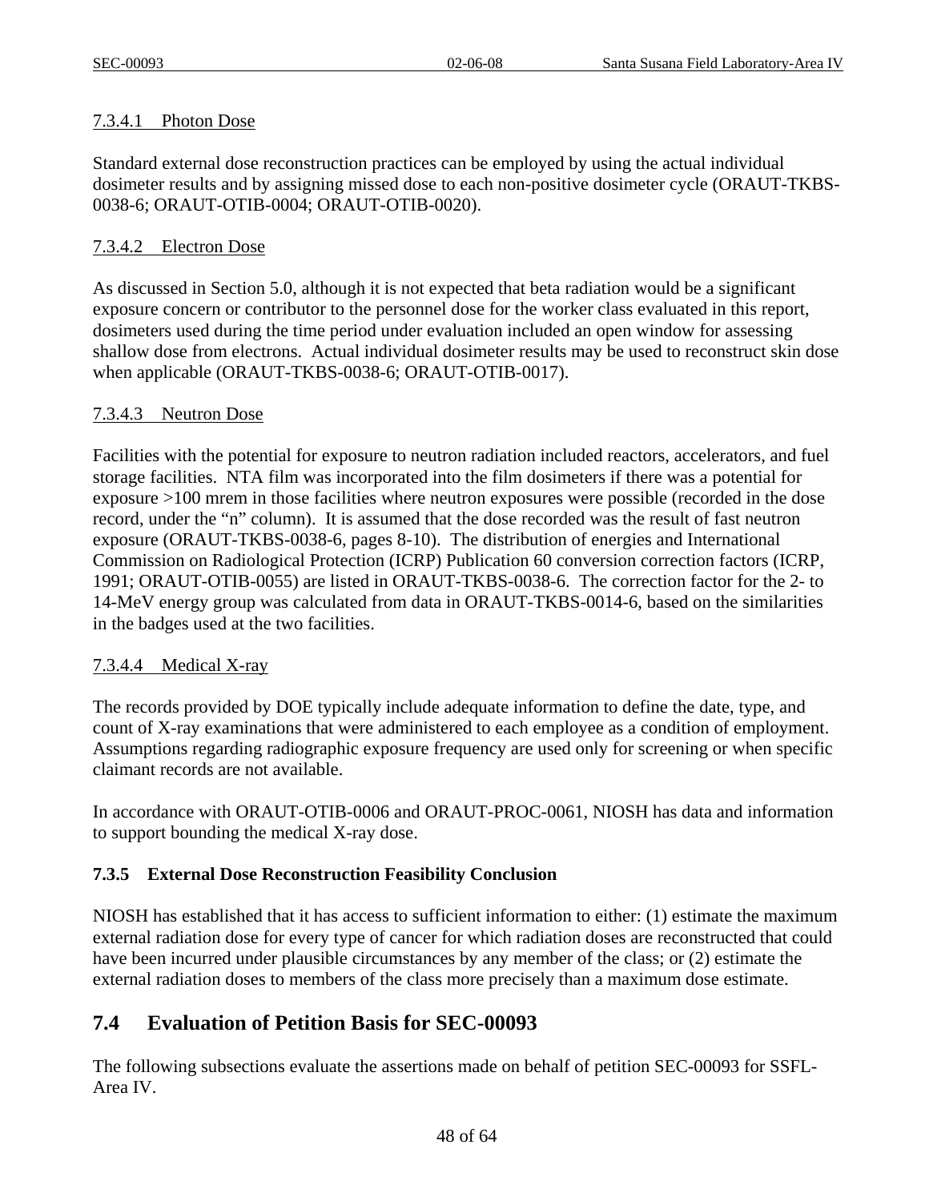#### 7.3.4.1 Photon Dose

Standard external dose reconstruction practices can be employed by using the actual individual dosimeter results and by assigning missed dose to each non-positive dosimeter cycle (ORAUT-TKBS-0038-6; ORAUT-OTIB-0004; ORAUT-OTIB-0020).

#### 7.3.4.2 Electron Dose

As discussed in Section 5.0, although it is not expected that beta radiation would be a significant exposure concern or contributor to the personnel dose for the worker class evaluated in this report, dosimeters used during the time period under evaluation included an open window for assessing shallow dose from electrons. Actual individual dosimeter results may be used to reconstruct skin dose when applicable (ORAUT-TKBS-0038-6; ORAUT-OTIB-0017).

#### 7.3.4.3 Neutron Dose

Facilities with the potential for exposure to neutron radiation included reactors, accelerators, and fuel storage facilities. NTA film was incorporated into the film dosimeters if there was a potential for exposure >100 mrem in those facilities where neutron exposures were possible (recorded in the dose record, under the "n" column). It is assumed that the dose recorded was the result of fast neutron exposure (ORAUT-TKBS-0038-6, pages 8-10). The distribution of energies and International Commission on Radiological Protection (ICRP) Publication 60 conversion correction factors (ICRP, 1991; ORAUT-OTIB-0055) are listed in ORAUT-TKBS-0038-6. The correction factor for the 2- to 14-MeV energy group was calculated from data in ORAUT-TKBS-0014-6, based on the similarities in the badges used at the two facilities.

#### 7.3.4.4 Medical X-ray

The records provided by DOE typically include adequate information to define the date, type, and count of X-ray examinations that were administered to each employee as a condition of employment. Assumptions regarding radiographic exposure frequency are used only for screening or when specific claimant records are not available.

In accordance with ORAUT-OTIB-0006 and ORAUT-PROC-0061, NIOSH has data and information to support bounding the medical X-ray dose.

### 7.3.5 External Dose Reconstruction Feasibility Conclusion

NIOSH has established that it has access to sufficient information to either: (1) estimate the maximum external radiation dose for every type of cancer for which radiation doses are reconstructed that could have been incurred under plausible circumstances by any member of the class; or (2) estimate the external radiation doses to members of the class more precisely than a maximum dose estimate.

## 7.4 Evaluation of Petition Basis for SEC-00093

The following subsections evaluate the assertions made on behalf of petition SEC-00093 for SSFL-Area IV.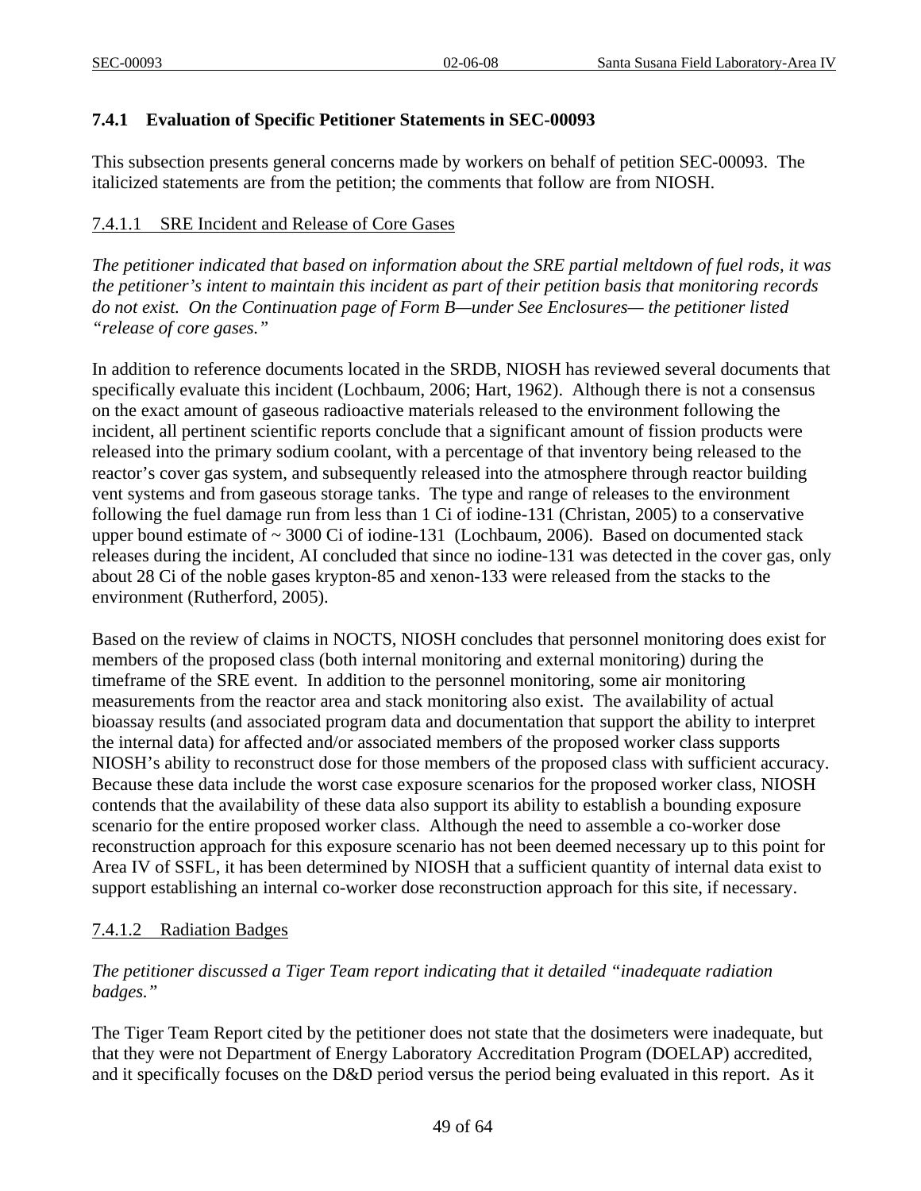### 7.4.1 Evaluation of Specific Petitioner Statements in SEC-00093

This subsection presents general concerns made by workers on behalf of petition SEC-00093. The italicized statements are from the petition; the comments that follow are from NIOSH.

#### 7.4.1.1 SRE Incident and Release of Core Gases

*The petitioner indicated that based on information about the SRE partial meltdown of fuel rods, it was the petitioner's intent to maintain this incident as part of their petition basis that monitoring records do not exist. On the Continuation page of Form B—under See Enclosures— the petitioner listed "release of core gases."*

In addition to reference documents located in the SRDB, NIOSH has reviewed several documents that specifically evaluate this incident (Lochbaum, 2006; Hart, 1962). Although there is not a consensus on the exact amount of gaseous radioactive materials released to the environment following the incident, all pertinent scientific reports conclude that a significant amount of fission products were released into the primary sodium coolant, with a percentage of that inventory being released to the reactor's cover gas system, and subsequently released into the atmosphere through reactor building vent systems and from gaseous storage tanks. The type and range of releases to the environment following the fuel damage run from less than 1 Ci of iodine-131 (Christan, 2005) to a conservative upper bound estimate of ~ 3000 Ci of iodine-131 (Lochbaum, 2006). Based on documented stack releases during the incident, AI concluded that since no iodine-131 was detected in the cover gas, only about 28 Ci of the noble gases krypton-85 and xenon-133 were released from the stacks to the environment (Rutherford, 2005).

Based on the review of claims in NOCTS, NIOSH concludes that personnel monitoring does exist for members of the proposed class (both internal monitoring and external monitoring) during the timeframe of the SRE event. In addition to the personnel monitoring, some air monitoring measurements from the reactor area and stack monitoring also exist. The availability of actual bioassay results (and associated program data and documentation that support the ability to interpret the internal data) for affected and/or associated members of the proposed worker class supports NIOSH's ability to reconstruct dose for those members of the proposed class with sufficient accuracy. Because these data include the worst case exposure scenarios for the proposed worker class, NIOSH contends that the availability of these data also support its ability to establish a bounding exposure scenario for the entire proposed worker class. Although the need to assemble a co-worker dose reconstruction approach for this exposure scenario has not been deemed necessary up to this point for Area IV of SSFL, it has been determined by NIOSH that a sufficient quantity of internal data exist to support establishing an internal co-worker dose reconstruction approach for this site, if necessary.

#### 7.4.1.2 Radiation Badges

*The petitioner discussed a Tiger Team report indicating that it detailed "inadequate radiation badges."*

The Tiger Team Report cited by the petitioner does not state that the dosimeters were inadequate, but that they were not Department of Energy Laboratory Accreditation Program (DOELAP) accredited, and it specifically focuses on the D&D period versus the period being evaluated in this report. As it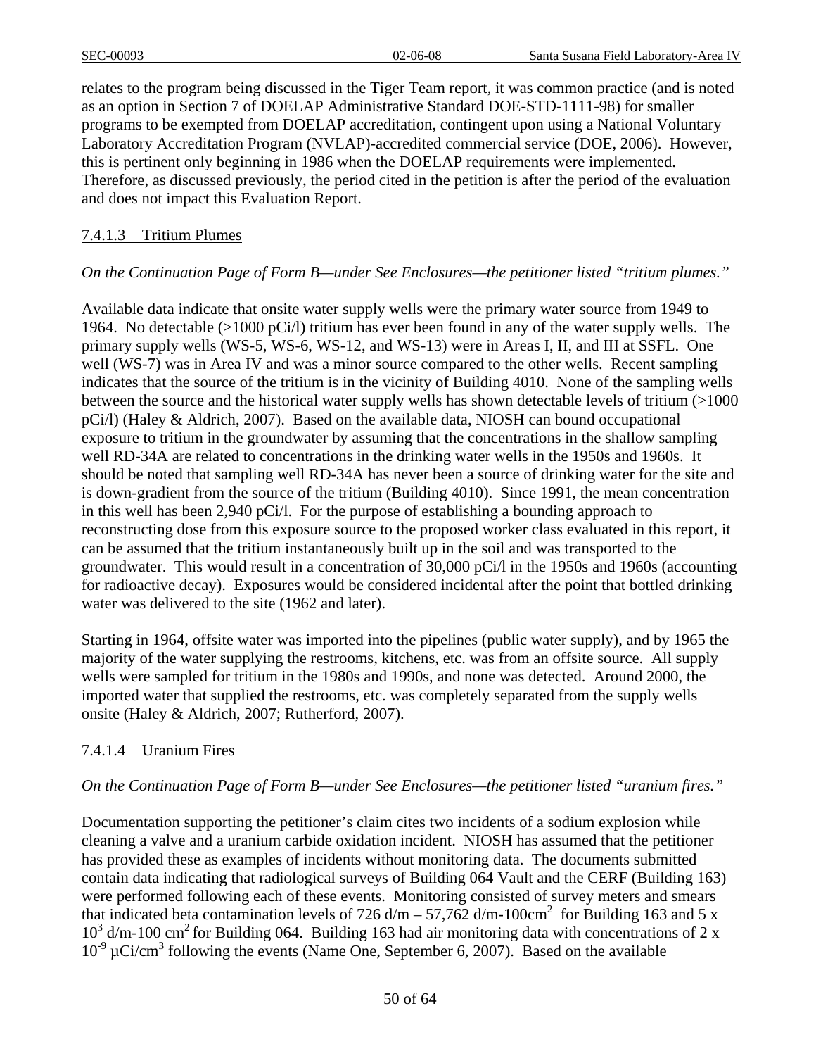relates to the program being discussed in the Tiger Team report, it was common practice (and is noted as an option in Section 7 of DOELAP Administrative Standard DOE-STD-1111-98) for smaller programs to be exempted from DOELAP accreditation, contingent upon using a National Voluntary Laboratory Accreditation Program (NVLAP)-accredited commercial service (DOE, 2006). However, this is pertinent only beginning in 1986 when the DOELAP requirements were implemented. Therefore, as discussed previously, the period cited in the petition is after the period of the evaluation and does not impact this Evaluation Report.

#### 7.4.1.3 Tritium Plumes

*On the Continuation Page of Form B—under See Enclosures—the petitioner listed "tritium plumes."*

Available data indicate that onsite water supply wells were the primary water source from 1949 to 1964. No detectable (>1000 pCi/l) tritium has ever been found in any of the water supply wells. The primary supply wells (WS-5, WS-6, WS-12, and WS-13) were in Areas I, II, and III at SSFL. One well (WS-7) was in Area IV and was a minor source compared to the other wells. Recent sampling indicates that the source of the tritium is in the vicinity of Building 4010. None of the sampling wells between the source and the historical water supply wells has shown detectable levels of tritium (>1000 pCi/l) (Haley & Aldrich, 2007). Based on the available data, NIOSH can bound occupational exposure to tritium in the groundwater by assuming that the concentrations in the shallow sampling well RD-34A are related to concentrations in the drinking water wells in the 1950s and 1960s. It should be noted that sampling well RD-34A has never been a source of drinking water for the site and is down-gradient from the source of the tritium (Building 4010). Since 1991, the mean concentration in this well has been 2,940 pCi/l. For the purpose of establishing a bounding approach to reconstructing dose from this exposure source to the proposed worker class evaluated in this report, it can be assumed that the tritium instantaneously built up in the soil and was transported to the groundwater. This would result in a concentration of 30,000 pCi/l in the 1950s and 1960s (accounting for radioactive decay). Exposures would be considered incidental after the point that bottled drinking water was delivered to the site (1962 and later).

Starting in 1964, offsite water was imported into the pipelines (public water supply), and by 1965 the majority of the water supplying the restrooms, kitchens, etc. was from an offsite source. All supply wells were sampled for tritium in the 1980s and 1990s, and none was detected. Around 2000, the imported water that supplied the restrooms, etc. was completely separated from the supply wells onsite (Haley & Aldrich, 2007; Rutherford, 2007).

#### 7.4.1.4 Uranium Fires

*On the Continuation Page of Form B—under See Enclosures—the petitioner listed "uranium fires."*

Documentation supporting the petitioner's claim cites two incidents of a sodium explosion while cleaning a valve and a uranium carbide oxidation incident. NIOSH has assumed that the petitioner has provided these as examples of incidents without monitoring data. The documents submitted contain data indicating that radiological surveys of Building 064 Vault and the CERF (Building 163) were performed following each of these events. Monitoring consisted of survey meters and smears that indicated beta contamination levels of 726 d/m – 57,762 d/m-100cm$^2$ for Building 163 and $5 \times 10^3$ d/m-100 cm$^2$ for Building 064. Building 163 had air monitoring data with concentrations of $2 \times 10^{-9}$ µCi/cm$^3$ following the events (Name One, September 6, 2007). Based on the available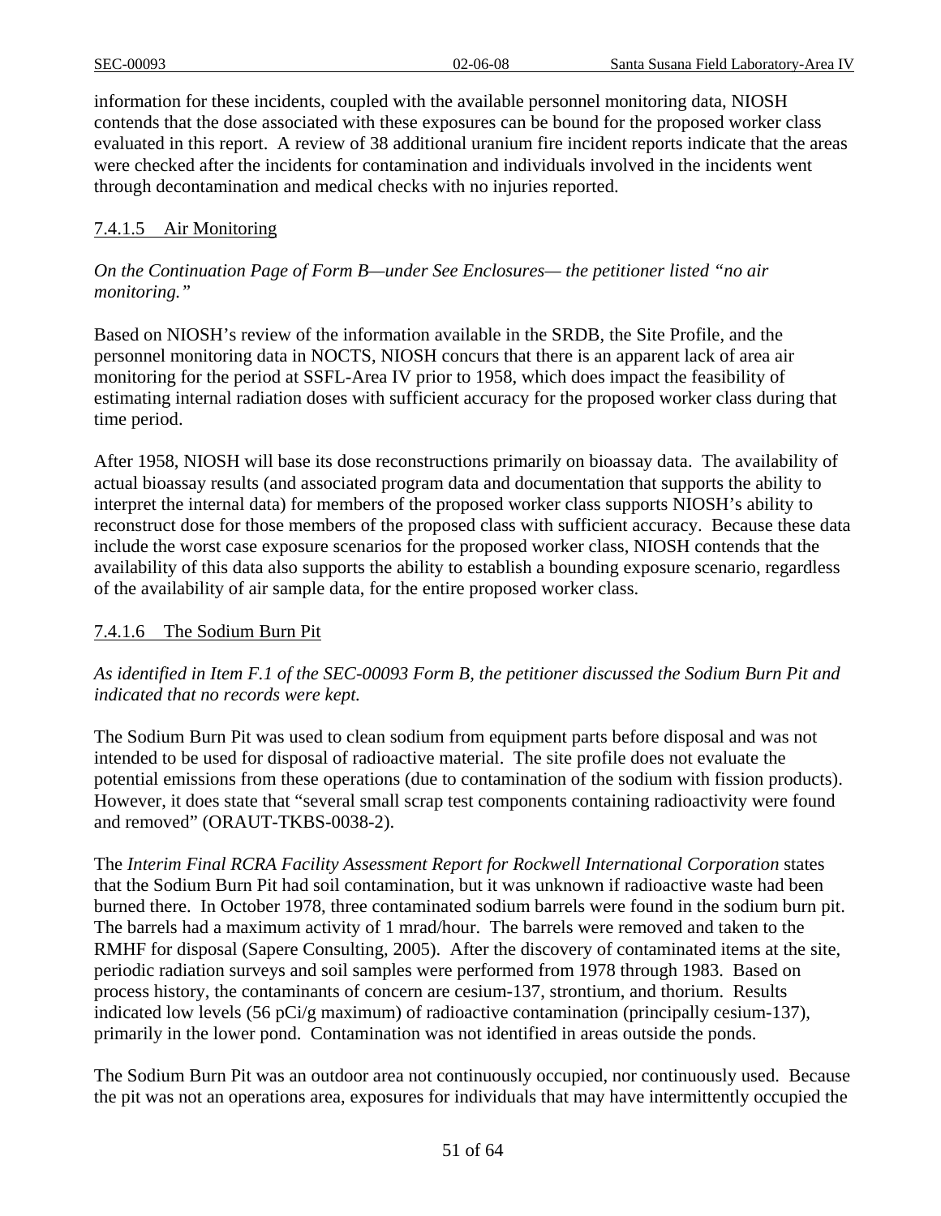information for these incidents, coupled with the available personnel monitoring data, NIOSH contends that the dose associated with these exposures can be bound for the proposed worker class evaluated in this report. A review of 38 additional uranium fire incident reports indicate that the areas were checked after the incidents for contamination and individuals involved in the incidents went through decontamination and medical checks with no injuries reported.

#### 7.4.1.5 Air Monitoring

*On the Continuation Page of Form B—under See Enclosures— the petitioner listed "no air monitoring."*

Based on NIOSH's review of the information available in the SRDB, the Site Profile, and the personnel monitoring data in NOCTS, NIOSH concurs that there is an apparent lack of area air monitoring for the period at SSFL-Area IV prior to 1958, which does impact the feasibility of estimating internal radiation doses with sufficient accuracy for the proposed worker class during that time period.

After 1958, NIOSH will base its dose reconstructions primarily on bioassay data. The availability of actual bioassay results (and associated program data and documentation that supports the ability to interpret the internal data) for members of the proposed worker class supports NIOSH's ability to reconstruct dose for those members of the proposed class with sufficient accuracy. Because these data include the worst case exposure scenarios for the proposed worker class, NIOSH contends that the availability of this data also supports the ability to establish a bounding exposure scenario, regardless of the availability of air sample data, for the entire proposed worker class.

#### 7.4.1.6 The Sodium Burn Pit

*As identified in Item F.1 of the SEC-00093 Form B, the petitioner discussed the Sodium Burn Pit and indicated that no records were kept.*

The Sodium Burn Pit was used to clean sodium from equipment parts before disposal and was not intended to be used for disposal of radioactive material. The site profile does not evaluate the potential emissions from these operations (due to contamination of the sodium with fission products). However, it does state that "several small scrap test components containing radioactivity were found and removed" (ORAUT-TKBS-0038-2).

The *Interim Final RCRA Facility Assessment Report for Rockwell International Corporation* states that the Sodium Burn Pit had soil contamination, but it was unknown if radioactive waste had been burned there. In October 1978, three contaminated sodium barrels were found in the sodium burn pit. The barrels had a maximum activity of 1 mrad/hour. The barrels were removed and taken to the RMHF for disposal (Sapere Consulting, 2005). After the discovery of contaminated items at the site, periodic radiation surveys and soil samples were performed from 1978 through 1983. Based on process history, the contaminants of concern are cesium-137, strontium, and thorium. Results indicated low levels (56 pCi/g maximum) of radioactive contamination (principally cesium-137), primarily in the lower pond. Contamination was not identified in areas outside the ponds.

The Sodium Burn Pit was an outdoor area not continuously occupied, nor continuously used. Because the pit was not an operations area, exposures for individuals that may have intermittently occupied the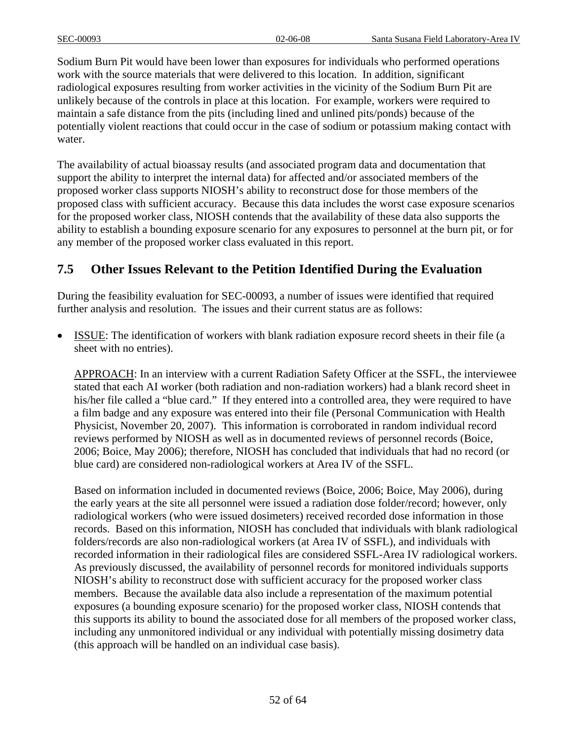Sodium Burn Pit would have been lower than exposures for individuals who performed operations work with the source materials that were delivered to this location. In addition, significant radiological exposures resulting from worker activities in the vicinity of the Sodium Burn Pit are unlikely because of the controls in place at this location. For example, workers were required to maintain a safe distance from the pits (including lined and unlined pits/ponds) because of the potentially violent reactions that could occur in the case of sodium or potassium making contact with water.

The availability of actual bioassay results (and associated program data and documentation that support the ability to interpret the internal data) for affected and/or associated members of the proposed worker class supports NIOSH's ability to reconstruct dose for those members of the proposed class with sufficient accuracy. Because this data includes the worst case exposure scenarios for the proposed worker class, NIOSH contends that the availability of these data also supports the ability to establish a bounding exposure scenario for any exposures to personnel at the burn pit, or for any member of the proposed worker class evaluated in this report.

## 7.5 Other Issues Relevant to the Petition Identified During the Evaluation

During the feasibility evaluation for SEC-00093, a number of issues were identified that required further analysis and resolution. The issues and their current status are as follows:

- ISSUE: The identification of workers with blank radiation exposure record sheets in their file (a sheet with no entries).

  APPROACH: In an interview with a current Radiation Safety Officer at the SSFL, the interviewee stated that each AI worker (both radiation and non-radiation workers) had a blank record sheet in his/her file called a "blue card." If they entered into a controlled area, they were required to have a film badge and any exposure was entered into their file (Personal Communication with Health Physicist, November 20, 2007). This information is corroborated in random individual record reviews performed by NIOSH as well as in documented reviews of personnel records (Boice, 2006; Boice, May 2006); therefore, NIOSH has concluded that individuals that had no record (or blue card) are considered non-radiological workers at Area IV of the SSFL.

  Based on information included in documented reviews (Boice, 2006; Boice, May 2006), during the early years at the site all personnel were issued a radiation dose folder/record; however, only radiological workers (who were issued dosimeters) received recorded dose information in those records. Based on this information, NIOSH has concluded that individuals with blank radiological folders/records are also non-radiological workers (at Area IV of SSFL), and individuals with recorded information in their radiological files are considered SSFL-Area IV radiological workers. As previously discussed, the availability of personnel records for monitored individuals supports NIOSH's ability to reconstruct dose with sufficient accuracy for the proposed worker class members. Because the available data also include a representation of the maximum potential exposures (a bounding exposure scenario) for the proposed worker class, NIOSH contends that this supports its ability to bound the associated dose for all members of the proposed worker class, including any unmonitored individual or any individual with potentially missing dosimetry data (this approach will be handled on an individual case basis).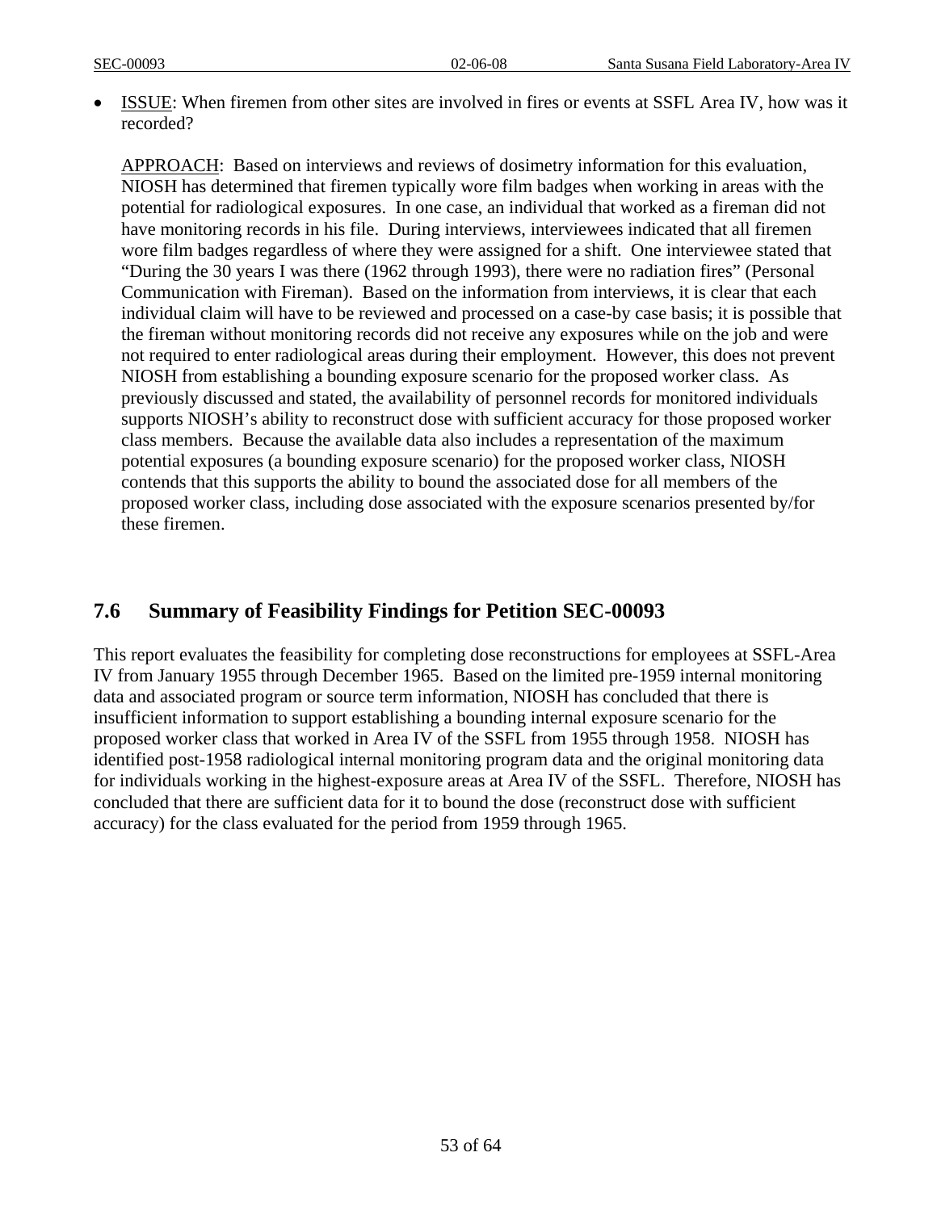- ISSUE: When firemen from other sites are involved in fires or events at SSFL Area IV, how was it recorded?

  APPROACH: Based on interviews and reviews of dosimetry information for this evaluation, NIOSH has determined that firemen typically wore film badges when working in areas with the potential for radiological exposures. In one case, an individual that worked as a fireman did not have monitoring records in his file. During interviews, interviewees indicated that all firemen wore film badges regardless of where they were assigned for a shift. One interviewee stated that "During the 30 years I was there (1962 through 1993), there were no radiation fires" (Personal Communication with Fireman). Based on the information from interviews, it is clear that each individual claim will have to be reviewed and processed on a case-by case basis; it is possible that the fireman without monitoring records did not receive any exposures while on the job and were not required to enter radiological areas during their employment. However, this does not prevent NIOSH from establishing a bounding exposure scenario for the proposed worker class. As previously discussed and stated, the availability of personnel records for monitored individuals supports NIOSH's ability to reconstruct dose with sufficient accuracy for those proposed worker class members. Because the available data also includes a representation of the maximum potential exposures (a bounding exposure scenario) for the proposed worker class, NIOSH contends that this supports the ability to bound the associated dose for all members of the proposed worker class, including dose associated with the exposure scenarios presented by/for these firemen.

## 7.6 Summary of Feasibility Findings for Petition SEC-00093

This report evaluates the feasibility for completing dose reconstructions for employees at SSFL-Area IV from January 1955 through December 1965. Based on the limited pre-1959 internal monitoring data and associated program or source term information, NIOSH has concluded that there is insufficient information to support establishing a bounding internal exposure scenario for the proposed worker class that worked in Area IV of the SSFL from 1955 through 1958. NIOSH has identified post-1958 radiological internal monitoring program data and the original monitoring data for individuals working in the highest-exposure areas at Area IV of the SSFL. Therefore, NIOSH has concluded that there are sufficient data for it to bound the dose (reconstruct dose with sufficient accuracy) for the class evaluated for the period from 1959 through 1965.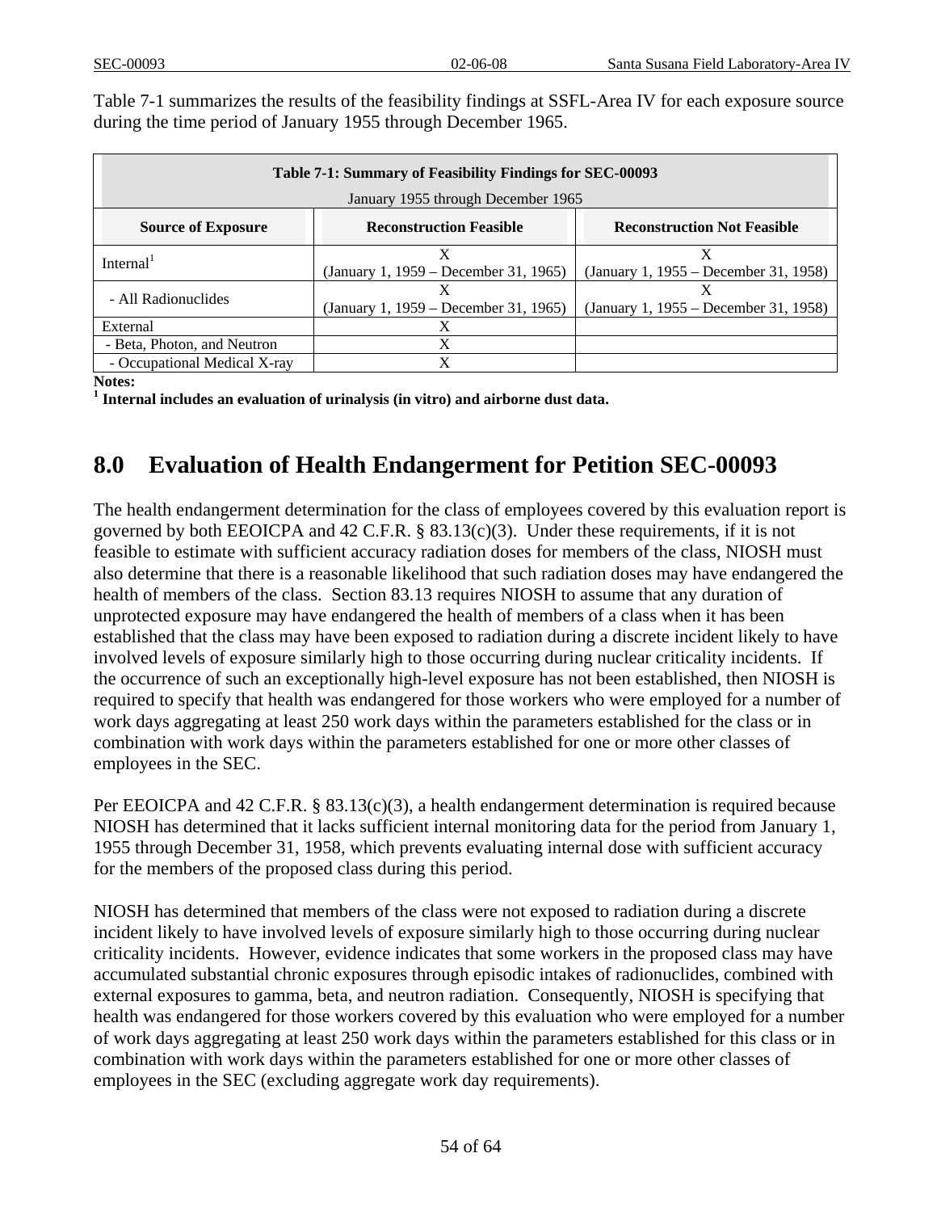Table 7-1 summarizes the results of the feasibility findings at SSFL-Area IV for each exposure source during the time period of January 1955 through December 1965.

**Table 7-1: Summary of Feasibility Findings for SEC-00093**

January 1955 through December 1965

| Source of Exposure | Reconstruction Feasible | Reconstruction Not Feasible |
|---|---|---|
| Internal[1] | X (January 1, 1959 – December 31, 1965) | X (January 1, 1955 – December 31, 1958) |
| - All Radionuclides | X (January 1, 1959 – December 31, 1965) | X (January 1, 1955 – December 31, 1958) |
| External | X | |
| - Beta, Photon, and Neutron | X | |
| - Occupational Medical X-ray | X | |

**Notes:**
**[1] Internal includes an evaluation of urinalysis (in vitro) and airborne dust data.**

# 8.0 Evaluation of Health Endangerment for Petition SEC-00093

The health endangerment determination for the class of employees covered by this evaluation report is governed by both EEOICPA and 42 C.F.R. § 83.13(c)(3). Under these requirements, if it is not feasible to estimate with sufficient accuracy radiation doses for members of the class, NIOSH must also determine that there is a reasonable likelihood that such radiation doses may have endangered the health of members of the class. Section 83.13 requires NIOSH to assume that any duration of unprotected exposure may have endangered the health of members of a class when it has been established that the class may have been exposed to radiation during a discrete incident likely to have involved levels of exposure similarly high to those occurring during nuclear criticality incidents. If the occurrence of such an exceptionally high-level exposure has not been established, then NIOSH is required to specify that health was endangered for those workers who were employed for a number of work days aggregating at least 250 work days within the parameters established for the class or in combination with work days within the parameters established for one or more other classes of employees in the SEC.

Per EEOICPA and 42 C.F.R. § 83.13(c)(3), a health endangerment determination is required because NIOSH has determined that it lacks sufficient internal monitoring data for the period from January 1, 1955 through December 31, 1958, which prevents evaluating internal dose with sufficient accuracy for the members of the proposed class during this period.

NIOSH has determined that members of the class were not exposed to radiation during a discrete incident likely to have involved levels of exposure similarly high to those occurring during nuclear criticality incidents. However, evidence indicates that some workers in the proposed class may have accumulated substantial chronic exposures through episodic intakes of radionuclides, combined with external exposures to gamma, beta, and neutron radiation. Consequently, NIOSH is specifying that health was endangered for those workers covered by this evaluation who were employed for a number of work days aggregating at least 250 work days within the parameters established for this class or in combination with work days within the parameters established for one or more other classes of employees in the SEC (excluding aggregate work day requirements).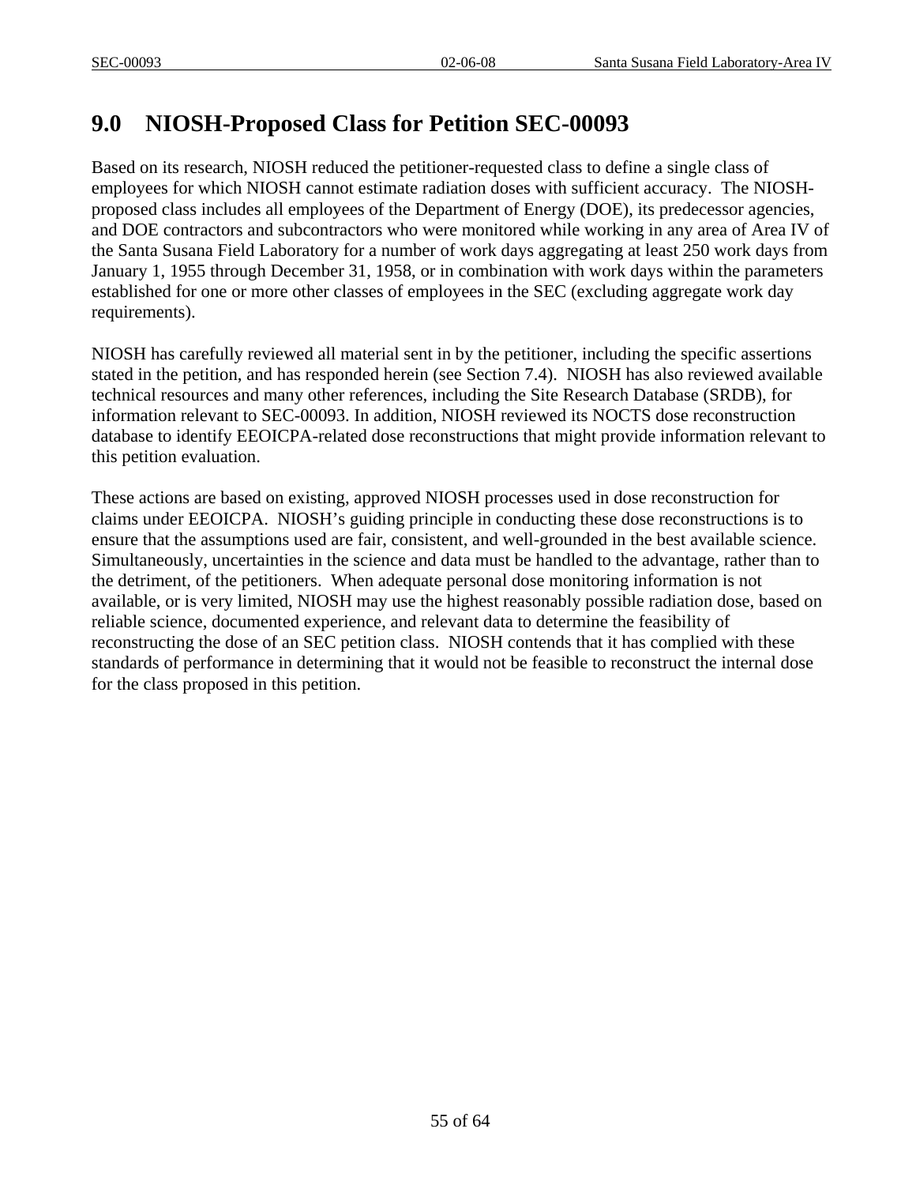# 9.0 NIOSH-Proposed Class for Petition SEC-00093

Based on its research, NIOSH reduced the petitioner-requested class to define a single class of employees for which NIOSH cannot estimate radiation doses with sufficient accuracy. The NIOSH-proposed class includes all employees of the Department of Energy (DOE), its predecessor agencies, and DOE contractors and subcontractors who were monitored while working in any area of Area IV of the Santa Susana Field Laboratory for a number of work days aggregating at least 250 work days from January 1, 1955 through December 31, 1958, or in combination with work days within the parameters established for one or more other classes of employees in the SEC (excluding aggregate work day requirements).

NIOSH has carefully reviewed all material sent in by the petitioner, including the specific assertions stated in the petition, and has responded herein (see Section 7.4). NIOSH has also reviewed available technical resources and many other references, including the Site Research Database (SRDB), for information relevant to SEC-00093. In addition, NIOSH reviewed its NOCTS dose reconstruction database to identify EEOICPA-related dose reconstructions that might provide information relevant to this petition evaluation.

These actions are based on existing, approved NIOSH processes used in dose reconstruction for claims under EEOICPA. NIOSH's guiding principle in conducting these dose reconstructions is to ensure that the assumptions used are fair, consistent, and well-grounded in the best available science. Simultaneously, uncertainties in the science and data must be handled to the advantage, rather than to the detriment, of the petitioners. When adequate personal dose monitoring information is not available, or is very limited, NIOSH may use the highest reasonably possible radiation dose, based on reliable science, documented experience, and relevant data to determine the feasibility of reconstructing the dose of an SEC petition class. NIOSH contends that it has complied with these standards of performance in determining that it would not be feasible to reconstruct the internal dose for the class proposed in this petition.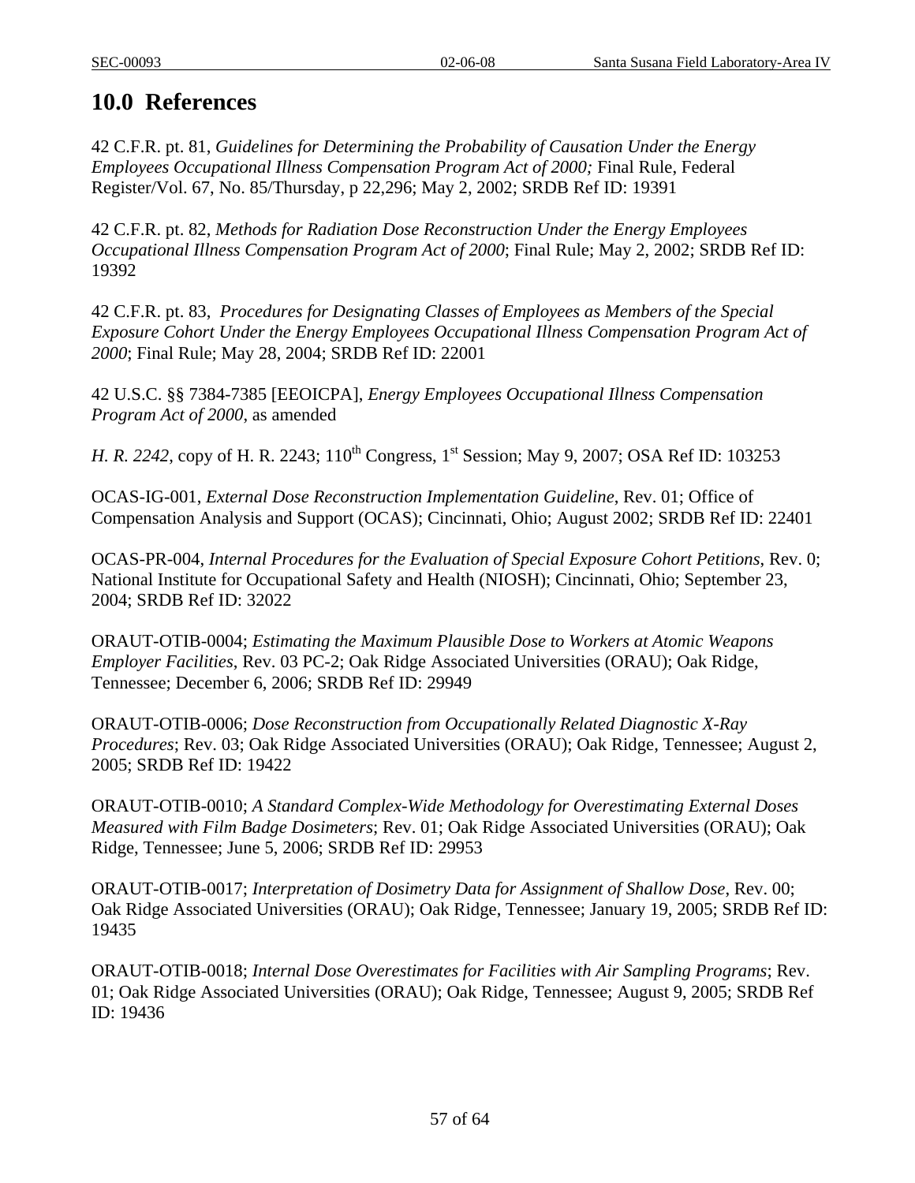## 10.0 References

42 C.F.R. pt. 81, *Guidelines for Determining the Probability of Causation Under the Energy Employees Occupational Illness Compensation Program Act of 2000;* Final Rule, Federal Register/Vol. 67, No. 85/Thursday, p 22,296; May 2, 2002; SRDB Ref ID: 19391

42 C.F.R. pt. 82, *Methods for Radiation Dose Reconstruction Under the Energy Employees Occupational Illness Compensation Program Act of 2000*; Final Rule; May 2, 2002; SRDB Ref ID: 19392

42 C.F.R. pt. 83, *Procedures for Designating Classes of Employees as Members of the Special Exposure Cohort Under the Energy Employees Occupational Illness Compensation Program Act of 2000*; Final Rule; May 28, 2004; SRDB Ref ID: 22001

42 U.S.C. §§ 7384-7385 [EEOICPA], *Energy Employees Occupational Illness Compensation Program Act of 2000*, as amended

*H. R. 2242*, copy of H. R. 2243; 110th Congress, 1st Session; May 9, 2007; OSA Ref ID: 103253

OCAS-IG-001, *External Dose Reconstruction Implementation Guideline*, Rev. 01; Office of Compensation Analysis and Support (OCAS); Cincinnati, Ohio; August 2002; SRDB Ref ID: 22401

OCAS-PR-004, *Internal Procedures for the Evaluation of Special Exposure Cohort Petitions*, Rev. 0; National Institute for Occupational Safety and Health (NIOSH); Cincinnati, Ohio; September 23, 2004; SRDB Ref ID: 32022

ORAUT-OTIB-0004; *Estimating the Maximum Plausible Dose to Workers at Atomic Weapons Employer Facilities*, Rev. 03 PC-2; Oak Ridge Associated Universities (ORAU); Oak Ridge, Tennessee; December 6, 2006; SRDB Ref ID: 29949

ORAUT-OTIB-0006; *Dose Reconstruction from Occupationally Related Diagnostic X-Ray Procedures*; Rev. 03; Oak Ridge Associated Universities (ORAU); Oak Ridge, Tennessee; August 2, 2005; SRDB Ref ID: 19422

ORAUT-OTIB-0010; *A Standard Complex-Wide Methodology for Overestimating External Doses Measured with Film Badge Dosimeters*; Rev. 01; Oak Ridge Associated Universities (ORAU); Oak Ridge, Tennessee; June 5, 2006; SRDB Ref ID: 29953

ORAUT-OTIB-0017; *Interpretation of Dosimetry Data for Assignment of Shallow Dose*, Rev. 00; Oak Ridge Associated Universities (ORAU); Oak Ridge, Tennessee; January 19, 2005; SRDB Ref ID: 19435

ORAUT-OTIB-0018; *Internal Dose Overestimates for Facilities with Air Sampling Programs*; Rev. 01; Oak Ridge Associated Universities (ORAU); Oak Ridge, Tennessee; August 9, 2005; SRDB Ref ID: 19436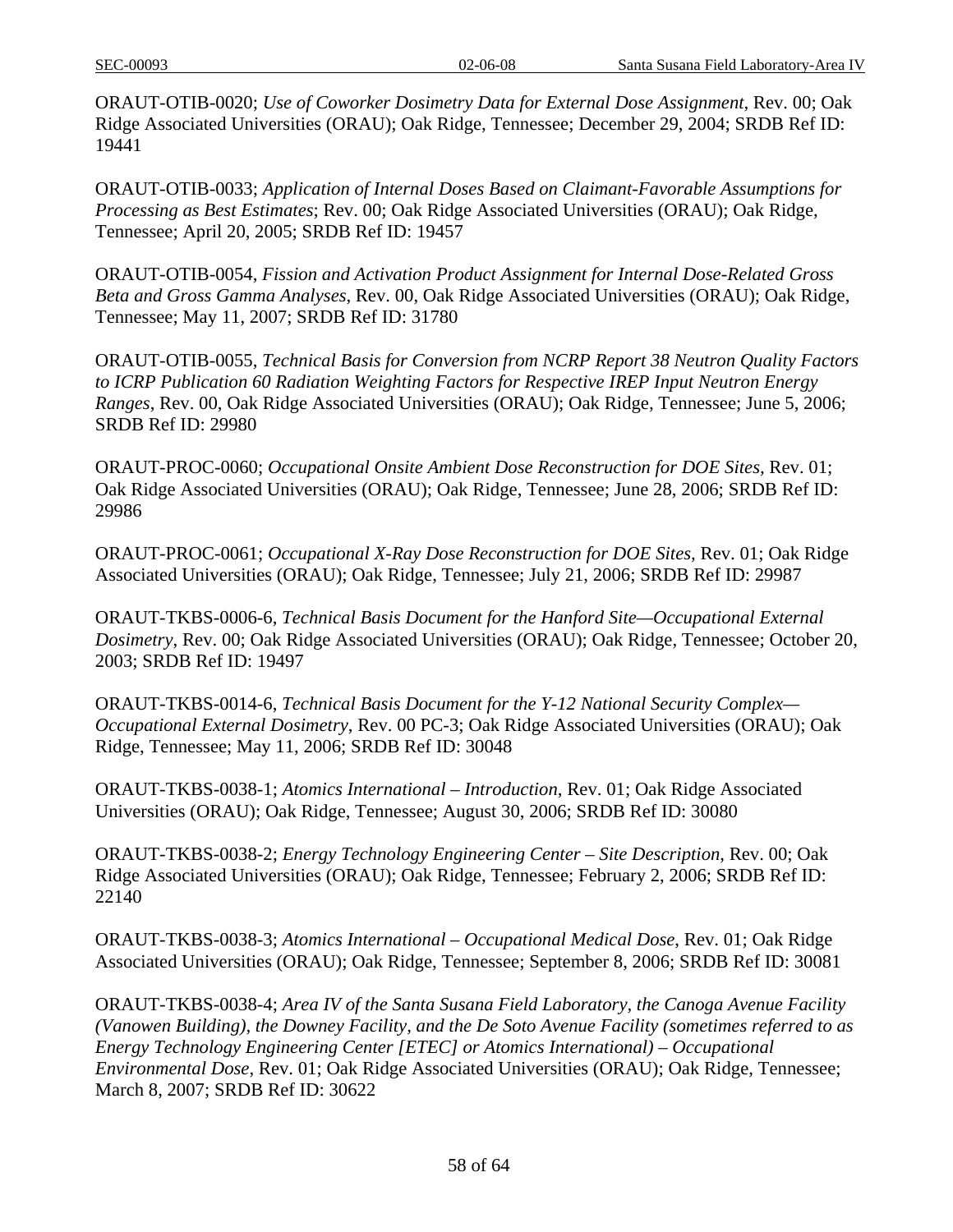ORAUT-OTIB-0020; *Use of Coworker Dosimetry Data for External Dose Assignment*, Rev. 00; Oak Ridge Associated Universities (ORAU); Oak Ridge, Tennessee; December 29, 2004; SRDB Ref ID: 19441

ORAUT-OTIB-0033; *Application of Internal Doses Based on Claimant-Favorable Assumptions for Processing as Best Estimates*; Rev. 00; Oak Ridge Associated Universities (ORAU); Oak Ridge, Tennessee; April 20, 2005; SRDB Ref ID: 19457

ORAUT-OTIB-0054, *Fission and Activation Product Assignment for Internal Dose-Related Gross Beta and Gross Gamma Analyses*, Rev. 00, Oak Ridge Associated Universities (ORAU); Oak Ridge, Tennessee; May 11, 2007; SRDB Ref ID: 31780

ORAUT-OTIB-0055, *Technical Basis for Conversion from NCRP Report 38 Neutron Quality Factors to ICRP Publication 60 Radiation Weighting Factors for Respective IREP Input Neutron Energy Ranges*, Rev. 00, Oak Ridge Associated Universities (ORAU); Oak Ridge, Tennessee; June 5, 2006; SRDB Ref ID: 29980

ORAUT-PROC-0060; *Occupational Onsite Ambient Dose Reconstruction for DOE Sites,* Rev. 01; Oak Ridge Associated Universities (ORAU); Oak Ridge, Tennessee; June 28, 2006; SRDB Ref ID: 29986

ORAUT-PROC-0061; *Occupational X-Ray Dose Reconstruction for DOE Sites,* Rev. 01; Oak Ridge Associated Universities (ORAU); Oak Ridge, Tennessee; July 21, 2006; SRDB Ref ID: 29987

ORAUT-TKBS-0006-6, *Technical Basis Document for the Hanford Site—Occupational External Dosimetry*, Rev. 00; Oak Ridge Associated Universities (ORAU); Oak Ridge, Tennessee; October 20, 2003; SRDB Ref ID: 19497

ORAUT-TKBS-0014-6, *Technical Basis Document for the Y-12 National Security Complex—Occupational External Dosimetry*, Rev. 00 PC-3; Oak Ridge Associated Universities (ORAU); Oak Ridge, Tennessee; May 11, 2006; SRDB Ref ID: 30048

ORAUT-TKBS-0038-1; *Atomics International – Introduction*, Rev. 01; Oak Ridge Associated Universities (ORAU); Oak Ridge, Tennessee; August 30, 2006; SRDB Ref ID: 30080

ORAUT-TKBS-0038-2; *Energy Technology Engineering Center – Site Description*, Rev. 00; Oak Ridge Associated Universities (ORAU); Oak Ridge, Tennessee; February 2, 2006; SRDB Ref ID: 22140

ORAUT-TKBS-0038-3; *Atomics International – Occupational Medical Dose*, Rev. 01; Oak Ridge Associated Universities (ORAU); Oak Ridge, Tennessee; September 8, 2006; SRDB Ref ID: 30081

ORAUT-TKBS-0038-4; *Area IV of the Santa Susana Field Laboratory, the Canoga Avenue Facility (Vanowen Building), the Downey Facility, and the De Soto Avenue Facility (sometimes referred to as Energy Technology Engineering Center [ETEC] or Atomics International) – Occupational Environmental Dose*, Rev. 01; Oak Ridge Associated Universities (ORAU); Oak Ridge, Tennessee; March 8, 2007; SRDB Ref ID: 30622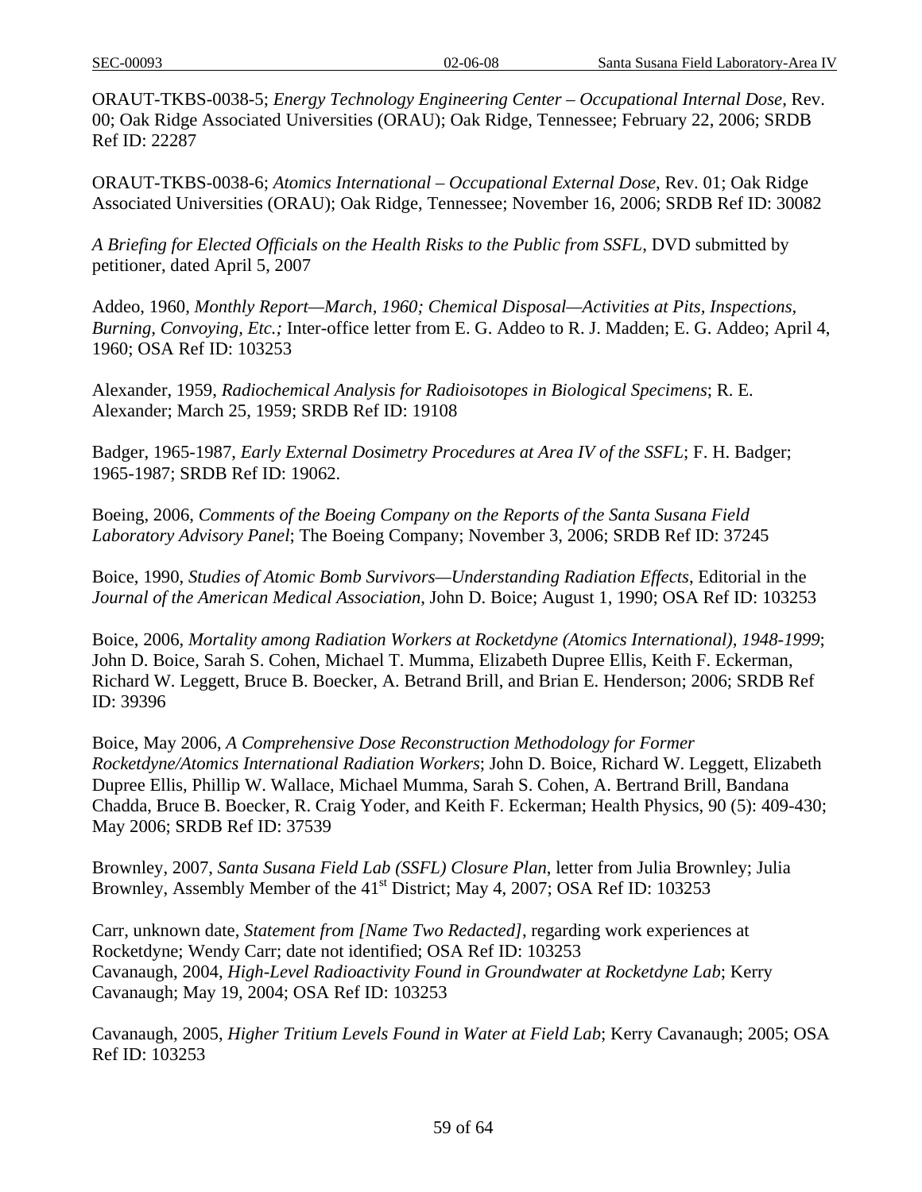ORAUT-TKBS-0038-5; *Energy Technology Engineering Center – Occupational Internal Dose*, Rev. 00; Oak Ridge Associated Universities (ORAU); Oak Ridge, Tennessee; February 22, 2006; SRDB Ref ID: 22287

ORAUT-TKBS-0038-6; *Atomics International – Occupational External Dose*, Rev. 01; Oak Ridge Associated Universities (ORAU); Oak Ridge, Tennessee; November 16, 2006; SRDB Ref ID: 30082

*A Briefing for Elected Officials on the Health Risks to the Public from SSFL*, DVD submitted by petitioner, dated April 5, 2007

Addeo, 1960, *Monthly Report—March, 1960; Chemical Disposal—Activities at Pits, Inspections, Burning, Convoying, Etc.;* Inter-office letter from E. G. Addeo to R. J. Madden; E. G. Addeo; April 4, 1960; OSA Ref ID: 103253

Alexander, 1959, *Radiochemical Analysis for Radioisotopes in Biological Specimens*; R. E. Alexander; March 25, 1959; SRDB Ref ID: 19108

Badger, 1965-1987, *Early External Dosimetry Procedures at Area IV of the SSFL*; F. H. Badger; 1965-1987; SRDB Ref ID: 19062.

Boeing, 2006, *Comments of the Boeing Company on the Reports of the Santa Susana Field Laboratory Advisory Panel*; The Boeing Company; November 3, 2006; SRDB Ref ID: 37245

Boice, 1990, *Studies of Atomic Bomb Survivors—Understanding Radiation Effects*, Editorial in the *Journal of the American Medical Association*, John D. Boice; August 1, 1990; OSA Ref ID: 103253

Boice, 2006, *Mortality among Radiation Workers at Rocketdyne (Atomics International), 1948-1999*; John D. Boice, Sarah S. Cohen, Michael T. Mumma, Elizabeth Dupree Ellis, Keith F. Eckerman, Richard W. Leggett, Bruce B. Boecker, A. Betrand Brill, and Brian E. Henderson; 2006; SRDB Ref ID: 39396

Boice, May 2006, *A Comprehensive Dose Reconstruction Methodology for Former Rocketdyne/Atomics International Radiation Workers*; John D. Boice, Richard W. Leggett, Elizabeth Dupree Ellis, Phillip W. Wallace, Michael Mumma, Sarah S. Cohen, A. Bertrand Brill, Bandana Chadda, Bruce B. Boecker, R. Craig Yoder, and Keith F. Eckerman; Health Physics, 90 (5): 409-430; May 2006; SRDB Ref ID: 37539

Brownley, 2007, *Santa Susana Field Lab (SSFL) Closure Plan*, letter from Julia Brownley; Julia Brownley, Assembly Member of the 41st District; May 4, 2007; OSA Ref ID: 103253

Carr, unknown date, *Statement from [Name Two Redacted]*, regarding work experiences at Rocketdyne; Wendy Carr; date not identified; OSA Ref ID: 103253

Cavanaugh, 2004, *High-Level Radioactivity Found in Groundwater at Rocketdyne Lab*; Kerry Cavanaugh; May 19, 2004; OSA Ref ID: 103253

Cavanaugh, 2005, *Higher Tritium Levels Found in Water at Field Lab*; Kerry Cavanaugh; 2005; OSA Ref ID: 103253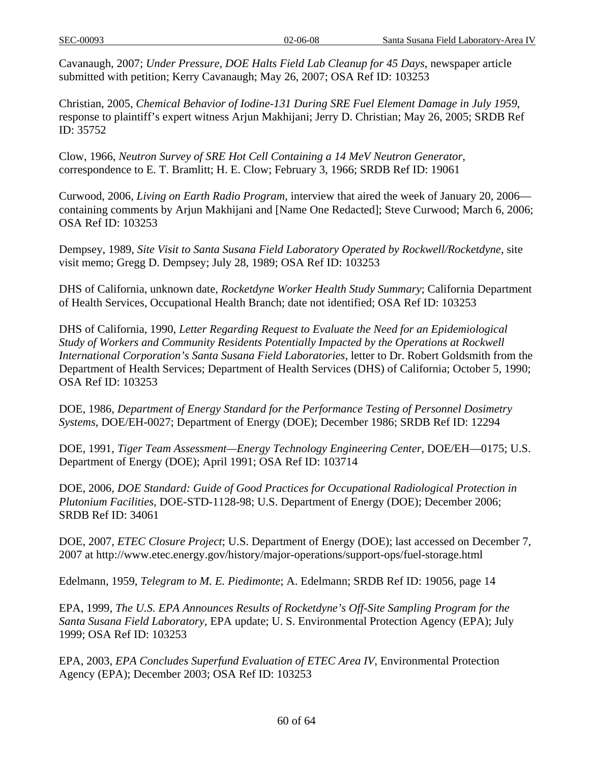Cavanaugh, 2007; *Under Pressure, DOE Halts Field Lab Cleanup for 45 Days*, newspaper article submitted with petition; Kerry Cavanaugh; May 26, 2007; OSA Ref ID: 103253

Christian, 2005, *Chemical Behavior of Iodine-131 During SRE Fuel Element Damage in July 1959*, response to plaintiff's expert witness Arjun Makhijani; Jerry D. Christian; May 26, 2005; SRDB Ref ID: 35752

Clow, 1966, *Neutron Survey of SRE Hot Cell Containing a 14 MeV Neutron Generator*, correspondence to E. T. Bramlitt; H. E. Clow; February 3, 1966; SRDB Ref ID: 19061

Curwood, 2006, *Living on Earth Radio Program*, interview that aired the week of January 20, 2006—containing comments by Arjun Makhijani and [Name One Redacted]; Steve Curwood; March 6, 2006; OSA Ref ID: 103253

Dempsey, 1989, *Site Visit to Santa Susana Field Laboratory Operated by Rockwell/Rocketdyne*, site visit memo; Gregg D. Dempsey; July 28, 1989; OSA Ref ID: 103253

DHS of California, unknown date, *Rocketdyne Worker Health Study Summary*; California Department of Health Services, Occupational Health Branch; date not identified; OSA Ref ID: 103253

DHS of California, 1990, *Letter Regarding Request to Evaluate the Need for an Epidemiological Study of Workers and Community Residents Potentially Impacted by the Operations at Rockwell International Corporation's Santa Susana Field Laboratories*, letter to Dr. Robert Goldsmith from the Department of Health Services; Department of Health Services (DHS) of California; October 5, 1990; OSA Ref ID: 103253

DOE, 1986, *Department of Energy Standard for the Performance Testing of Personnel Dosimetry Systems*, DOE/EH-0027; Department of Energy (DOE); December 1986; SRDB Ref ID: 12294

DOE, 1991, *Tiger Team Assessment—Energy Technology Engineering Center*, DOE/EH—0175; U.S. Department of Energy (DOE); April 1991; OSA Ref ID: 103714

DOE, 2006, *DOE Standard: Guide of Good Practices for Occupational Radiological Protection in Plutonium Facilities*, DOE-STD-1128-98; U.S. Department of Energy (DOE); December 2006; SRDB Ref ID: 34061

DOE, 2007, *ETEC Closure Project*; U.S. Department of Energy (DOE); last accessed on December 7, 2007 at http://www.etec.energy.gov/history/major-operations/support-ops/fuel-storage.html

Edelmann, 1959, *Telegram to M. E. Piedimonte*; A. Edelmann; SRDB Ref ID: 19056, page 14

EPA, 1999, *The U.S. EPA Announces Results of Rocketdyne's Off-Site Sampling Program for the Santa Susana Field Laboratory*, EPA update; U. S. Environmental Protection Agency (EPA); July 1999; OSA Ref ID: 103253

EPA, 2003, *EPA Concludes Superfund Evaluation of ETEC Area IV*, Environmental Protection Agency (EPA); December 2003; OSA Ref ID: 103253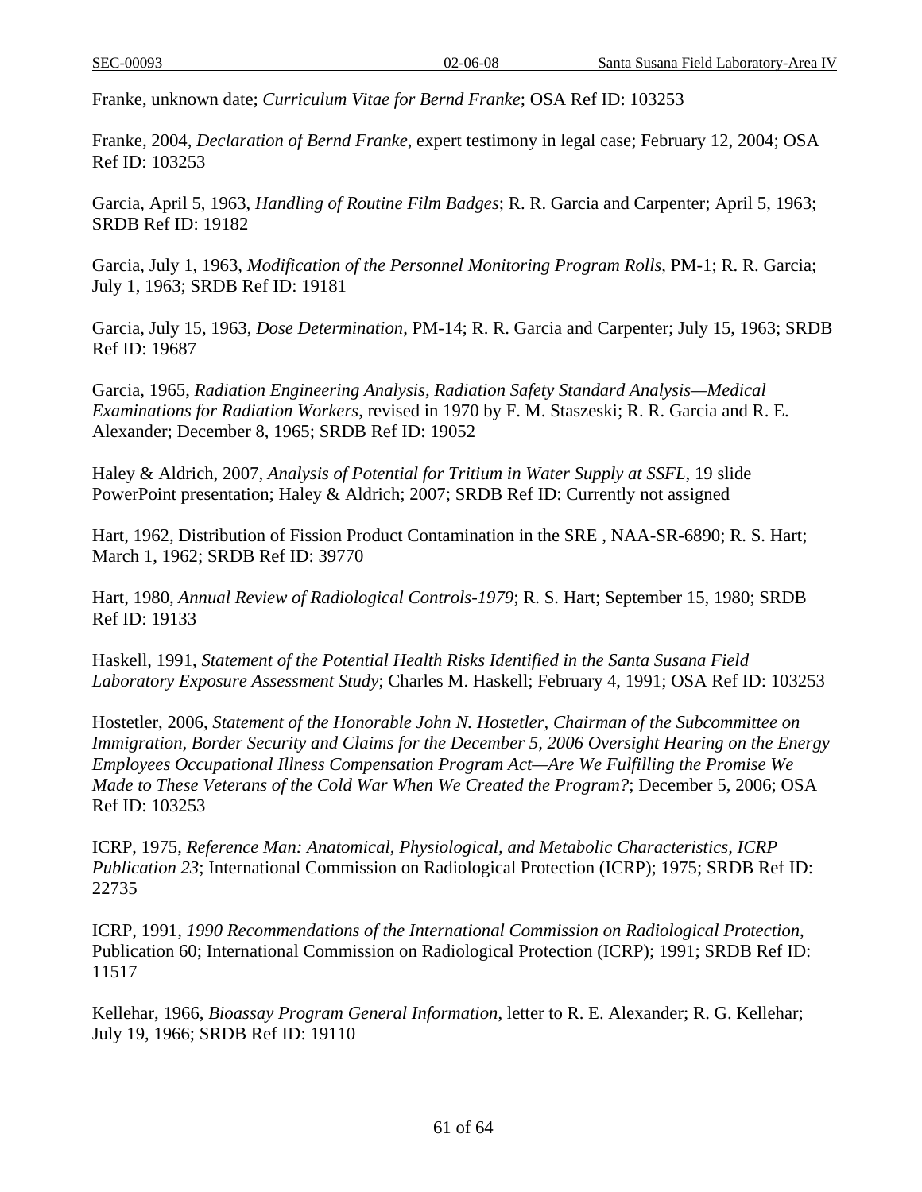Franke, unknown date; *Curriculum Vitae for Bernd Franke*; OSA Ref ID: 103253

Franke, 2004, *Declaration of Bernd Franke*, expert testimony in legal case; February 12, 2004; OSA Ref ID: 103253

Garcia, April 5, 1963, *Handling of Routine Film Badges*; R. R. Garcia and Carpenter; April 5, 1963; SRDB Ref ID: 19182

Garcia, July 1, 1963, *Modification of the Personnel Monitoring Program Rolls*, PM-1; R. R. Garcia; July 1, 1963; SRDB Ref ID: 19181

Garcia, July 15, 1963, *Dose Determination*, PM-14; R. R. Garcia and Carpenter; July 15, 1963; SRDB Ref ID: 19687

Garcia, 1965, *Radiation Engineering Analysis, Radiation Safety Standard Analysis—Medical Examinations for Radiation Workers*, revised in 1970 by F. M. Staszeski; R. R. Garcia and R. E. Alexander; December 8, 1965; SRDB Ref ID: 19052

Haley & Aldrich, 2007, *Analysis of Potential for Tritium in Water Supply at SSFL*, 19 slide PowerPoint presentation; Haley & Aldrich; 2007; SRDB Ref ID: Currently not assigned

Hart, 1962, Distribution of Fission Product Contamination in the SRE , NAA-SR-6890; R. S. Hart; March 1, 1962; SRDB Ref ID: 39770

Hart, 1980, *Annual Review of Radiological Controls-1979*; R. S. Hart; September 15, 1980; SRDB Ref ID: 19133

Haskell, 1991, *Statement of the Potential Health Risks Identified in the Santa Susana Field Laboratory Exposure Assessment Study*; Charles M. Haskell; February 4, 1991; OSA Ref ID: 103253

Hostetler, 2006, *Statement of the Honorable John N. Hostetler, Chairman of the Subcommittee on Immigration, Border Security and Claims for the December 5, 2006 Oversight Hearing on the Energy Employees Occupational Illness Compensation Program Act—Are We Fulfilling the Promise We Made to These Veterans of the Cold War When We Created the Program?*; December 5, 2006; OSA Ref ID: 103253

ICRP, 1975, *Reference Man: Anatomical, Physiological, and Metabolic Characteristics, ICRP Publication 23*; International Commission on Radiological Protection (ICRP); 1975; SRDB Ref ID: 22735

ICRP, 1991, *1990 Recommendations of the International Commission on Radiological Protection*, Publication 60; International Commission on Radiological Protection (ICRP); 1991; SRDB Ref ID: 11517

Kellehar, 1966, *Bioassay Program General Information*, letter to R. E. Alexander; R. G. Kellehar; July 19, 1966; SRDB Ref ID: 19110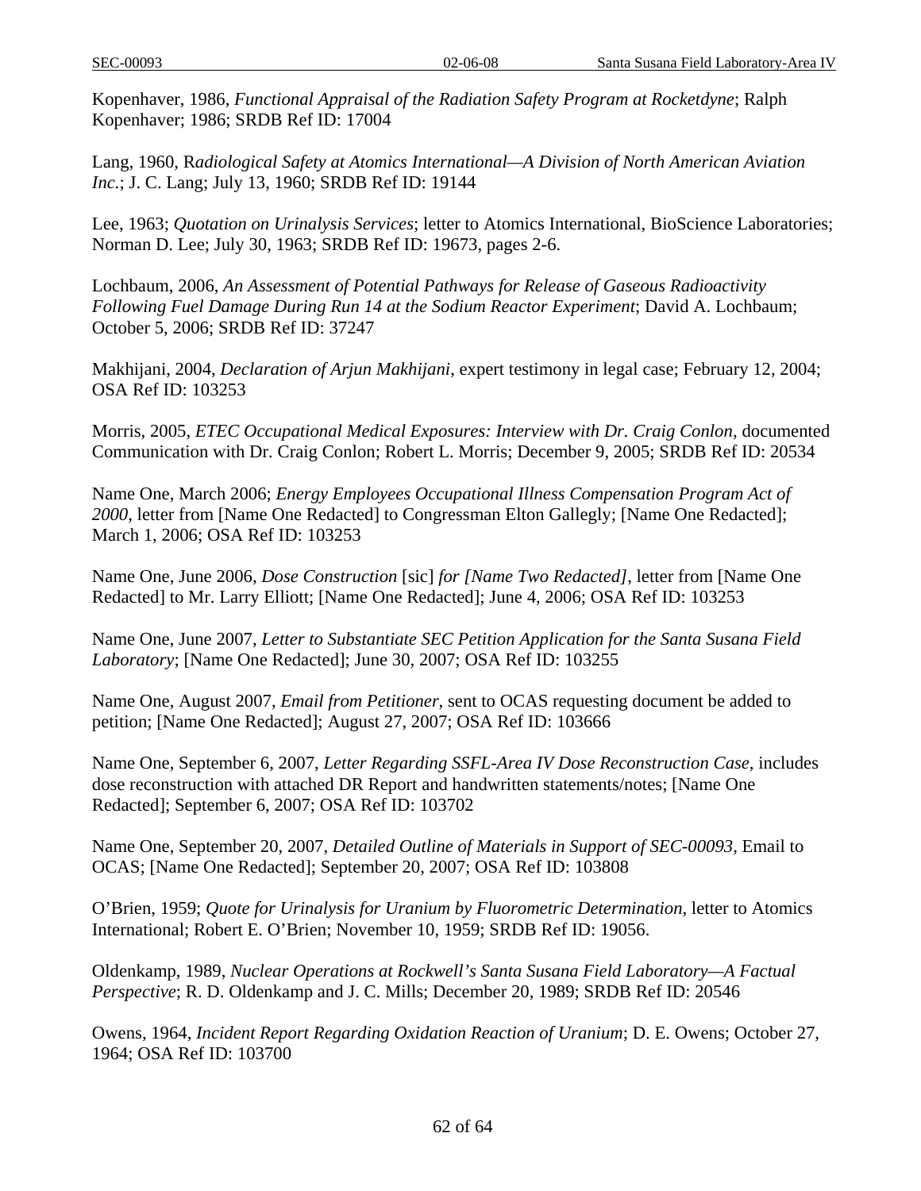Kopenhaver, 1986, *Functional Appraisal of the Radiation Safety Program at Rocketdyne*; Ralph Kopenhaver; 1986; SRDB Ref ID: 17004

Lang, 1960, R*adiological Safety at Atomics International—A Division of North American Aviation Inc.*; J. C. Lang; July 13, 1960; SRDB Ref ID: 19144

Lee, 1963; *Quotation on Urinalysis Services*; letter to Atomics International, BioScience Laboratories; Norman D. Lee; July 30, 1963; SRDB Ref ID: 19673, pages 2-6.

Lochbaum, 2006, *An Assessment of Potential Pathways for Release of Gaseous Radioactivity Following Fuel Damage During Run 14 at the Sodium Reactor Experiment*; David A. Lochbaum; October 5, 2006; SRDB Ref ID: 37247

Makhijani, 2004, *Declaration of Arjun Makhijani*, expert testimony in legal case; February 12, 2004; OSA Ref ID: 103253

Morris, 2005, *ETEC Occupational Medical Exposures: Interview with Dr. Craig Conlon*, documented Communication with Dr. Craig Conlon; Robert L. Morris; December 9, 2005; SRDB Ref ID: 20534

Name One, March 2006; *Energy Employees Occupational Illness Compensation Program Act of 2000*, letter from [Name One Redacted] to Congressman Elton Gallegly; [Name One Redacted]; March 1, 2006; OSA Ref ID: 103253

Name One, June 2006, *Dose Construction* [sic] *for [Name Two Redacted]*, letter from [Name One Redacted] to Mr. Larry Elliott; [Name One Redacted]; June 4, 2006; OSA Ref ID: 103253

Name One, June 2007, *Letter to Substantiate SEC Petition Application for the Santa Susana Field Laboratory*; [Name One Redacted]; June 30, 2007; OSA Ref ID: 103255

Name One, August 2007, *Email from Petitioner*, sent to OCAS requesting document be added to petition; [Name One Redacted]; August 27, 2007; OSA Ref ID: 103666

Name One, September 6, 2007, *Letter Regarding SSFL-Area IV Dose Reconstruction Case*, includes dose reconstruction with attached DR Report and handwritten statements/notes; [Name One Redacted]; September 6, 2007; OSA Ref ID: 103702

Name One, September 20, 2007, *Detailed Outline of Materials in Support of SEC-00093*, Email to OCAS; [Name One Redacted]; September 20, 2007; OSA Ref ID: 103808

O'Brien, 1959; *Quote for Urinalysis for Uranium by Fluorometric Determination*, letter to Atomics International; Robert E. O'Brien; November 10, 1959; SRDB Ref ID: 19056.

Oldenkamp, 1989, *Nuclear Operations at Rockwell's Santa Susana Field Laboratory—A Factual Perspective*; R. D. Oldenkamp and J. C. Mills; December 20, 1989; SRDB Ref ID: 20546

Owens, 1964, *Incident Report Regarding Oxidation Reaction of Uranium*; D. E. Owens; October 27, 1964; OSA Ref ID: 103700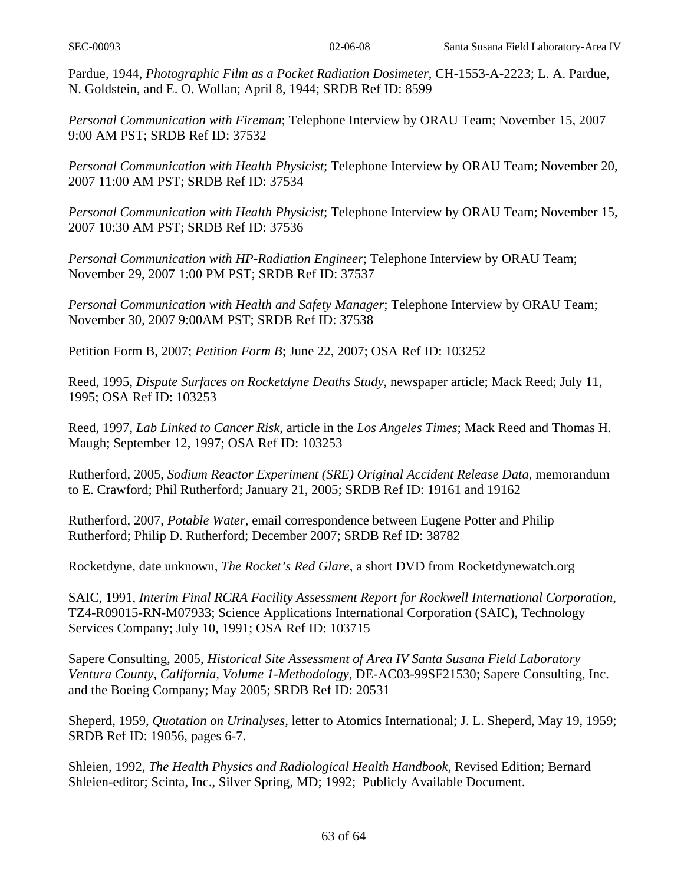Pardue, 1944, *Photographic Film as a Pocket Radiation Dosimeter*, CH-1553-A-2223; L. A. Pardue, N. Goldstein, and E. O. Wollan; April 8, 1944; SRDB Ref ID: 8599

*Personal Communication with Fireman*; Telephone Interview by ORAU Team; November 15, 2007 9:00 AM PST; SRDB Ref ID: 37532

*Personal Communication with Health Physicist*; Telephone Interview by ORAU Team; November 20, 2007 11:00 AM PST; SRDB Ref ID: 37534

*Personal Communication with Health Physicist*; Telephone Interview by ORAU Team; November 15, 2007 10:30 AM PST; SRDB Ref ID: 37536

*Personal Communication with HP-Radiation Engineer*; Telephone Interview by ORAU Team; November 29, 2007 1:00 PM PST; SRDB Ref ID: 37537

*Personal Communication with Health and Safety Manager*; Telephone Interview by ORAU Team; November 30, 2007 9:00AM PST; SRDB Ref ID: 37538

Petition Form B, 2007; *Petition Form B*; June 22, 2007; OSA Ref ID: 103252

Reed, 1995, *Dispute Surfaces on Rocketdyne Deaths Study*, newspaper article; Mack Reed; July 11, 1995; OSA Ref ID: 103253

Reed, 1997, *Lab Linked to Cancer Risk*, article in the *Los Angeles Times*; Mack Reed and Thomas H. Maugh; September 12, 1997; OSA Ref ID: 103253

Rutherford, 2005, *Sodium Reactor Experiment (SRE) Original Accident Release Data*, memorandum to E. Crawford; Phil Rutherford; January 21, 2005; SRDB Ref ID: 19161 and 19162

Rutherford, 2007, *Potable Water*, email correspondence between Eugene Potter and Philip Rutherford; Philip D. Rutherford; December 2007; SRDB Ref ID: 38782

Rocketdyne, date unknown, *The Rocket's Red Glare*, a short DVD from Rocketdynewatch.org

SAIC, 1991, *Interim Final RCRA Facility Assessment Report for Rockwell International Corporation*, TZ4-R09015-RN-M07933; Science Applications International Corporation (SAIC), Technology Services Company; July 10, 1991; OSA Ref ID: 103715

Sapere Consulting, 2005, *Historical Site Assessment of Area IV Santa Susana Field Laboratory Ventura County, California, Volume 1-Methodology*, DE-AC03-99SF21530; Sapere Consulting, Inc. and the Boeing Company; May 2005; SRDB Ref ID: 20531

Sheperd, 1959, *Quotation on Urinalyses*, letter to Atomics International; J. L. Sheperd, May 19, 1959; SRDB Ref ID: 19056, pages 6-7.

Shleien, 1992, *The Health Physics and Radiological Health Handbook*, Revised Edition; Bernard Shleien-editor; Scinta, Inc., Silver Spring, MD; 1992; Publicly Available Document.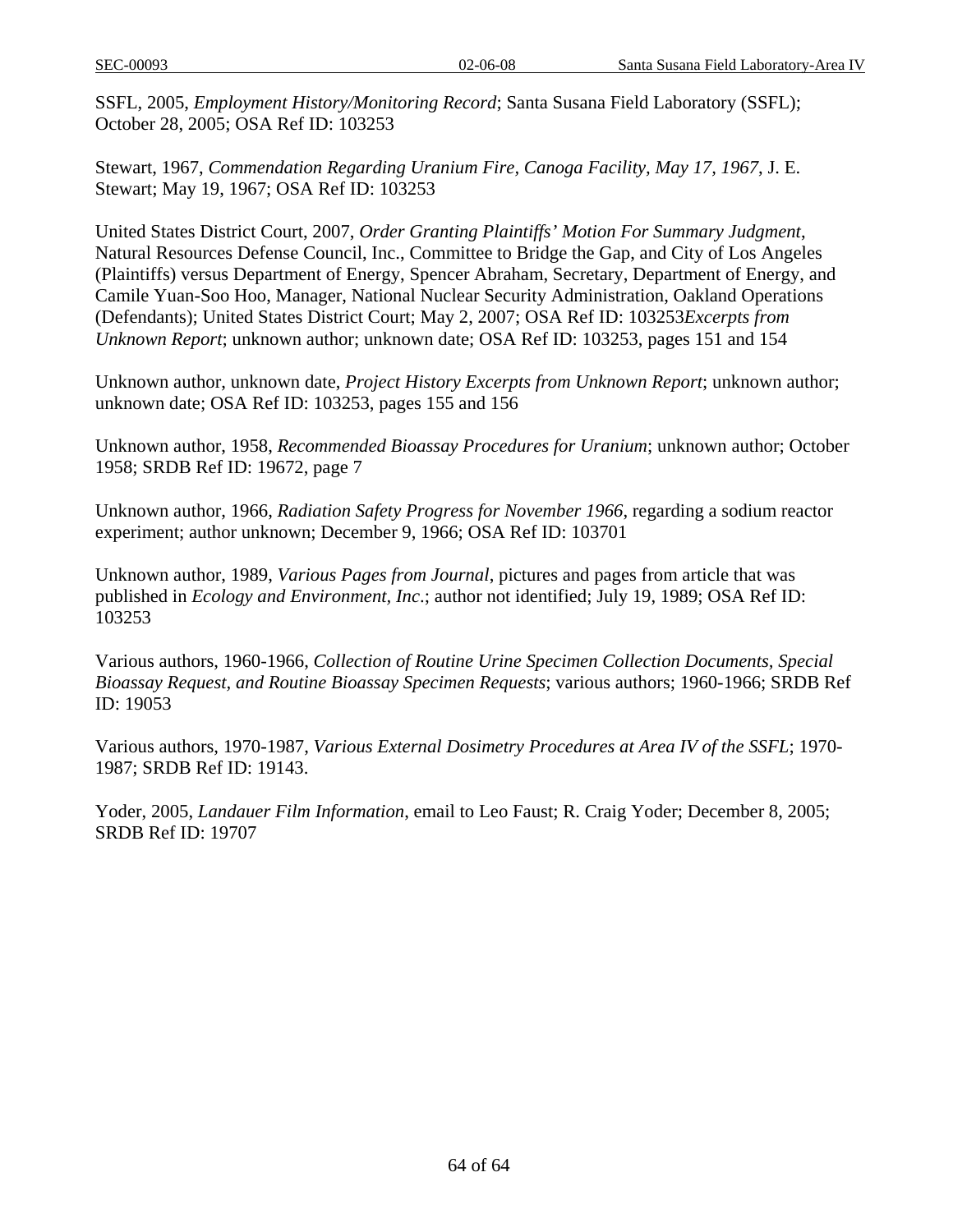SSFL, 2005, *Employment History/Monitoring Record*; Santa Susana Field Laboratory (SSFL); October 28, 2005; OSA Ref ID: 103253

Stewart, 1967, *Commendation Regarding Uranium Fire, Canoga Facility, May 17, 1967*, J. E. Stewart; May 19, 1967; OSA Ref ID: 103253

United States District Court, 2007, *Order Granting Plaintiffs' Motion For Summary Judgment*, Natural Resources Defense Council, Inc., Committee to Bridge the Gap, and City of Los Angeles (Plaintiffs) versus Department of Energy, Spencer Abraham, Secretary, Department of Energy, and Camile Yuan-Soo Hoo, Manager, National Nuclear Security Administration, Oakland Operations (Defendants); United States District Court; May 2, 2007; OSA Ref ID: 103253*Excerpts from Unknown Report*; unknown author; unknown date; OSA Ref ID: 103253, pages 151 and 154

Unknown author, unknown date, *Project History Excerpts from Unknown Report*; unknown author; unknown date; OSA Ref ID: 103253, pages 155 and 156

Unknown author, 1958, *Recommended Bioassay Procedures for Uranium*; unknown author; October 1958; SRDB Ref ID: 19672, page 7

Unknown author, 1966, *Radiation Safety Progress for November 1966*, regarding a sodium reactor experiment; author unknown; December 9, 1966; OSA Ref ID: 103701

Unknown author, 1989, *Various Pages from Journal*, pictures and pages from article that was published in *Ecology and Environment, Inc*.; author not identified; July 19, 1989; OSA Ref ID: 103253

Various authors, 1960-1966, *Collection of Routine Urine Specimen Collection Documents, Special Bioassay Request, and Routine Bioassay Specimen Requests*; various authors; 1960-1966; SRDB Ref ID: 19053

Various authors, 1970-1987, *Various External Dosimetry Procedures at Area IV of the SSFL*; 1970-1987; SRDB Ref ID: 19143.

Yoder, 2005, *Landauer Film Information*, email to Leo Faust; R. Craig Yoder; December 8, 2005; SRDB Ref ID: 19707